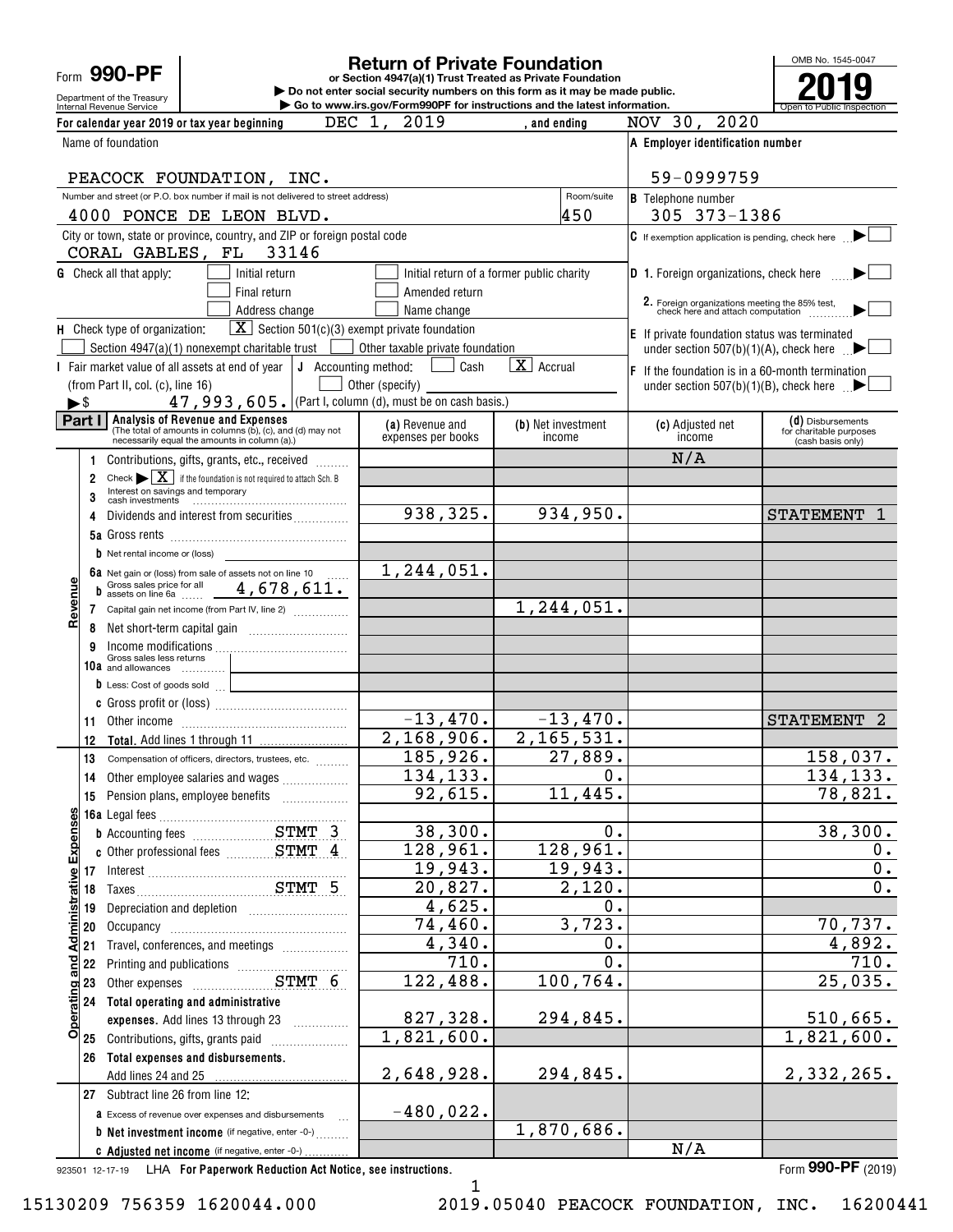Form **990-PF**

Department of the Treasury
Internal Revenue Service

# Return of Private Foundation

**or Section 4947(a)(1) Trust Treated as Private Foundation**

▶ Do not enter social security numbers on this form as it may be made public.
▶ Go to www.irs.gov/Form990PF for instructions and the latest information.

OMB No. 1545-0047

**2019**

Open to Public Inspection

For calendar year 2019 or tax year beginning DEC 1, 2019 , and ending NOV 30, 2020

Name of foundation: PEACOCK FOUNDATION, INC.

A Employer identification number: 59-0999759

Number and street (or P.O. box number if mail is not delivered to street address): 4000 PONCE DE LEON BLVD. Room/suite: 450

B Telephone number: 305 373-1386

City or town, state or province, country, and ZIP or foreign postal code: CORAL GABLES, FL 33146

C If exemption application is pending, check here ☐

G Check all that apply: ☐ Initial return ☐ Initial return of a former public charity ☐ Final return ☐ Amended return ☐ Address change ☐ Name change

D 1. Foreign organizations, check here ☐
2. Foreign organizations meeting the 85% test, check here and attach computation ☐

H Check type of organization: [X] Section 501(c)(3) exempt private foundation ☐ Section 4947(a)(1) nonexempt charitable trust ☐ Other taxable private foundation

E If private foundation status was terminated under section 507(b)(1)(A), check here ☐

I Fair market value of all assets at end of year (from Part II, col. (c), line 16) ▶$ 47,993,605.

J Accounting method: ☐ Cash [X] Accrual ☐ Other (specify) (Part I, column (d), must be on cash basis.)

F If the foundation is in a 60-month termination under section 507(b)(1)(B), check here ☐

**Part I Analysis of Revenue and Expenses** (The total of amounts in columns (b), (c), and (d) may not necessarily equal the amounts in column (a).)

| | Line | (a) Revenue and expenses per books | (b) Net investment income | (c) Adjusted net income | (d) Disbursements for charitable purposes (cash basis only) |
|---|---|---|---|---|---|
| Revenue | 1 Contributions, gifts, grants, etc., received | | | N/A | |
| | 2 Check ▶ [X] if the foundation is not required to attach Sch. B | | | | |
| | 3 Interest on savings and temporary cash investments | | | | |
| | 4 Dividends and interest from securities | 938,325. | 934,950. | | STATEMENT 1 |
| | 5a Gross rents | | | | |
| | b Net rental income or (loss) | | | | |
| | 6a Net gain or (loss) from sale of assets not on line 10 | 1,244,051. | | | |
| | b Gross sales price for all assets on line 6a 4,678,611. | | | | |
| | 7 Capital gain net income (from Part IV, line 2) | | 1,244,051. | | |
| | 8 Net short-term capital gain | | | | |
| | 9 Income modifications | | | | |
| | 10a Gross sales less returns and allowances | | | | |
| | b Less: Cost of goods sold | | | | |
| | c Gross profit or (loss) | | | | |
| | 11 Other income | -13,470. | -13,470. | | STATEMENT 2 |
| | 12 **Total.** Add lines 1 through 11 | 2,168,906. | 2,165,531. | | |
| Operating and Administrative Expenses | 13 Compensation of officers, directors, trustees, etc. | 185,926. | 27,889. | | 158,037. |
| | 14 Other employee salaries and wages | 134,133. | 0. | | 134,133. |
| | 15 Pension plans, employee benefits | 92,615. | 11,445. | | 78,821. |
| | 16a Legal fees | | | | |
| | b Accounting fees STMT 3 | 38,300. | 0. | | 38,300. |
| | c Other professional fees STMT 4 | 128,961. | 128,961. | | 0. |
| | 17 Interest | 19,943. | 19,943. | | 0. |
| | 18 Taxes STMT 5 | 20,827. | 2,120. | | 0. |
| | 19 Depreciation and depletion | 4,625. | 0. | | |
| | 20 Occupancy | 74,460. | 3,723. | | 70,737. |
| | 21 Travel, conferences, and meetings | 4,340. | 0. | | 4,892. |
| | 22 Printing and publications | 710. | 0. | | 710. |
| | 23 Other expenses STMT 6 | 122,488. | 100,764. | | 25,035. |
| | 24 **Total operating and administrative expenses.** Add lines 13 through 23 | 827,328. | 294,845. | | 510,665. |
| | 25 Contributions, gifts, grants paid | 1,821,600. | | | 1,821,600. |
| | 26 **Total expenses and disbursements.** Add lines 24 and 25 | 2,648,928. | 294,845. | | 2,332,265. |
| | 27 Subtract line 26 from line 12: | | | | |
| | a Excess of revenue over expenses and disbursements | -480,022. | | | |
| | b **Net investment income** (if negative, enter -0-) | | 1,870,686. | | |
| | c **Adjusted net income** (if negative, enter -0-) | | | N/A | |

923501 12-17-19 LHA **For Paperwork Reduction Act Notice, see instructions.** Form **990-PF** (2019)

15130209 756359 1620044.000 2019.05040 PEACOCK FOUNDATION, INC. 16200441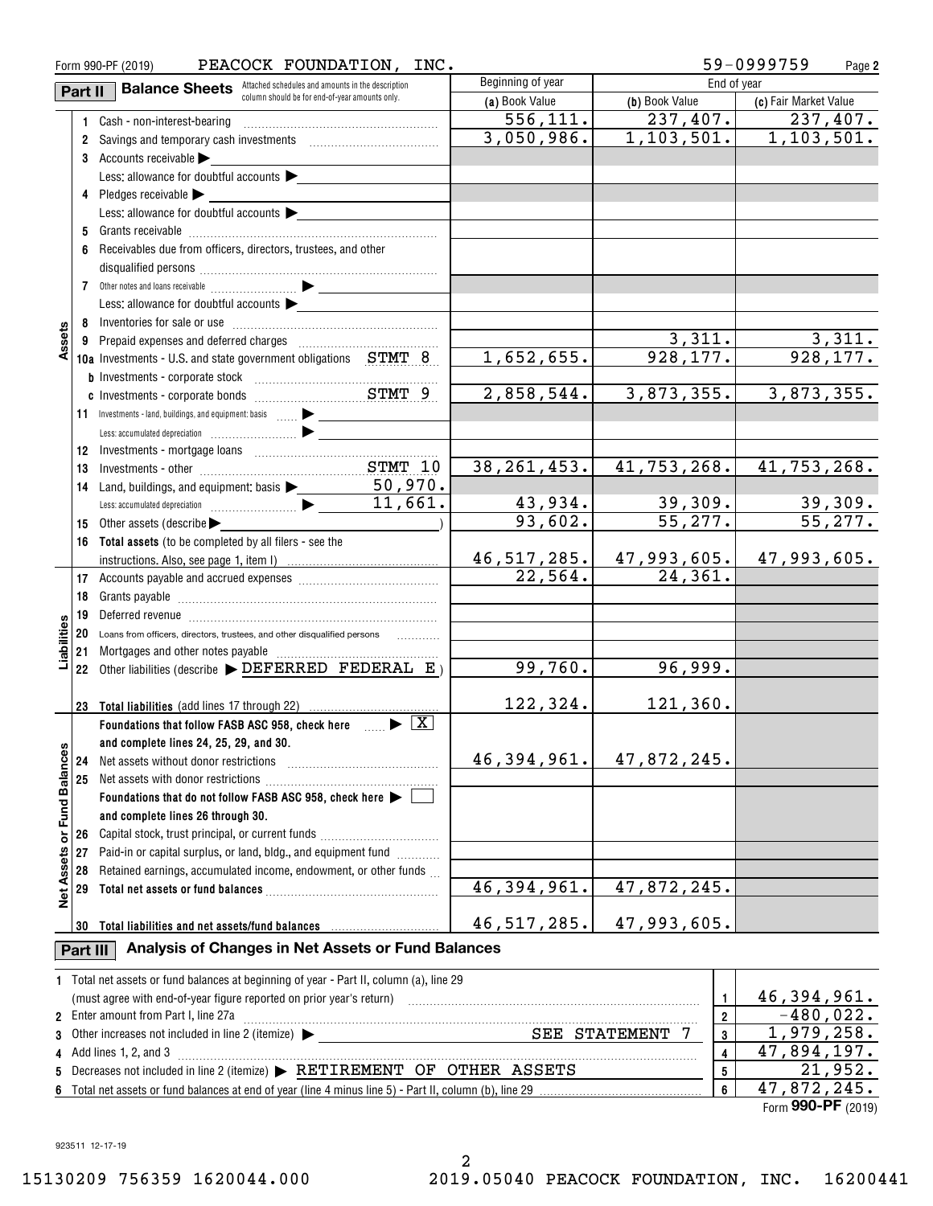Form 990-PF (2019) PEACOCK FOUNDATION, INC. 59-0999759 Page 2

## Part II Balance Sheets

Attached schedules and amounts in the description column should be for end-of-year amounts only.

| | | Beginning of year | End of year | |
|---|---|---|---|---|
| | | (a) Book Value | (b) Book Value | (c) Fair Market Value |
| **Assets** | | | | |
| 1 | Cash - non-interest-bearing | 556,111. | 237,407. | 237,407. |
| 2 | Savings and temporary cash investments | 3,050,986. | 1,103,501. | 1,103,501. |
| 3 | Accounts receivable ▶ Less: allowance for doubtful accounts ▶ | | | |
| 4 | Pledges receivable ▶ Less: allowance for doubtful accounts ▶ | | | |
| 5 | Grants receivable | | | |
| 6 | Receivables due from officers, directors, trustees, and other disqualified persons | | | |
| 7 | Other notes and loans receivable ▶ Less: allowance for doubtful accounts ▶ | | | |
| 8 | Inventories for sale or use | | | |
| 9 | Prepaid expenses and deferred charges | | 3,311. | 3,311. |
| 10a | Investments - U.S. and state government obligations STMT 8 | 1,652,655. | 928,177. | 928,177. |
| b | Investments - corporate stock | | | |
| c | Investments - corporate bonds STMT 9 | 2,858,544. | 3,873,355. | 3,873,355. |
| 11 | Investments - land, buildings, and equipment: basis ▶ Less: accumulated depreciation ▶ | | | |
| 12 | Investments - mortgage loans | | | |
| 13 | Investments - other STMT 10 | 38,261,453. | 41,753,268. | 41,753,268. |
| 14 | Land, buildings, and equipment: basis ▶ 50,970. Less: accumulated depreciation ▶ 11,661. | 43,934. | 39,309. | 39,309. |
| 15 | Other assets (describe ▶ ) | 93,602. | 55,277. | 55,277. |
| 16 | **Total assets** (to be completed by all filers - see the instructions. Also, see page 1, item I) | 46,517,285. | 47,993,605. | 47,993,605. |
| **Liabilities** | | | | |
| 17 | Accounts payable and accrued expenses | 22,564. | 24,361. | |
| 18 | Grants payable | | | |
| 19 | Deferred revenue | | | |
| 20 | Loans from officers, directors, trustees, and other disqualified persons | | | |
| 21 | Mortgages and other notes payable | | | |
| 22 | Other liabilities (describe ▶ DEFERRED FEDERAL E) | 99,760. | 96,999. | |
| 23 | **Total liabilities** (add lines 17 through 22) | 122,324. | 121,360. | |
| **Net Assets or Fund Balances** | | | | |
| | **Foundations that follow FASB ASC 958, check here** ▶ [X] **and complete lines 24, 25, 29, and 30.** | | | |
| 24 | Net assets without donor restrictions | 46,394,961. | 47,872,245. | |
| 25 | Net assets with donor restrictions | | | |
| | **Foundations that do not follow FASB ASC 958, check here** ▶ [ ] **and complete lines 26 through 30.** | | | |
| 26 | Capital stock, trust principal, or current funds | | | |
| 27 | Paid-in or capital surplus, or land, bldg., and equipment fund | | | |
| 28 | Retained earnings, accumulated income, endowment, or other funds | | | |
| 29 | **Total net assets or fund balances** | 46,394,961. | 47,872,245. | |
| 30 | **Total liabilities and net assets/fund balances** | 46,517,285. | 47,993,605. | |

## Part III Analysis of Changes in Net Assets or Fund Balances

| | | | |
|---|---|---|---|
| 1 | Total net assets or fund balances at beginning of year - Part II, column (a), line 29 (must agree with end-of-year figure reported on prior year's return) | 1 | 46,394,961. |
| 2 | Enter amount from Part I, line 27a | 2 | -480,022. |
| 3 | Other increases not included in line 2 (itemize) ▶ SEE STATEMENT 7 | 3 | 1,979,258. |
| 4 | Add lines 1, 2, and 3 | 4 | 47,894,197. |
| 5 | Decreases not included in line 2 (itemize) ▶ RETIREMENT OF OTHER ASSETS | 5 | 21,952. |
| 6 | Total net assets or fund balances at end of year (line 4 minus line 5) - Part II, column (b), line 29 | 6 | 47,872,245. |

Form **990-PF** (2019)

923511 12-17-19

15130209 756359 1620044.000 2019.05040 PEACOCK FOUNDATION, INC. 16200441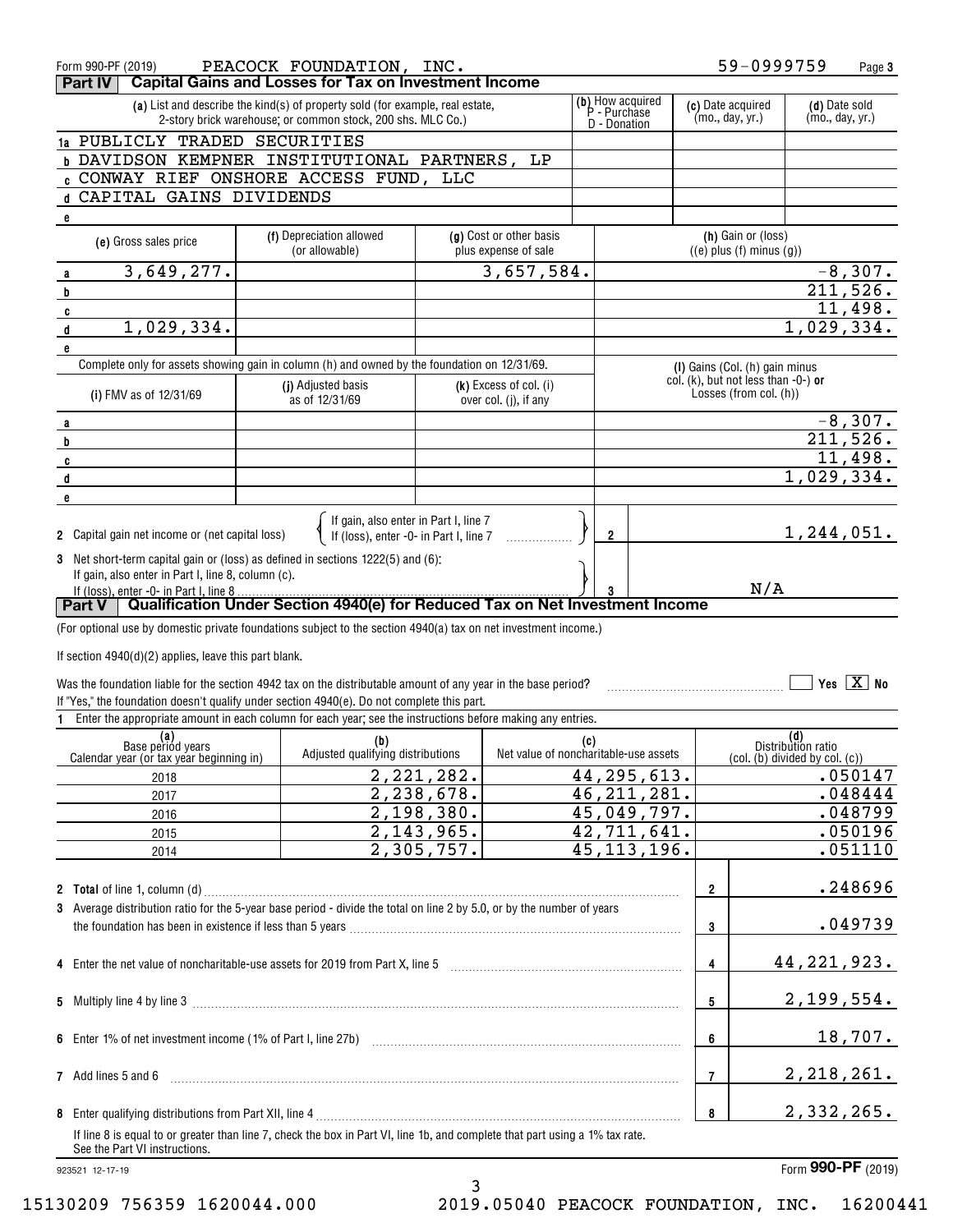Form 990-PF (2019) PEACOCK FOUNDATION, INC. 59-0999759

## Part IV Capital Gains and Losses for Tax on Investment Income

| | (a) List and describe the kind(s) of property sold (for example, real estate, 2-story brick warehouse; or common stock, 200 shs. MLC Co.) | (b) How acquired P - Purchase D - Donation | (c) Date acquired (mo., day, yr.) | (d) Date sold (mo., day, yr.) |
|---|---|---|---|---|
| 1a | PUBLICLY TRADED SECURITIES | | | |
| b | DAVIDSON KEMPNER INSTITUTIONAL PARTNERS, LP | | | |
| c | CONWAY RIEF ONSHORE ACCESS FUND, LLC | | | |
| d | CAPITAL GAINS DIVIDENDS | | | |
| e | | | | |

| | (e) Gross sales price | (f) Depreciation allowed (or allowable) | (g) Cost or other basis plus expense of sale | (h) Gain or (loss) ((e) plus (f) minus (g)) |
|---|---|---|---|---|
| a | 3,649,277. | | 3,657,584. | -8,307. |
| b | | | | 211,526. |
| c | | | | 11,498. |
| d | 1,029,334. | | | 1,029,334. |
| e | | | | |

Complete only for assets showing gain in column (h) and owned by the foundation on 12/31/69.

| | (i) FMV as of 12/31/69 | (j) Adjusted basis as of 12/31/69 | (k) Excess of col. (i) over col. (j), if any | (l) Gains (Col. (h) gain minus col. (k), but not less than -0-) or Losses (from col. (h)) |
|---|---|---|---|---|
| a | | | | -8,307. |
| b | | | | 211,526. |
| c | | | | 11,498. |
| d | | | | 1,029,334. |
| e | | | | |

2 Capital gain net income or (net capital loss) { If gain, also enter in Part I, line 7 / If (loss), enter -0- in Part I, line 7 } ..... 2 | 1,244,051.

3 Net short-term capital gain or (loss) as defined in sections 1222(5) and (6): If gain, also enter in Part I, line 8, column (c). If (loss), enter -0- in Part I, line 8 ..... 3 | N/A

## Part V Qualification Under Section 4940(e) for Reduced Tax on Net Investment Income

(For optional use by domestic private foundations subject to the section 4940(a) tax on net investment income.)

If section 4940(d)(2) applies, leave this part blank.

Was the foundation liable for the section 4942 tax on the distributable amount of any year in the base period? ☐ Yes ☒ No

If "Yes," the foundation doesn't qualify under section 4940(e). Do not complete this part.

1 Enter the appropriate amount in each column for each year; see the instructions before making any entries.

| (a) Base period years Calendar year (or tax year beginning in) | (b) Adjusted qualifying distributions | (c) Net value of noncharitable-use assets | (d) Distribution ratio (col. (b) divided by col. (c)) |
|---|---|---|---|
| 2018 | 2,221,282. | 44,295,613. | .050147 |
| 2017 | 2,238,678. | 46,211,281. | .048444 |
| 2016 | 2,198,380. | 45,049,797. | .048799 |
| 2015 | 2,143,965. | 42,711,641. | .050196 |
| 2014 | 2,305,757. | 45,113,196. | .051110 |

| | | | |
|---|---|---|---|
| 2 | **Total** of line 1, column (d) | 2 | .248696 |
| 3 | Average distribution ratio for the 5-year base period - divide the total on line 2 by 5.0, or by the number of years the foundation has been in existence if less than 5 years | 3 | .049739 |
| 4 | Enter the net value of noncharitable-use assets for 2019 from Part X, line 5 | 4 | 44,221,923. |
| 5 | Multiply line 4 by line 3 | 5 | 2,199,554. |
| 6 | Enter 1% of net investment income (1% of Part I, line 27b) | 6 | 18,707. |
| 7 | Add lines 5 and 6 | 7 | 2,218,261. |
| 8 | Enter qualifying distributions from Part XII, line 4 | 8 | 2,332,265. |

If line 8 is equal to or greater than line 7, check the box in Part VI, line 1b, and complete that part using a 1% tax rate. See the Part VI instructions.

923521 12-17-19 Form **990-PF** (2019)

15130209 756359 1620044.000 2019.05040 PEACOCK FOUNDATION, INC. 16200441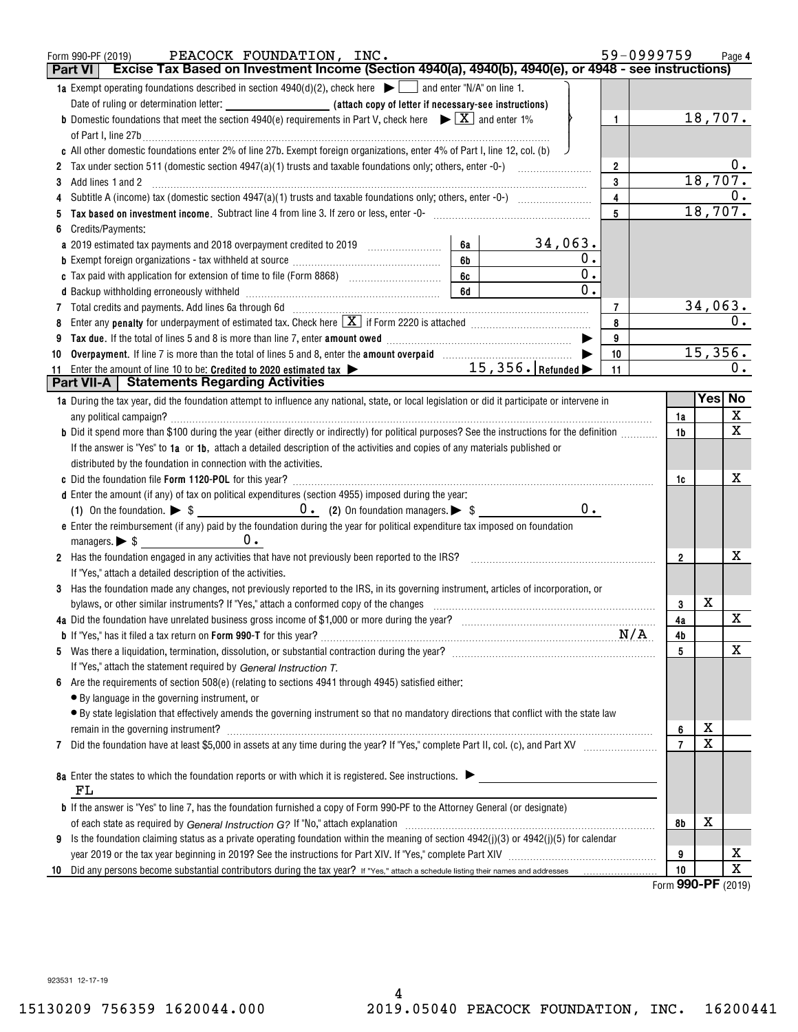Form 990-PF (2019) PEACOCK FOUNDATION, INC. 59-0999759 Page 4

## Part VI Excise Tax Based on Investment Income (Section 4940(a), 4940(b), 4940(e), or 4948 - see instructions)

| | | | | |
|---|---|---|---|---|
| **1a** Exempt operating foundations described in section 4940(d)(2), check here ▶ [ ] and enter "N/A" on line 1. Date of ruling or determination letter: ________ **(attach copy of letter if necessary-see instructions)** | | | | |
| **b** Domestic foundations that meet the section 4940(e) requirements in Part V, check here ▶ [X] and enter 1% of Part I, line 27b | | | 1 | 18,707. |
| **c** All other domestic foundations enter 2% of line 27b. Exempt foreign organizations, enter 4% of Part I, line 12, col. (b) | | | | |
| **2** Tax under section 511 (domestic section 4947(a)(1) trusts and taxable foundations only; others, enter -0-) | | | 2 | 0. |
| **3** Add lines 1 and 2 | | | 3 | 18,707. |
| **4** Subtitle A (income) tax (domestic section 4947(a)(1) trusts and taxable foundations only; others, enter -0-) | | | 4 | 0. |
| **5** **Tax based on investment income.** Subtract line 4 from line 3. If zero or less, enter -0- | | | 5 | 18,707. |
| **6** Credits/Payments: | | | | |
| **a** 2019 estimated tax payments and 2018 overpayment credited to 2019 | 6a | 34,063. | | |
| **b** Exempt foreign organizations - tax withheld at source | 6b | 0. | | |
| **c** Tax paid with application for extension of time to file (Form 8868) | 6c | 0. | | |
| **d** Backup withholding erroneously withheld | 6d | 0. | | |
| **7** Total credits and payments. Add lines 6a through 6d | | | 7 | 34,063. |
| **8** Enter any **penalty** for underpayment of estimated tax. Check here [X] if Form 2220 is attached | | | 8 | 0. |
| **9** **Tax due.** If the total of lines 5 and 8 is more than line 7, enter **amount owed** ▶ | | | 9 | |
| **10** **Overpayment.** If line 7 is more than the total of lines 5 and 8, enter the **amount overpaid** ▶ | | | 10 | 15,356. |
| **11** Enter the amount of line 10 to be: **Credited to 2020 estimated tax** ▶ | 15,356. | **Refunded** ▶ | 11 | 0. |

## Part VII-A Statements Regarding Activities

| | | Yes | No |
|---|---|---|---|
| **1a** During the tax year, did the foundation attempt to influence any national, state, or local legislation or did it participate or intervene in any political campaign? | 1a | | X |
| **b** Did it spend more than $100 during the year (either directly or indirectly) for political purposes? See the instructions for the definition | 1b | | X |
| If the answer is "Yes" to **1a** or **1b**, attach a detailed description of the activities and copies of any materials published or distributed by the foundation in connection with the activities. | | | |
| **c** Did the foundation file **Form 1120-POL** for this year? | 1c | | X |
| **d** Enter the amount (if any) of tax on political expenditures (section 4955) imposed during the year: **(1)** On the foundation. ▶ $ 0. **(2)** On foundation managers. ▶ $ 0. | | | |
| **e** Enter the reimbursement (if any) paid by the foundation during the year for political expenditure tax imposed on foundation managers. ▶ $ 0. | | | |
| **2** Has the foundation engaged in any activities that have not previously been reported to the IRS? If "Yes," attach a detailed description of the activities. | 2 | | X |
| **3** Has the foundation made any changes, not previously reported to the IRS, in its governing instrument, articles of incorporation, or bylaws, or other similar instruments? If "Yes," attach a conformed copy of the changes | 3 | X | |
| **4a** Did the foundation have unrelated business gross income of $1,000 or more during the year? | 4a | | X |
| **b** If "Yes," has it filed a tax return on **Form 990-T** for this year? N/A | 4b | | |
| **5** Was there a liquidation, termination, dissolution, or substantial contraction during the year? If "Yes," attach the statement required by *General Instruction T.* | 5 | | X |
| **6** Are the requirements of section 508(e) (relating to sections 4941 through 4945) satisfied either: • By language in the governing instrument, or • By state legislation that effectively amends the governing instrument so that no mandatory directions that conflict with the state law remain in the governing instrument? | 6 | X | |
| **7** Did the foundation have at least $5,000 in assets at any time during the year? If "Yes," complete Part II, col. (c), and Part XV | 7 | X | |
| **8a** Enter the states to which the foundation reports or with which it is registered. See instructions. ▶ FL | | | |
| **b** If the answer is "Yes" to line 7, has the foundation furnished a copy of Form 990-PF to the Attorney General (or designate) of each state as required by *General Instruction G?* If "No," attach explanation | 8b | X | |
| **9** Is the foundation claiming status as a private operating foundation within the meaning of section 4942(j)(3) or 4942(j)(5) for calendar year 2019 or the tax year beginning in 2019? See the instructions for Part XIV. If "Yes," complete Part XIV | 9 | | X |
| **10** Did any persons become substantial contributors during the tax year? If "Yes," attach a schedule listing their names and addresses | 10 | | X |

Form **990-PF** (2019)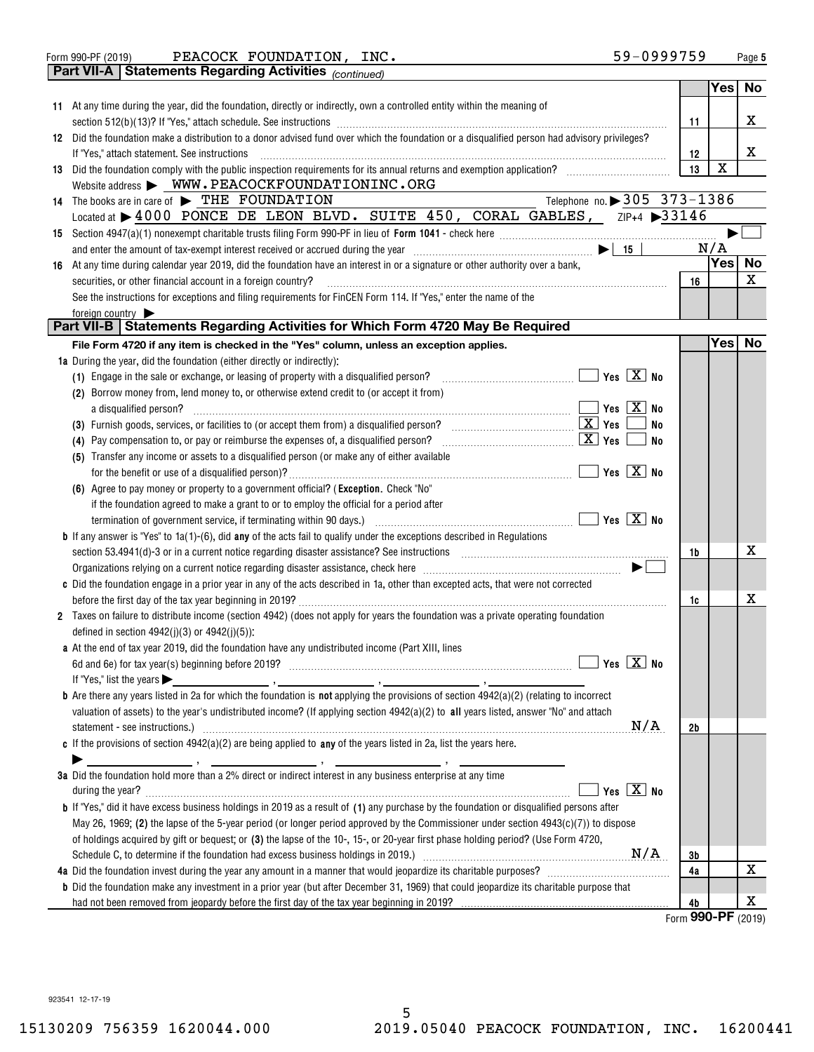Form 990-PF (2019) PEACOCK FOUNDATION, INC. 59-0999759

## Part VII-A Statements Regarding Activities *(continued)*

| | | | Yes | No |
|---|---|---|---|---|
| 11 | At any time during the year, did the foundation, directly or indirectly, own a controlled entity within the meaning of section 512(b)(13)? If "Yes," attach schedule. See instructions | 11 | | X |
| 12 | Did the foundation make a distribution to a donor advised fund over which the foundation or a disqualified person had advisory privileges? If "Yes," attach statement. See instructions | 12 | | X |
| 13 | Did the foundation comply with the public inspection requirements for its annual returns and exemption application? | 13 | X | |

Website address ▶ WWW.PEACOCKFOUNDATIONINC.ORG

14 The books are in care of ▶ THE FOUNDATION Telephone no. ▶ 305 373-1386

Located at ▶ 4000 PONCE DE LEON BLVD. SUITE 450, CORAL GABLES, ZIP+4 ▶ 33146

15 Section 4947(a)(1) nonexempt charitable trusts filing Form 990-PF in lieu of **Form 1041** - check here ▶ ☐

and enter the amount of tax-exempt interest received or accrued during the year ▶ | 15 | N/A

| | | | Yes | No |
|---|---|---|---|---|
| 16 | At any time during calendar year 2019, did the foundation have an interest in or a signature or other authority over a bank, securities, or other financial account in a foreign country? See the instructions for exceptions and filing requirements for FinCEN Form 114. If "Yes," enter the name of the foreign country ▶ | 16 | | X |

## Part VII-B Statements Regarding Activities for Which Form 4720 May Be Required

**File Form 4720 if any item is checked in the "Yes" column, unless an exception applies.**

| | | | Yes | No |
|---|---|---|---|---|
| **1a** | During the year, did the foundation (either directly or indirectly): | | | |
| | (1) Engage in the sale or exchange, or leasing of property with a disqualified person? ☐ Yes ☒ No | | | |
| | (2) Borrow money from, lend money to, or otherwise extend credit to (or accept it from) a disqualified person? ☐ Yes ☒ No | | | |
| | (3) Furnish goods, services, or facilities to (or accept them from) a disqualified person? ☒ Yes ☐ No | | | |
| | (4) Pay compensation to, or pay or reimburse the expenses of, a disqualified person? ☒ Yes ☐ No | | | |
| | (5) Transfer any income or assets to a disqualified person (or make any of either available for the benefit or use of a disqualified person)? ☐ Yes ☒ No | | | |
| | (6) Agree to pay money or property to a government official? (**Exception.** Check "No" if the foundation agreed to make a grant to or to employ the official for a period after termination of government service, if terminating within 90 days.) ☐ Yes ☒ No | | | |
| **b** | If any answer is "Yes" to 1a(1)-(6), did **any** of the acts fail to qualify under the exceptions described in Regulations section 53.4941(d)-3 or in a current notice regarding disaster assistance? See instructions | 1b | | X |
| | Organizations relying on a current notice regarding disaster assistance, check here ▶ ☐ | | | |
| **c** | Did the foundation engage in a prior year in any of the acts described in 1a, other than excepted acts, that were not corrected before the first day of the tax year beginning in 2019? | 1c | | X |
| **2** | Taxes on failure to distribute income (section 4942) (does not apply for years the foundation was a private operating foundation defined in section 4942(j)(3) or 4942(j)(5)): | | | |
| **a** | At the end of tax year 2019, did the foundation have any undistributed income (Part XIII, lines 6d and 6e) for tax year(s) beginning before 2019? ☐ Yes ☒ No | | | |
| | If "Yes," list the years ▶ ____, ____, ____, ____ | | | |
| **b** | Are there any years listed in 2a for which the foundation is **not** applying the provisions of section 4942(a)(2) (relating to incorrect valuation of assets) to the year's undistributed income? (If applying section 4942(a)(2) to **all** years listed, answer "No" and attach statement - see instructions.) N/A | 2b | | |
| **c** | If the provisions of section 4942(a)(2) are being applied to **any** of the years listed in 2a, list the years here. ▶ ____, ____, ____, ____ | | | |
| **3a** | Did the foundation hold more than a 2% direct or indirect interest in any business enterprise at any time during the year? ☐ Yes ☒ No | | | |
| **b** | If "Yes," did it have excess business holdings in 2019 as a result of **(1)** any purchase by the foundation or disqualified persons after May 26, 1969; **(2)** the lapse of the 5-year period (or longer period approved by the Commissioner under section 4943(c)(7)) to dispose of holdings acquired by gift or bequest; or **(3)** the lapse of the 10-, 15-, or 20-year first phase holding period? (Use Form 4720, Schedule C, to determine if the foundation had excess business holdings in 2019.) N/A | 3b | | |
| **4a** | Did the foundation invest during the year any amount in a manner that would jeopardize its charitable purposes? | 4a | | X |
| **b** | Did the foundation make any investment in a prior year (but after December 31, 1969) that could jeopardize its charitable purpose that had not been removed from jeopardy before the first day of the tax year beginning in 2019? | 4b | | X |

Form **990-PF** (2019)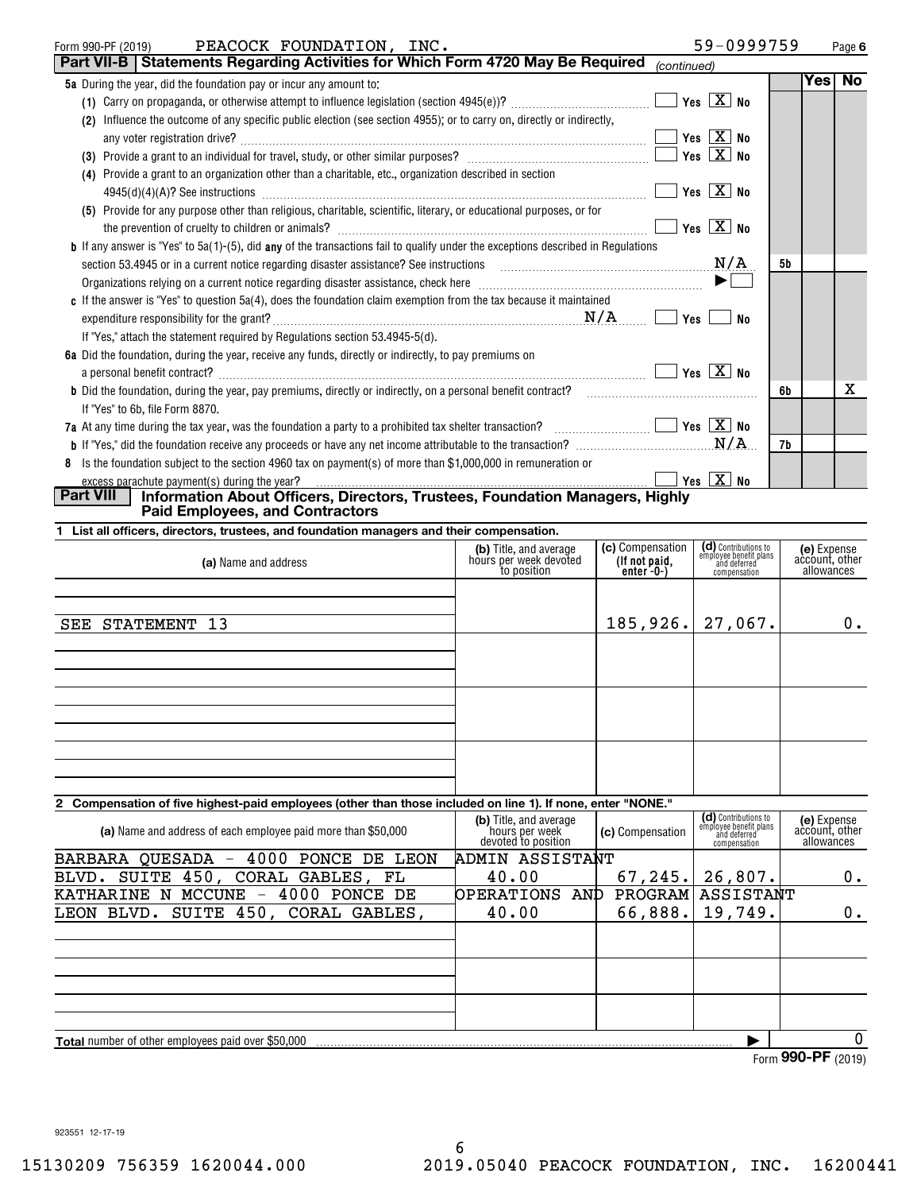Form 990-PF (2019) PEACOCK FOUNDATION, INC. 59-0999759 Page 6

**Part VII-B | Statements Regarding Activities for Which Form 4720 May Be Required** *(continued)*

| | | | Yes | No |
|---|---|---|---|---|
| **5a** During the year, did the foundation pay or incur any amount to: | | | | |
| (1) Carry on propaganda, or otherwise attempt to influence legislation (section 4945(e))? | Yes [X] No | | | |
| (2) Influence the outcome of any specific public election (see section 4955); or to carry on, directly or indirectly, any voter registration drive? | Yes [X] No | | | |
| (3) Provide a grant to an individual for travel, study, or other similar purposes? | Yes [X] No | | | |
| (4) Provide a grant to an organization other than a charitable, etc., organization described in section 4945(d)(4)(A)? See instructions | Yes [X] No | | | |
| (5) Provide for any purpose other than religious, charitable, scientific, literary, or educational purposes, or for the prevention of cruelty to children or animals? | Yes [X] No | | | |
| **b** If any answer is "Yes" to 5a(1)-(5), did **any** of the transactions fail to qualify under the exceptions described in Regulations section 53.4945 or in a current notice regarding disaster assistance? See instructions | N/A | 5b | | |
| Organizations relying on a current notice regarding disaster assistance, check here | ▶ [ ] | | | |
| **c** If the answer is "Yes" to question 5a(4), does the foundation claim exemption from the tax because it maintained expenditure responsibility for the grant? | N/A [ ] Yes [ ] No | | | |
| If "Yes," attach the statement required by Regulations section 53.4945-5(d). | | | | |
| **6a** Did the foundation, during the year, receive any funds, directly or indirectly, to pay premiums on a personal benefit contract? | Yes [X] No | | | |
| **b** Did the foundation, during the year, pay premiums, directly or indirectly, on a personal benefit contract? | | 6b | | X |
| If "Yes" to 6b, file Form 8870. | | | | |
| **7a** At any time during the tax year, was the foundation a party to a prohibited tax shelter transaction? | Yes [X] No | | | |
| **b** If "Yes," did the foundation receive any proceeds or have any net income attributable to the transaction? | N/A | 7b | | |
| **8** Is the foundation subject to the section 4960 tax on payment(s) of more than $1,000,000 in remuneration or excess parachute payment(s) during the year? | Yes [X] No | | | |

**Part VIII | Information About Officers, Directors, Trustees, Foundation Managers, Highly Paid Employees, and Contractors**

**1 List all officers, directors, trustees, and foundation managers and their compensation.**

| (a) Name and address | (b) Title, and average hours per week devoted to position | (c) Compensation (If not paid, enter -0-) | (d) Contributions to employee benefit plans and deferred compensation | (e) Expense account, other allowances |
|---|---|---|---|---|
| SEE STATEMENT 13 | | 185,926. | 27,067. | 0. |

**2 Compensation of five highest-paid employees (other than those included on line 1). If none, enter "NONE."**

| (a) Name and address of each employee paid more than $50,000 | (b) Title, and average hours per week devoted to position | (c) Compensation | (d) Contributions to employee benefit plans and deferred compensation | (e) Expense account, other allowances |
|---|---|---|---|---|
| BARBARA QUESADA - 4000 PONCE DE LEON BLVD. SUITE 450, CORAL GABLES, FL | ADMIN ASSISTANT 40.00 | 67,245. | 26,807. | 0. |
| KATHARINE N MCCUNE - 4000 PONCE DE LEON BLVD. SUITE 450, CORAL GABLES, | OPERATIONS AND PROGRAM ASSISTANT 40.00 | 66,888. | 19,749. | 0. |

**Total** number of other employees paid over $50,000 ▶ 0

Form **990-PF** (2019)

923551 12-17-19

15130209 756359 1620044.000 2019.05040 PEACOCK FOUNDATION, INC. 16200441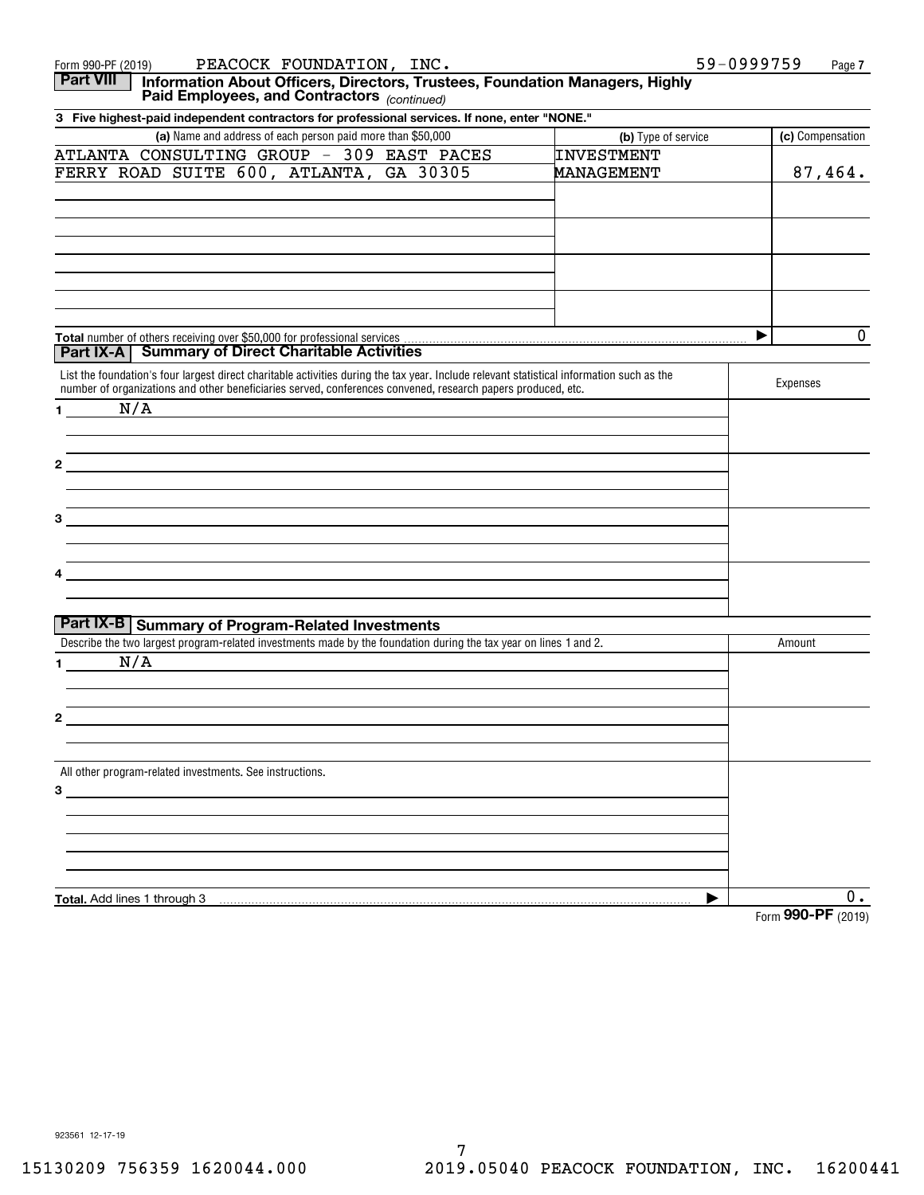Form 990-PF (2019) PEACOCK FOUNDATION, INC. 59-0999759

## Part VIII Information About Officers, Directors, Trustees, Foundation Managers, Highly Paid Employees, and Contractors *(continued)*

**3 Five highest-paid independent contractors for professional services. If none, enter "NONE."**

| (a) Name and address of each person paid more than $50,000 | (b) Type of service | (c) Compensation |
|---|---|---|
| ATLANTA CONSULTING GROUP - 309 EAST PACES FERRY ROAD SUITE 600, ATLANTA, GA 30305 | INVESTMENT MANAGEMENT | 87,464. |
| | | |
| | | |
| | | |
| | | |

**Total** number of others receiving over $50,000 for professional services ▶ 0

## Part IX-A Summary of Direct Charitable Activities

| List the foundation's four largest direct charitable activities during the tax year. Include relevant statistical information such as the number of organizations and other beneficiaries served, conferences convened, research papers produced, etc. | Expenses |
|---|---|
| 1 N/A | |
| 2 | |
| 3 | |
| 4 | |

## Part IX-B Summary of Program-Related Investments

| Describe the two largest program-related investments made by the foundation during the tax year on lines 1 and 2. | Amount |
|---|---|
| 1 N/A | |
| 2 | |
| All other program-related investments. See instructions. | |
| 3 | |
| **Total.** Add lines 1 through 3 ▶ | 0. |

Form **990-PF** (2019)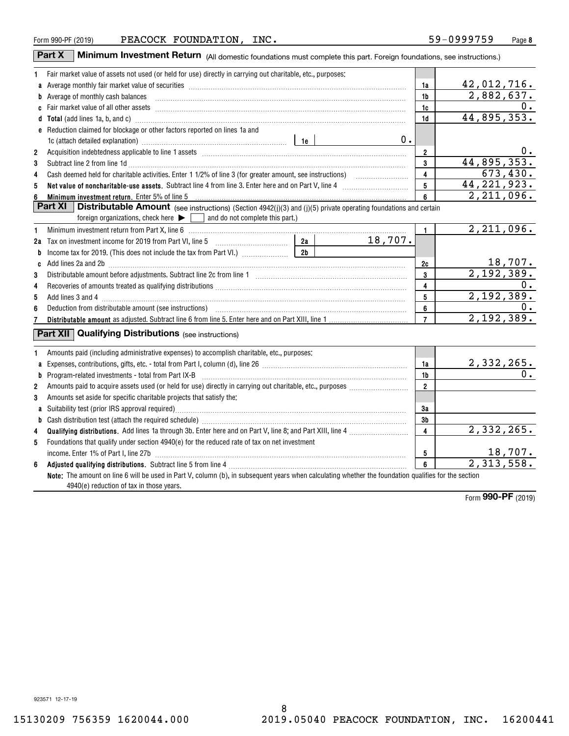Form 990-PF (2019) PEACOCK FOUNDATION, INC. 59-0999759

## Part X Minimum Investment Return (All domestic foundations must complete this part. Foreign foundations, see instructions.)

| | | | |
|---|---|---|---|
| 1 | Fair market value of assets not used (or held for use) directly in carrying out charitable, etc., purposes: | | |
| a | Average monthly fair market value of securities | 1a | 42,012,716. |
| b | Average of monthly cash balances | 1b | 2,882,637. |
| c | Fair market value of all other assets | 1c | 0. |
| d | **Total** (add lines 1a, b, and c) | 1d | 44,895,353. |
| e | Reduction claimed for blockage or other factors reported on lines 1a and 1c (attach detailed explanation) — 1e: 0. | | |
| 2 | Acquisition indebtedness applicable to line 1 assets | 2 | 0. |
| 3 | Subtract line 2 from line 1d | 3 | 44,895,353. |
| 4 | Cash deemed held for charitable activities. Enter 1 1/2% of line 3 (for greater amount, see instructions) | 4 | 673,430. |
| 5 | **Net value of noncharitable-use assets.** Subtract line 4 from line 3. Enter here and on Part V, line 4 | 5 | 44,221,923. |
| 6 | **Minimum investment return.** Enter 5% of line 5 | 6 | 2,211,096. |

## Part XI Distributable Amount (see instructions) (Section 4942(j)(3) and (j)(5) private operating foundations and certain foreign organizations, check here ▶ ☐ and do not complete this part.)

| | | | |
|---|---|---|---|
| 1 | Minimum investment return from Part X, line 6 | 1 | 2,211,096. |
| 2a | Tax on investment income for 2019 from Part VI, line 5 — 2a: 18,707. | | |
| b | Income tax for 2019. (This does not include the tax from Part VI.) — 2b: | | |
| c | Add lines 2a and 2b | 2c | 18,707. |
| 3 | Distributable amount before adjustments. Subtract line 2c from line 1 | 3 | 2,192,389. |
| 4 | Recoveries of amounts treated as qualifying distributions | 4 | 0. |
| 5 | Add lines 3 and 4 | 5 | 2,192,389. |
| 6 | Deduction from distributable amount (see instructions) | 6 | 0. |
| 7 | **Distributable amount** as adjusted. Subtract line 6 from line 5. Enter here and on Part XIII, line 1 | 7 | 2,192,389. |

## Part XII Qualifying Distributions (see instructions)

| | | | |
|---|---|---|---|
| 1 | Amounts paid (including administrative expenses) to accomplish charitable, etc., purposes: | | |
| a | Expenses, contributions, gifts, etc. - total from Part I, column (d), line 26 | 1a | 2,332,265. |
| b | Program-related investments - total from Part IX-B | 1b | 0. |
| 2 | Amounts paid to acquire assets used (or held for use) directly in carrying out charitable, etc., purposes | 2 | |
| 3 | Amounts set aside for specific charitable projects that satisfy the: | | |
| a | Suitability test (prior IRS approval required) | 3a | |
| b | Cash distribution test (attach the required schedule) | 3b | |
| 4 | **Qualifying distributions.** Add lines 1a through 3b. Enter here and on Part V, line 8; and Part XIII, line 4 | 4 | 2,332,265. |
| 5 | Foundations that qualify under section 4940(e) for the reduced rate of tax on net investment income. Enter 1% of Part I, line 27b | 5 | 18,707. |
| 6 | **Adjusted qualifying distributions.** Subtract line 5 from line 4 | 6 | 2,313,558. |

**Note:** The amount on line 6 will be used in Part V, column (b), in subsequent years when calculating whether the foundation qualifies for the section 4940(e) reduction of tax in those years.

Form **990-PF** (2019)

923571 12-17-19

15130209 756359 1620044.000 2019.05040 PEACOCK FOUNDATION, INC. 16200441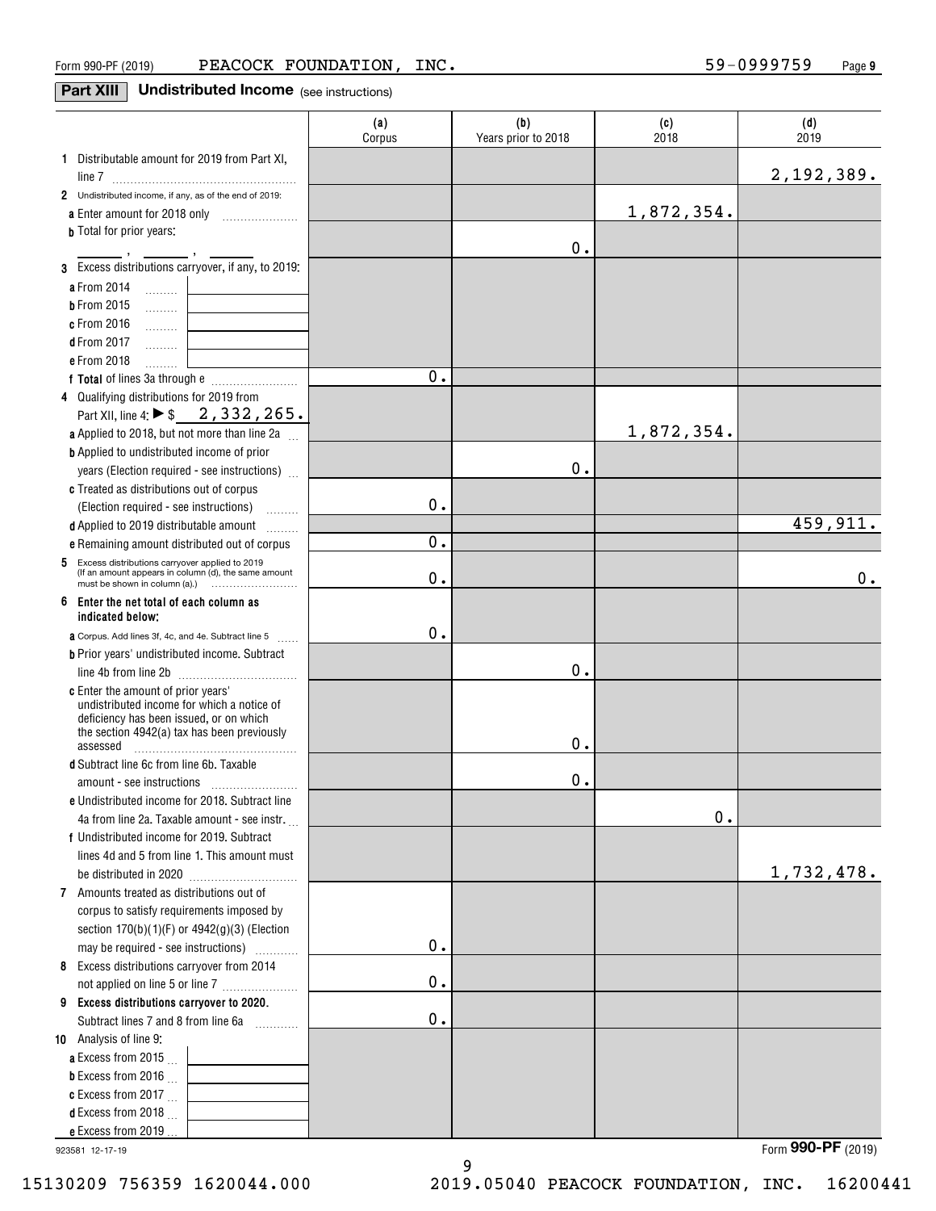Form 990-PF (2019) PEACOCK FOUNDATION, INC. 59-0999759

## Part XIII Undistributed Income (see instructions)

| | (a) Corpus | (b) Years prior to 2018 | (c) 2018 | (d) 2019 |
|---|---|---|---|---|
| **1** Distributable amount for 2019 from Part XI, line 7 | | | | 2,192,389. |
| **2** Undistributed income, if any, as of the end of 2019: | | | | |
| **a** Enter amount for 2018 only | | | 1,872,354. | |
| **b** Total for prior years: ______ , ______ , ______ | | 0. | | |
| **3** Excess distributions carryover, if any, to 2019: | | | | |
| **a** From 2014 | | | | |
| **b** From 2015 | | | | |
| **c** From 2016 | | | | |
| **d** From 2017 | | | | |
| **e** From 2018 | | | | |
| **f Total** of lines 3a through e | 0. | | | |
| **4** Qualifying distributions for 2019 from Part XII, line 4: ▶ $ 2,332,265. | | | | |
| **a** Applied to 2018, but not more than line 2a | | | 1,872,354. | |
| **b** Applied to undistributed income of prior years (Election required - see instructions) | | 0. | | |
| **c** Treated as distributions out of corpus (Election required - see instructions) | 0. | | | |
| **d** Applied to 2019 distributable amount | | | | 459,911. |
| **e** Remaining amount distributed out of corpus | 0. | | | |
| **5** Excess distributions carryover applied to 2019 (If an amount appears in column (d), the same amount must be shown in column (a).) | 0. | | | 0. |
| **6 Enter the net total of each column as indicated below:** | | | | |
| **a** Corpus. Add lines 3f, 4c, and 4e. Subtract line 5 | 0. | | | |
| **b** Prior years' undistributed income. Subtract line 4b from line 2b | | 0. | | |
| **c** Enter the amount of prior years' undistributed income for which a notice of deficiency has been issued, or on which the section 4942(a) tax has been previously assessed | | 0. | | |
| **d** Subtract line 6c from line 6b. Taxable amount - see instructions | | 0. | | |
| **e** Undistributed income for 2018. Subtract line 4a from line 2a. Taxable amount - see instr. | | | 0. | |
| **f** Undistributed income for 2019. Subtract lines 4d and 5 from line 1. This amount must be distributed in 2020 | | | | 1,732,478. |
| **7** Amounts treated as distributions out of corpus to satisfy requirements imposed by section 170(b)(1)(F) or 4942(g)(3) (Election may be required - see instructions) | 0. | | | |
| **8** Excess distributions carryover from 2014 not applied on line 5 or line 7 | 0. | | | |
| **9 Excess distributions carryover to 2020.** Subtract lines 7 and 8 from line 6a | 0. | | | |
| **10** Analysis of line 9: | | | | |
| **a** Excess from 2015 | | | | |
| **b** Excess from 2016 | | | | |
| **c** Excess from 2017 | | | | |
| **d** Excess from 2018 | | | | |
| **e** Excess from 2019 | | | | |

923581 12-17-19

Form **990-PF** (2019)

15130209 756359 1620044.000 2019.05040 PEACOCK FOUNDATION, INC. 16200441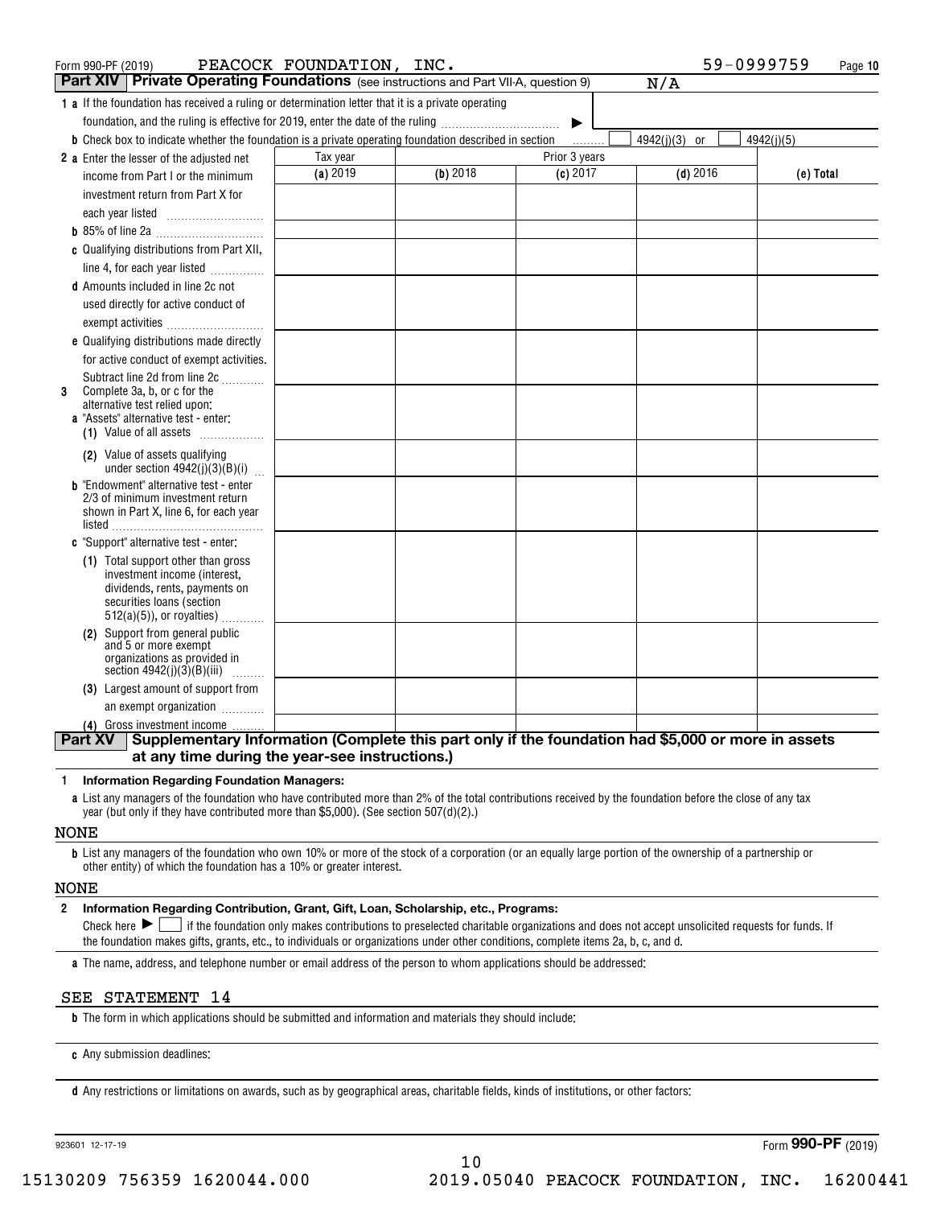Form 990-PF (2019) PEACOCK FOUNDATION, INC. 59-0999759 Page **10**

## Part XIV Private Operating Foundations (see instructions and Part VII-A, question 9) N/A

**1 a** If the foundation has received a ruling or determination letter that it is a private operating foundation, and the ruling is effective for 2019, enter the date of the ruling ▶

**b** Check box to indicate whether the foundation is a private operating foundation described in section ☐ 4942(j)(3) or ☐ 4942(j)(5)

| | Tax year | Prior 3 years | | | |
|---|---|---|---|---|---|
| | **(a)** 2019 | **(b)** 2018 | **(c)** 2017 | **(d)** 2016 | **(e) Total** |
| **2 a** Enter the lesser of the adjusted net income from Part I or the minimum investment return from Part X for each year listed | | | | | |
| **b** 85% of line 2a | | | | | |
| **c** Qualifying distributions from Part XII, line 4, for each year listed | | | | | |
| **d** Amounts included in line 2c not used directly for active conduct of exempt activities | | | | | |
| **e** Qualifying distributions made directly for active conduct of exempt activities. Subtract line 2d from line 2c | | | | | |
| **3** Complete 3a, b, or c for the alternative test relied upon: **a** "Assets" alternative test - enter: **(1)** Value of all assets | | | | | |
| **(2)** Value of assets qualifying under section 4942(j)(3)(B)(i) | | | | | |
| **b** "Endowment" alternative test - enter 2/3 of minimum investment return shown in Part X, line 6, for each year listed | | | | | |
| **c** "Support" alternative test - enter: **(1)** Total support other than gross investment income (interest, dividends, rents, payments on securities loans (section 512(a)(5)), or royalties) | | | | | |
| **(2)** Support from general public and 5 or more exempt organizations as provided in section 4942(j)(3)(B)(iii) | | | | | |
| **(3)** Largest amount of support from an exempt organization | | | | | |
| **(4)** Gross investment income | | | | | |

## Part XV Supplementary Information (Complete this part only if the foundation had $5,000 or more in assets at any time during the year-see instructions.)

**1 Information Regarding Foundation Managers:**

**a** List any managers of the foundation who have contributed more than 2% of the total contributions received by the foundation before the close of any tax year (but only if they have contributed more than $5,000). (See section 507(d)(2).)

NONE

**b** List any managers of the foundation who own 10% or more of the stock of a corporation (or an equally large portion of the ownership of a partnership or other entity) of which the foundation has a 10% or greater interest.

NONE

**2 Information Regarding Contribution, Grant, Gift, Loan, Scholarship, etc., Programs:**

Check here ▶ ☐ if the foundation only makes contributions to preselected charitable organizations and does not accept unsolicited requests for funds. If the foundation makes gifts, grants, etc., to individuals or organizations under other conditions, complete items 2a, b, c, and d.

**a** The name, address, and telephone number or email address of the person to whom applications should be addressed:

SEE STATEMENT 14

**b** The form in which applications should be submitted and information and materials they should include:

**c** Any submission deadlines:

**d** Any restrictions or limitations on awards, such as by geographical areas, charitable fields, kinds of institutions, or other factors:

923601 12-17-19 Form **990-PF** (2019)

15130209 756359 1620044.000 2019.05040 PEACOCK FOUNDATION, INC. 16200441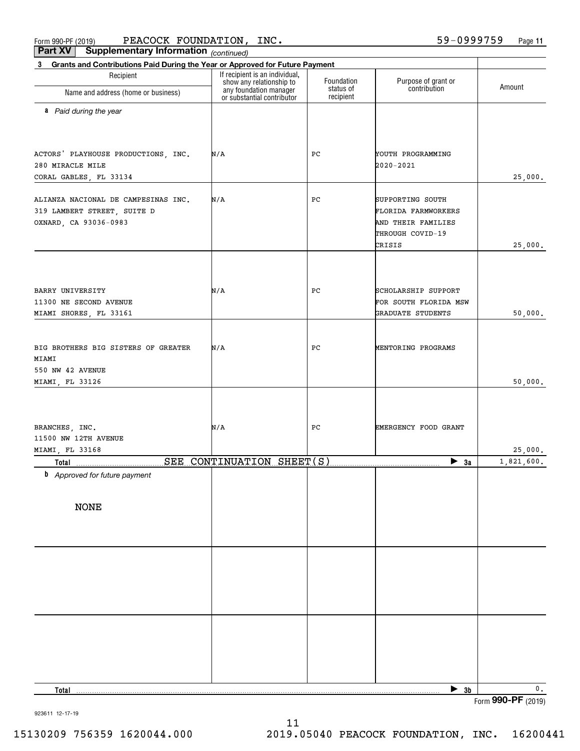Form 990-PF (2019) PEACOCK FOUNDATION, INC. 59-0999759 Page 11

**Part XV Supplementary Information** *(continued)*

**3 Grants and Contributions Paid During the Year or Approved for Future Payment**

| Recipient Name and address (home or business) | If recipient is an individual, show any relationship to any foundation manager or substantial contributor | Foundation status of recipient | Purpose of grant or contribution | Amount |
|---|---|---|---|---|
| ***a** Paid during the year* | | | | |
| ACTORS' PLAYHOUSE PRODUCTIONS, INC. 280 MIRACLE MILE CORAL GABLES, FL 33134 | N/A | PC | YOUTH PROGRAMMING 2020-2021 | 25,000. |
| ALIANZA NACIONAL DE CAMPESINAS INC. 319 LAMBERT STREET, SUITE D OXNARD, CA 93036-0983 | N/A | PC | SUPPORTING SOUTH FLORIDA FARMWORKERS AND THEIR FAMILIES THROUGH COVID-19 CRISIS | 25,000. |
| BARRY UNIVERSITY 11300 NE SECOND AVENUE MIAMI SHORES, FL 33161 | N/A | PC | SCHOLARSHIP SUPPORT FOR SOUTH FLORIDA MSW GRADUATE STUDENTS | 50,000. |
| BIG BROTHERS BIG SISTERS OF GREATER MIAMI 550 NW 42 AVENUE MIAMI, FL 33126 | N/A | PC | MENTORING PROGRAMS | 50,000. |
| BRANCHES, INC. 11500 NW 12TH AVENUE MIAMI, FL 33168 | N/A | PC | EMERGENCY FOOD GRANT | 25,000. |
| **Total** SEE CONTINUATION SHEET(S) | | | ▶ **3a** | 1,821,600. |
| ***b** Approved for future payment* | | | | |
| NONE | | | | |
| **Total** | | | ▶ **3b** | 0. |

Form **990-PF** (2019)

923611 12-17-19

15130209 756359 1620044.000 2019.05040 PEACOCK FOUNDATION, INC. 16200441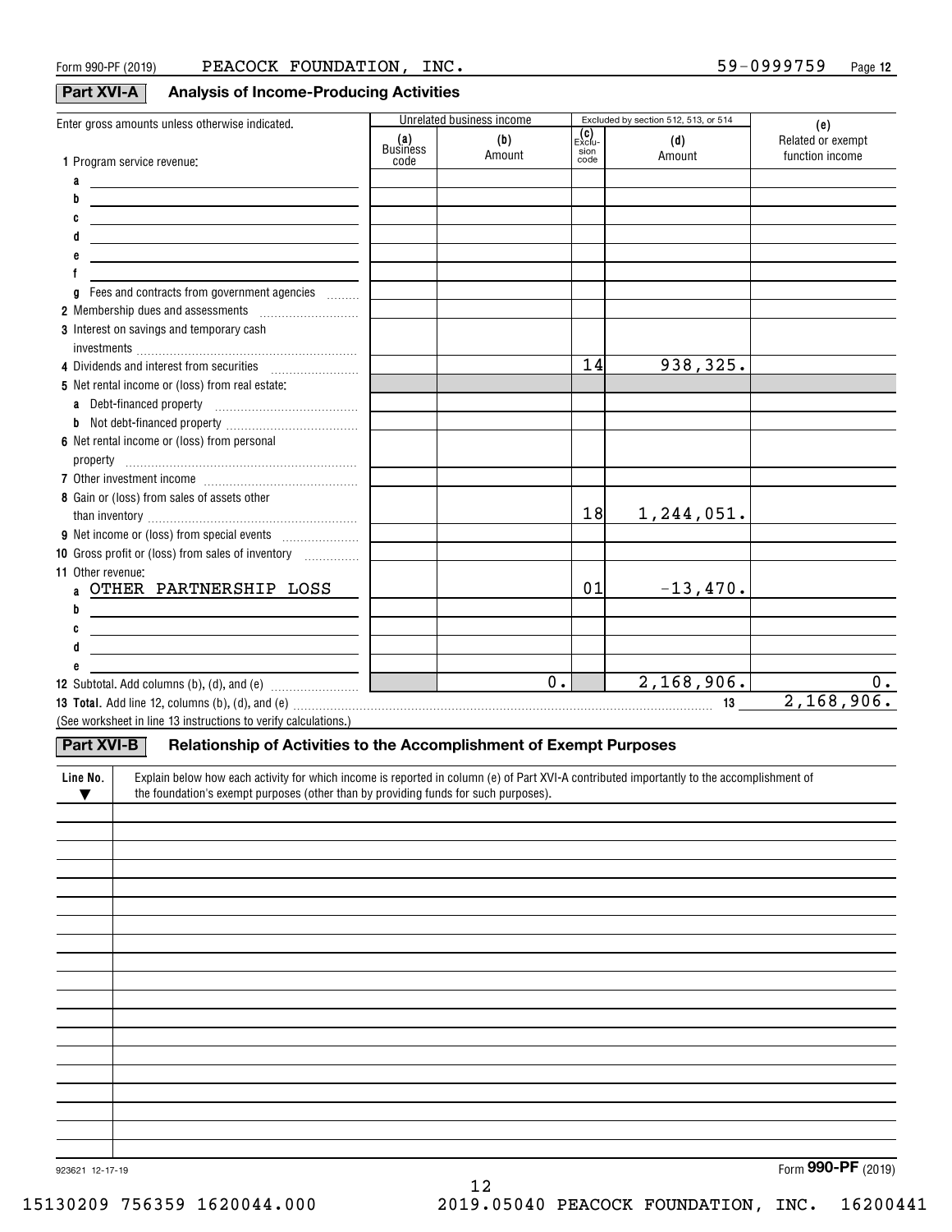Form 990-PF (2019) PEACOCK FOUNDATION, INC. 59-0999759

## Part XVI-A Analysis of Income-Producing Activities

| Enter gross amounts unless otherwise indicated. | Unrelated business income | | Excluded by section 512, 513, or 514 | | (e) |
|---|---|---|---|---|---|
| | (a) Business code | (b) Amount | (c) Exclusion code | (d) Amount | Related or exempt function income |
| 1 Program service revenue: | | | | | |
| a | | | | | |
| b | | | | | |
| c | | | | | |
| d | | | | | |
| e | | | | | |
| f | | | | | |
| g Fees and contracts from government agencies | | | | | |
| 2 Membership dues and assessments | | | | | |
| 3 Interest on savings and temporary cash investments | | | | | |
| 4 Dividends and interest from securities | | | 14 | 938,325. | |
| 5 Net rental income or (loss) from real estate: | | | | | |
| a Debt-financed property | | | | | |
| b Not debt-financed property | | | | | |
| 6 Net rental income or (loss) from personal property | | | | | |
| 7 Other investment income | | | | | |
| 8 Gain or (loss) from sales of assets other than inventory | | | 18 | 1,244,051. | |
| 9 Net income or (loss) from special events | | | | | |
| 10 Gross profit or (loss) from sales of inventory | | | | | |
| 11 Other revenue: | | | | | |
| a OTHER PARTNERSHIP LOSS | | | 01 | -13,470. | |
| b | | | | | |
| c | | | | | |
| d | | | | | |
| e | | | | | |
| 12 Subtotal. Add columns (b), (d), and (e) | | 0. | | 2,168,906. | 0. |

**13 Total.** Add line 12, columns (b), (d), and (e) ........ 13 2,168,906.

(See worksheet in line 13 instructions to verify calculations.)

## Part XVI-B Relationship of Activities to the Accomplishment of Exempt Purposes

| Line No. ▼ | Explain below how each activity for which income is reported in column (e) of Part XVI-A contributed importantly to the accomplishment of the foundation's exempt purposes (other than by providing funds for such purposes). |
|---|---|
| | |

Form **990-PF** (2019)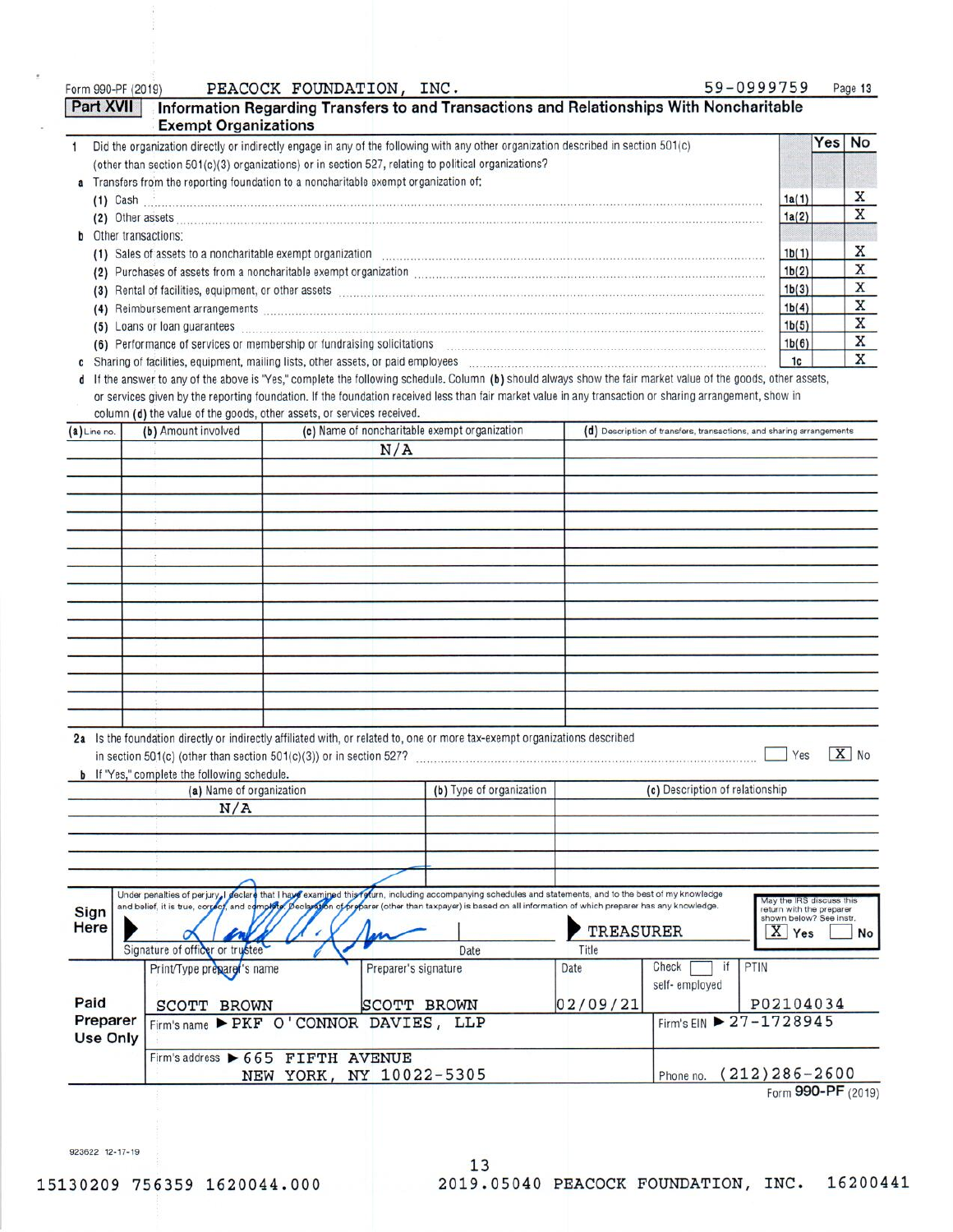Form 990-PF (2019) PEACOCK FOUNDATION, INC. 59-0999759 Page 13

## Part XVII Information Regarding Transfers to and Transactions and Relationships With Noncharitable Exempt Organizations

| | | | Yes | No |
|---|---|---|---|---|
| 1 | Did the organization directly or indirectly engage in any of the following with any other organization described in section 501(c) (other than section 501(c)(3) organizations) or in section 527, relating to political organizations? | | | |
| a | Transfers from the reporting foundation to a noncharitable exempt organization of: | | | |
| | (1) Cash | 1a(1) | | X |
| | (2) Other assets | 1a(2) | | X |
| b | Other transactions: | | | |
| | (1) Sales of assets to a noncharitable exempt organization | 1b(1) | | X |
| | (2) Purchases of assets from a noncharitable exempt organization | 1b(2) | | X |
| | (3) Rental of facilities, equipment, or other assets | 1b(3) | | X |
| | (4) Reimbursement arrangements | 1b(4) | | X |
| | (5) Loans or loan guarantees | 1b(5) | | X |
| | (6) Performance of services or membership or fundraising solicitations | 1b(6) | | X |
| c | Sharing of facilities, equipment, mailing lists, other assets, or paid employees | 1c | | X |

d If the answer to any of the above is "Yes," complete the following schedule. Column (b) should always show the fair market value of the goods, other assets, or services given by the reporting foundation. If the foundation received less than fair market value in any transaction or sharing arrangement, show in column (d) the value of the goods, other assets, or services received.

| (a) Line no. | (b) Amount involved | (c) Name of noncharitable exempt organization | (d) Description of transfers, transactions, and sharing arrangements |
|---|---|---|---|
| | | N/A | |

2a Is the foundation directly or indirectly affiliated with, or related to, one or more tax-exempt organizations described in section 501(c) (other than section 501(c)(3)) or in section 527? ☐ Yes ☒ No

b If "Yes," complete the following schedule.

| (a) Name of organization | (b) Type of organization | (c) Description of relationship |
|---|---|---|
| N/A | | |

**Sign Here**

Under penalties of perjury, I declare that I have examined this return, including accompanying schedules and statements, and to the best of my knowledge and belief, it is true, correct, and complete. Declaration of preparer (other than taxpayer) is based on all information of which preparer has any knowledge.

Signature of officer or trustee: [signature] | Date: | Title: TREASURER

May the IRS discuss this return with the preparer shown below? See instr. ☒ Yes ☐ No

**Paid Preparer Use Only**

| Print/Type preparer's name | Preparer's signature | Date | Check ☐ if self-employed | PTIN |
|---|---|---|---|---|
| SCOTT BROWN | SCOTT BROWN | 02/09/21 | | P02104034 |

Firm's name ▶ PKF O'CONNOR DAVIES, LLP — Firm's EIN ▶ 27-1728945

Firm's address ▶ 665 FIFTH AVENUE, NEW YORK, NY 10022-5305 — Phone no. (212)286-2600

Form 990-PF (2019)

923622 12-17-19

15130209 756359 1620044.000 2019.05040 PEACOCK FOUNDATION, INC. 16200441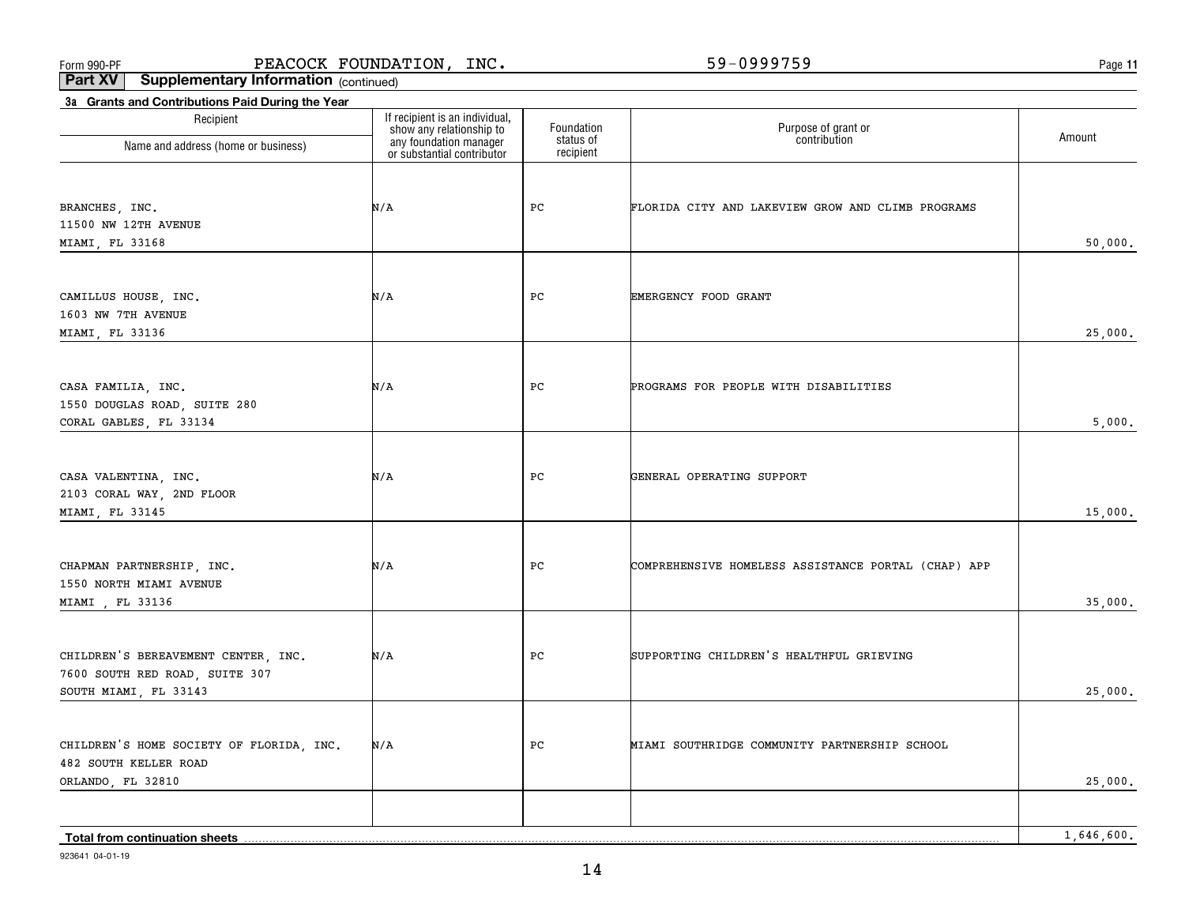Form 990-PF PEACOCK FOUNDATION, INC. 59-0999759

**Part XV Supplementary Information** (continued)

**3a Grants and Contributions Paid During the Year**

| Recipient Name and address (home or business) | If recipient is an individual, show any relationship to any foundation manager or substantial contributor | Foundation status of recipient | Purpose of grant or contribution | Amount |
|---|---|---|---|---|
| BRANCHES, INC.<br>11500 NW 12TH AVENUE<br>MIAMI, FL 33168 | N/A | PC | FLORIDA CITY AND LAKEVIEW GROW AND CLIMB PROGRAMS | 50,000. |
| CAMILLUS HOUSE, INC.<br>1603 NW 7TH AVENUE<br>MIAMI, FL 33136 | N/A | PC | EMERGENCY FOOD GRANT | 25,000. |
| CASA FAMILIA, INC.<br>1550 DOUGLAS ROAD, SUITE 280<br>CORAL GABLES, FL 33134 | N/A | PC | PROGRAMS FOR PEOPLE WITH DISABILITIES | 5,000. |
| CASA VALENTINA, INC.<br>2103 CORAL WAY, 2ND FLOOR<br>MIAMI, FL 33145 | N/A | PC | GENERAL OPERATING SUPPORT | 15,000. |
| CHAPMAN PARTNERSHIP, INC.<br>1550 NORTH MIAMI AVENUE<br>MIAMI , FL 33136 | N/A | PC | COMPREHENSIVE HOMELESS ASSISTANCE PORTAL (CHAP) APP | 35,000. |
| CHILDREN'S BEREAVEMENT CENTER, INC.<br>7600 SOUTH RED ROAD, SUITE 307<br>SOUTH MIAMI, FL 33143 | N/A | PC | SUPPORTING CHILDREN'S HEALTHFUL GRIEVING | 25,000. |
| CHILDREN'S HOME SOCIETY OF FLORIDA, INC.<br>482 SOUTH KELLER ROAD<br>ORLANDO, FL 32810 | N/A | PC | MIAMI SOUTHRIDGE COMMUNITY PARTNERSHIP SCHOOL | 25,000. |
| **Total from continuation sheets** | | | | 1,646,600. |

923641 04-01-19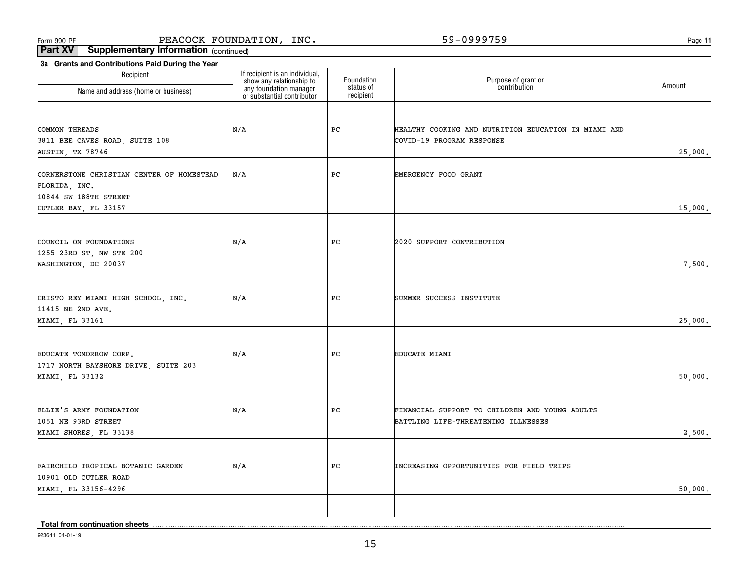Form 990-PF PEACOCK FOUNDATION, INC. 59-0999759

**Part XV Supplementary Information** (continued)

**3a Grants and Contributions Paid During the Year**

| Recipient<br>Name and address (home or business) | If recipient is an individual, show any relationship to any foundation manager or substantial contributor | Foundation status of recipient | Purpose of grant or contribution | Amount |
|---|---|---|---|---|
| COMMON THREADS<br>3811 BEE CAVES ROAD, SUITE 108<br>AUSTIN, TX 78746 | N/A | PC | HEALTHY COOKING AND NUTRITION EDUCATION IN MIAMI AND COVID-19 PROGRAM RESPONSE | 25,000. |
| CORNERSTONE CHRISTIAN CENTER OF HOMESTEAD FLORIDA, INC.<br>10844 SW 188TH STREET<br>CUTLER BAY, FL 33157 | N/A | PC | EMERGENCY FOOD GRANT | 15,000. |
| COUNCIL ON FOUNDATIONS<br>1255 23RD ST, NW STE 200<br>WASHINGTON, DC 20037 | N/A | PC | 2020 SUPPORT CONTRIBUTION | 7,500. |
| CRISTO REY MIAMI HIGH SCHOOL, INC.<br>11415 NE 2ND AVE.<br>MIAMI, FL 33161 | N/A | PC | SUMMER SUCCESS INSTITUTE | 25,000. |
| EDUCATE TOMORROW CORP.<br>1717 NORTH BAYSHORE DRIVE, SUITE 203<br>MIAMI, FL 33132 | N/A | PC | EDUCATE MIAMI | 50,000. |
| ELLIE'S ARMY FOUNDATION<br>1051 NE 93RD STREET<br>MIAMI SHORES, FL 33138 | N/A | PC | FINANCIAL SUPPORT TO CHILDREN AND YOUNG ADULTS BATTLING LIFE-THREATENING ILLNESSES | 2,500. |
| FAIRCHILD TROPICAL BOTANIC GARDEN<br>10901 OLD CUTLER ROAD<br>MIAMI, FL 33156-4296 | N/A | PC | INCREASING OPPORTUNITIES FOR FIELD TRIPS | 50,000. |
| | | | | |
| **Total from continuation sheets** | | | | |

923641 04-01-19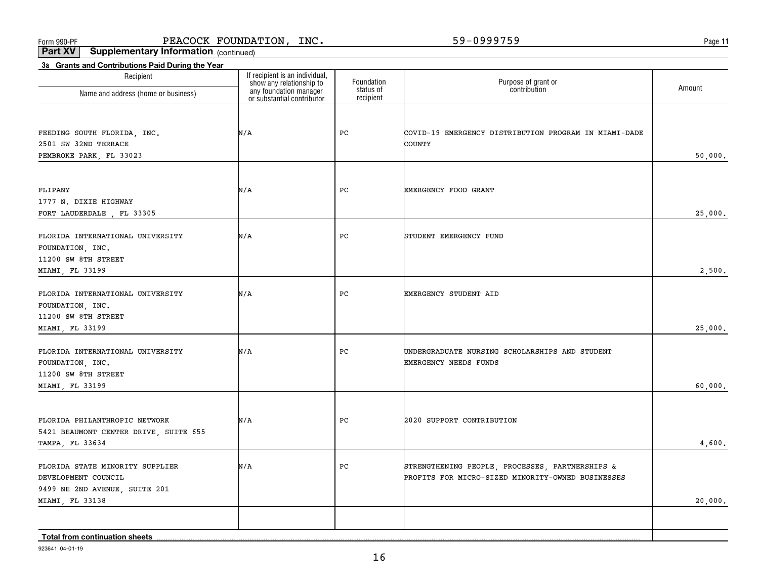Form 990-PF PEACOCK FOUNDATION, INC. 59-0999759

**Part XV Supplementary Information** (continued)

**3a Grants and Contributions Paid During the Year**

| Recipient Name and address (home or business) | If recipient is an individual, show any relationship to any foundation manager or substantial contributor | Foundation status of recipient | Purpose of grant or contribution | Amount |
|---|---|---|---|---|
| FEEDING SOUTH FLORIDA, INC.<br>2501 SW 32ND TERRACE<br>PEMBROKE PARK, FL 33023 | N/A | PC | COVID-19 EMERGENCY DISTRIBUTION PROGRAM IN MIAMI-DADE COUNTY | 50,000. |
| FLIPANY<br>1777 N. DIXIE HIGHWAY<br>FORT LAUDERDALE , FL 33305 | N/A | PC | EMERGENCY FOOD GRANT | 25,000. |
| FLORIDA INTERNATIONAL UNIVERSITY FOUNDATION, INC.<br>11200 SW 8TH STREET<br>MIAMI, FL 33199 | N/A | PC | STUDENT EMERGENCY FUND | 2,500. |
| FLORIDA INTERNATIONAL UNIVERSITY FOUNDATION, INC.<br>11200 SW 8TH STREET<br>MIAMI, FL 33199 | N/A | PC | EMERGENCY STUDENT AID | 25,000. |
| FLORIDA INTERNATIONAL UNIVERSITY FOUNDATION, INC.<br>11200 SW 8TH STREET<br>MIAMI, FL 33199 | N/A | PC | UNDERGRADUATE NURSING SCHOLARSHIPS AND STUDENT EMERGENCY NEEDS FUNDS | 60,000. |
| FLORIDA PHILANTHROPIC NETWORK<br>5421 BEAUMONT CENTER DRIVE, SUITE 655<br>TAMPA, FL 33634 | N/A | PC | 2020 SUPPORT CONTRIBUTION | 4,600. |
| FLORIDA STATE MINORITY SUPPLIER DEVELOPMENT COUNCIL<br>9499 NE 2ND AVENUE, SUITE 201<br>MIAMI, FL 33138 | N/A | PC | STRENGTHENING PEOPLE, PROCESSES, PARTNERSHIPS & PROFITS FOR MICRO-SIZED MINORITY-OWNED BUSINESSES | 20,000. |
| | | | | |
| **Total from continuation sheets** | | | | |

923641 04-01-19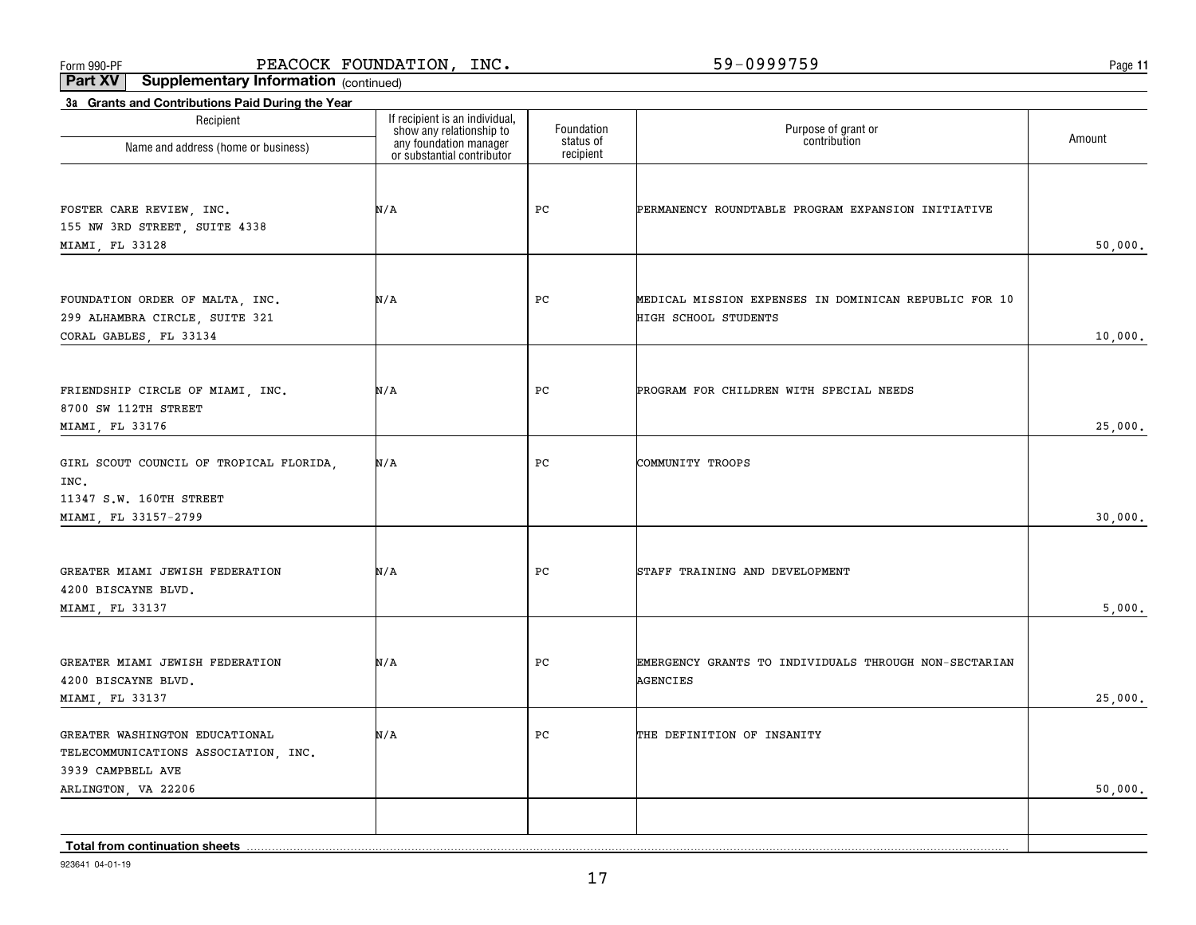Form 990-PF PEACOCK FOUNDATION, INC. 59-0999759

**Part XV Supplementary Information** (continued)

**3a Grants and Contributions Paid During the Year**

| Recipient Name and address (home or business) | If recipient is an individual, show any relationship to any foundation manager or substantial contributor | Foundation status of recipient | Purpose of grant or contribution | Amount |
|---|---|---|---|---|
| FOSTER CARE REVIEW, INC.<br>155 NW 3RD STREET, SUITE 4338<br>MIAMI, FL 33128 | N/A | PC | PERMANENCY ROUNDTABLE PROGRAM EXPANSION INITIATIVE | 50,000. |
| FOUNDATION ORDER OF MALTA, INC.<br>299 ALHAMBRA CIRCLE, SUITE 321<br>CORAL GABLES, FL 33134 | N/A | PC | MEDICAL MISSION EXPENSES IN DOMINICAN REPUBLIC FOR 10 HIGH SCHOOL STUDENTS | 10,000. |
| FRIENDSHIP CIRCLE OF MIAMI, INC.<br>8700 SW 112TH STREET<br>MIAMI, FL 33176 | N/A | PC | PROGRAM FOR CHILDREN WITH SPECIAL NEEDS | 25,000. |
| GIRL SCOUT COUNCIL OF TROPICAL FLORIDA, INC.<br>11347 S.W. 160TH STREET<br>MIAMI, FL 33157-2799 | N/A | PC | COMMUNITY TROOPS | 30,000. |
| GREATER MIAMI JEWISH FEDERATION<br>4200 BISCAYNE BLVD.<br>MIAMI, FL 33137 | N/A | PC | STAFF TRAINING AND DEVELOPMENT | 5,000. |
| GREATER MIAMI JEWISH FEDERATION<br>4200 BISCAYNE BLVD.<br>MIAMI, FL 33137 | N/A | PC | EMERGENCY GRANTS TO INDIVIDUALS THROUGH NON-SECTARIAN AGENCIES | 25,000. |
| GREATER WASHINGTON EDUCATIONAL TELECOMMUNICATIONS ASSOCIATION, INC.<br>3939 CAMPBELL AVE<br>ARLINGTON, VA 22206 | N/A | PC | THE DEFINITION OF INSANITY | 50,000. |
| | | | | |
| **Total from continuation sheets** | | | | |

923641 04-01-19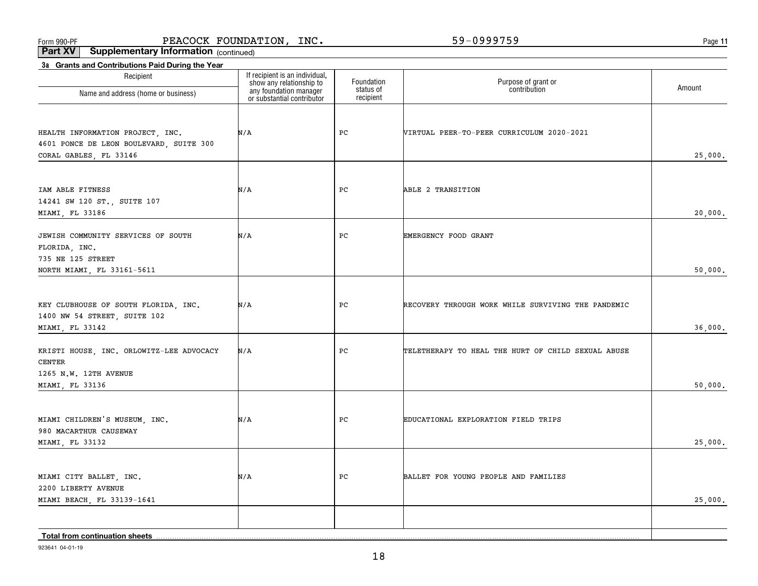Form 990-PF PEACOCK FOUNDATION, INC. 59-0999759

**Part XV Supplementary Information** (continued)

**3a Grants and Contributions Paid During the Year**

| Recipient<br>Name and address (home or business) | If recipient is an individual, show any relationship to any foundation manager or substantial contributor | Foundation status of recipient | Purpose of grant or contribution | Amount |
|---|---|---|---|---|
| HEALTH INFORMATION PROJECT, INC.<br>4601 PONCE DE LEON BOULEVARD, SUITE 300<br>CORAL GABLES, FL 33146 | N/A | PC | VIRTUAL PEER-TO-PEER CURRICULUM 2020-2021 | 25,000. |
| IAM ABLE FITNESS<br>14241 SW 120 ST., SUITE 107<br>MIAMI, FL 33186 | N/A | PC | ABLE 2 TRANSITION | 20,000. |
| JEWISH COMMUNITY SERVICES OF SOUTH FLORIDA, INC.<br>735 NE 125 STREET<br>NORTH MIAMI, FL 33161-5611 | N/A | PC | EMERGENCY FOOD GRANT | 50,000. |
| KEY CLUBHOUSE OF SOUTH FLORIDA, INC.<br>1400 NW 54 STREET, SUITE 102<br>MIAMI, FL 33142 | N/A | PC | RECOVERY THROUGH WORK WHILE SURVIVING THE PANDEMIC | 36,000. |
| KRISTI HOUSE, INC. ORLOWITZ-LEE ADVOCACY CENTER<br>1265 N.W. 12TH AVENUE<br>MIAMI, FL 33136 | N/A | PC | TELETHERAPY TO HEAL THE HURT OF CHILD SEXUAL ABUSE | 50,000. |
| MIAMI CHILDREN'S MUSEUM, INC.<br>980 MACARTHUR CAUSEWAY<br>MIAMI, FL 33132 | N/A | PC | EDUCATIONAL EXPLORATION FIELD TRIPS | 25,000. |
| MIAMI CITY BALLET, INC.<br>2200 LIBERTY AVENUE<br>MIAMI BEACH, FL 33139-1641 | N/A | PC | BALLET FOR YOUNG PEOPLE AND FAMILIES | 25,000. |
| | | | | |
| **Total from continuation sheets** | | | | |

923641 04-01-19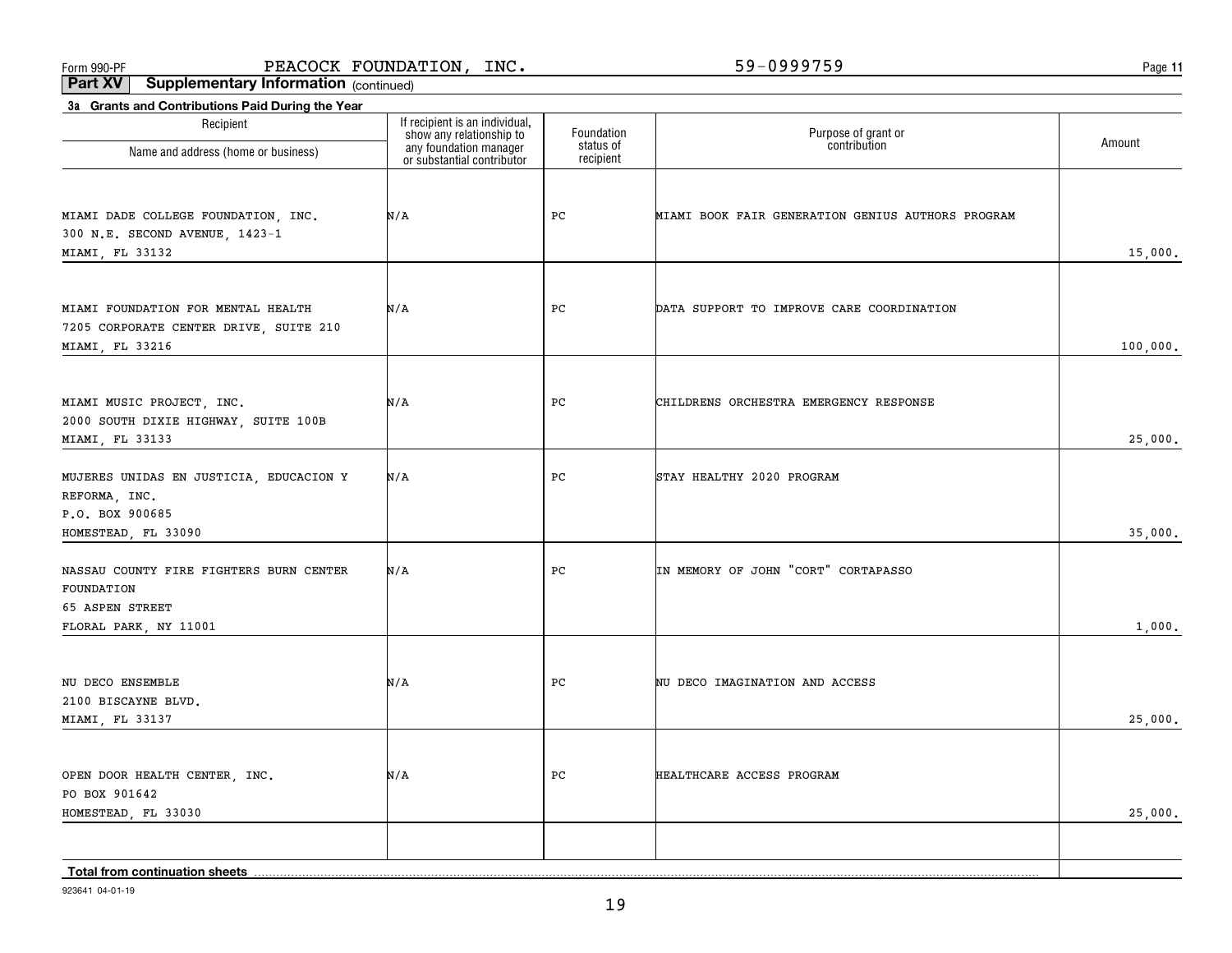Form 990-PF PEACOCK FOUNDATION, INC. 59-0999759

**Part XV Supplementary Information** (continued)

**3a Grants and Contributions Paid During the Year**

| Recipient<br>Name and address (home or business) | If recipient is an individual, show any relationship to any foundation manager or substantial contributor | Foundation status of recipient | Purpose of grant or contribution | Amount |
|---|---|---|---|---|
| MIAMI DADE COLLEGE FOUNDATION, INC.<br>300 N.E. SECOND AVENUE, 1423-1<br>MIAMI, FL 33132 | N/A | PC | MIAMI BOOK FAIR GENERATION GENIUS AUTHORS PROGRAM | 15,000. |
| MIAMI FOUNDATION FOR MENTAL HEALTH<br>7205 CORPORATE CENTER DRIVE, SUITE 210<br>MIAMI, FL 33216 | N/A | PC | DATA SUPPORT TO IMPROVE CARE COORDINATION | 100,000. |
| MIAMI MUSIC PROJECT, INC.<br>2000 SOUTH DIXIE HIGHWAY, SUITE 100B<br>MIAMI, FL 33133 | N/A | PC | CHILDRENS ORCHESTRA EMERGENCY RESPONSE | 25,000. |
| MUJERES UNIDAS EN JUSTICIA, EDUCACION Y REFORMA, INC.<br>P.O. BOX 900685<br>HOMESTEAD, FL 33090 | N/A | PC | STAY HEALTHY 2020 PROGRAM | 35,000. |
| NASSAU COUNTY FIRE FIGHTERS BURN CENTER FOUNDATION<br>65 ASPEN STREET<br>FLORAL PARK, NY 11001 | N/A | PC | IN MEMORY OF JOHN "CORT" CORTAPASSO | 1,000. |
| NU DECO ENSEMBLE<br>2100 BISCAYNE BLVD.<br>MIAMI, FL 33137 | N/A | PC | NU DECO IMAGINATION AND ACCESS | 25,000. |
| OPEN DOOR HEALTH CENTER, INC.<br>PO BOX 901642<br>HOMESTEAD, FL 33030 | N/A | PC | HEALTHCARE ACCESS PROGRAM | 25,000. |
| | | | | |
| **Total from continuation sheets** | | | | |

923641 04-01-19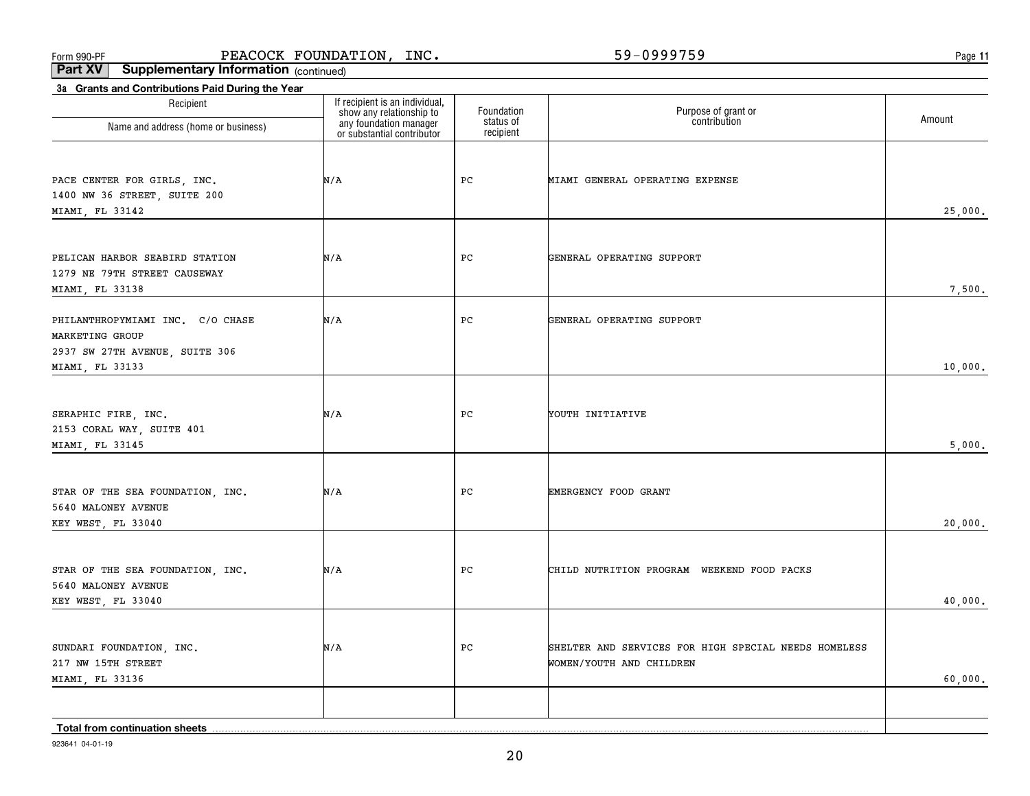Form 990-PF PEACOCK FOUNDATION, INC. 59-0999759 Page 11

**Part XV Supplementary Information** (continued)

**3a Grants and Contributions Paid During the Year**

| Recipient Name and address (home or business) | If recipient is an individual, show any relationship to any foundation manager or substantial contributor | Foundation status of recipient | Purpose of grant or contribution | Amount |
|---|---|---|---|---|
| PACE CENTER FOR GIRLS, INC. 1400 NW 36 STREET, SUITE 200 MIAMI, FL 33142 | N/A | PC | MIAMI GENERAL OPERATING EXPENSE | 25,000. |
| PELICAN HARBOR SEABIRD STATION 1279 NE 79TH STREET CAUSEWAY MIAMI, FL 33138 | N/A | PC | GENERAL OPERATING SUPPORT | 7,500. |
| PHILANTHROPYMIAMI INC. C/O CHASE MARKETING GROUP 2937 SW 27TH AVENUE, SUITE 306 MIAMI, FL 33133 | N/A | PC | GENERAL OPERATING SUPPORT | 10,000. |
| SERAPHIC FIRE, INC. 2153 CORAL WAY, SUITE 401 MIAMI, FL 33145 | N/A | PC | YOUTH INITIATIVE | 5,000. |
| STAR OF THE SEA FOUNDATION, INC. 5640 MALONEY AVENUE KEY WEST, FL 33040 | N/A | PC | EMERGENCY FOOD GRANT | 20,000. |
| STAR OF THE SEA FOUNDATION, INC. 5640 MALONEY AVENUE KEY WEST, FL 33040 | N/A | PC | CHILD NUTRITION PROGRAM WEEKEND FOOD PACKS | 40,000. |
| SUNDARI FOUNDATION, INC. 217 NW 15TH STREET MIAMI, FL 33136 | N/A | PC | SHELTER AND SERVICES FOR HIGH SPECIAL NEEDS HOMELESS WOMEN/YOUTH AND CHILDREN | 60,000. |
| | | | | |
| **Total from continuation sheets** | | | | |

923641 04-01-19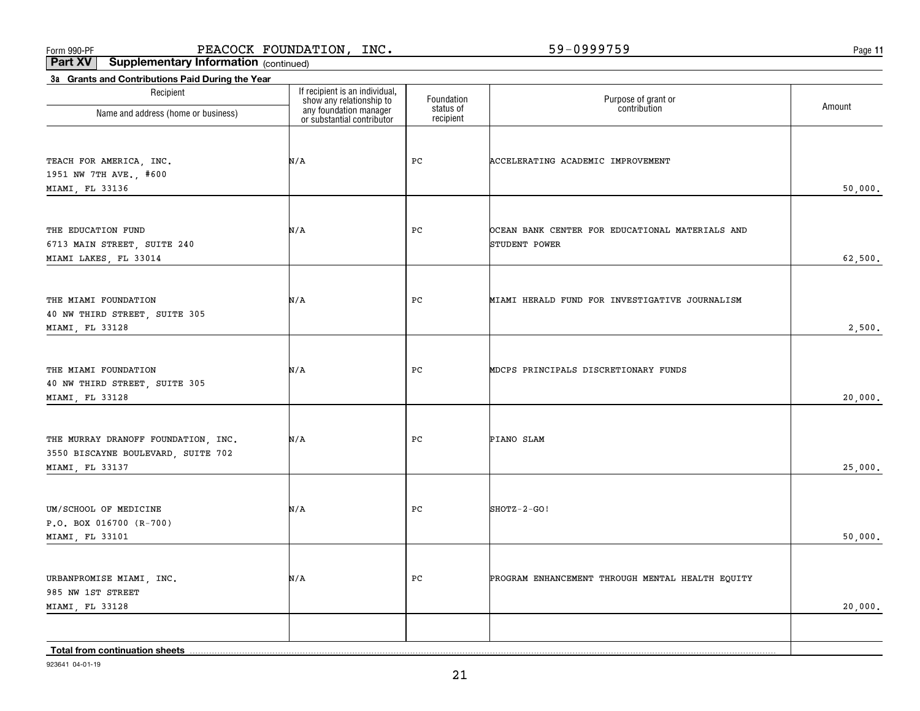Form 990-PF PEACOCK FOUNDATION, INC. 59-0999759

**Part XV Supplementary Information** (continued)

**3a Grants and Contributions Paid During the Year**

| Recipient<br>Name and address (home or business) | If recipient is an individual, show any relationship to any foundation manager or substantial contributor | Foundation status of recipient | Purpose of grant or contribution | Amount |
|---|---|---|---|---|
| TEACH FOR AMERICA, INC.<br>1951 NW 7TH AVE., #600<br>MIAMI, FL 33136 | N/A | PC | ACCELERATING ACADEMIC IMPROVEMENT | 50,000. |
| THE EDUCATION FUND<br>6713 MAIN STREET, SUITE 240<br>MIAMI LAKES, FL 33014 | N/A | PC | OCEAN BANK CENTER FOR EDUCATIONAL MATERIALS AND STUDENT POWER | 62,500. |
| THE MIAMI FOUNDATION<br>40 NW THIRD STREET, SUITE 305<br>MIAMI, FL 33128 | N/A | PC | MIAMI HERALD FUND FOR INVESTIGATIVE JOURNALISM | 2,500. |
| THE MIAMI FOUNDATION<br>40 NW THIRD STREET, SUITE 305<br>MIAMI, FL 33128 | N/A | PC | MDCPS PRINCIPALS DISCRETIONARY FUNDS | 20,000. |
| THE MURRAY DRANOFF FOUNDATION, INC.<br>3550 BISCAYNE BOULEVARD, SUITE 702<br>MIAMI, FL 33137 | N/A | PC | PIANO SLAM | 25,000. |
| UM/SCHOOL OF MEDICINE<br>P.O. BOX 016700 (R-700)<br>MIAMI, FL 33101 | N/A | PC | SHOTZ-2-GO! | 50,000. |
| URBANPROMISE MIAMI, INC.<br>985 NW 1ST STREET<br>MIAMI, FL 33128 | N/A | PC | PROGRAM ENHANCEMENT THROUGH MENTAL HEALTH EQUITY | 20,000. |
| | | | | |
| **Total from continuation sheets** | | | | |

923641 04-01-19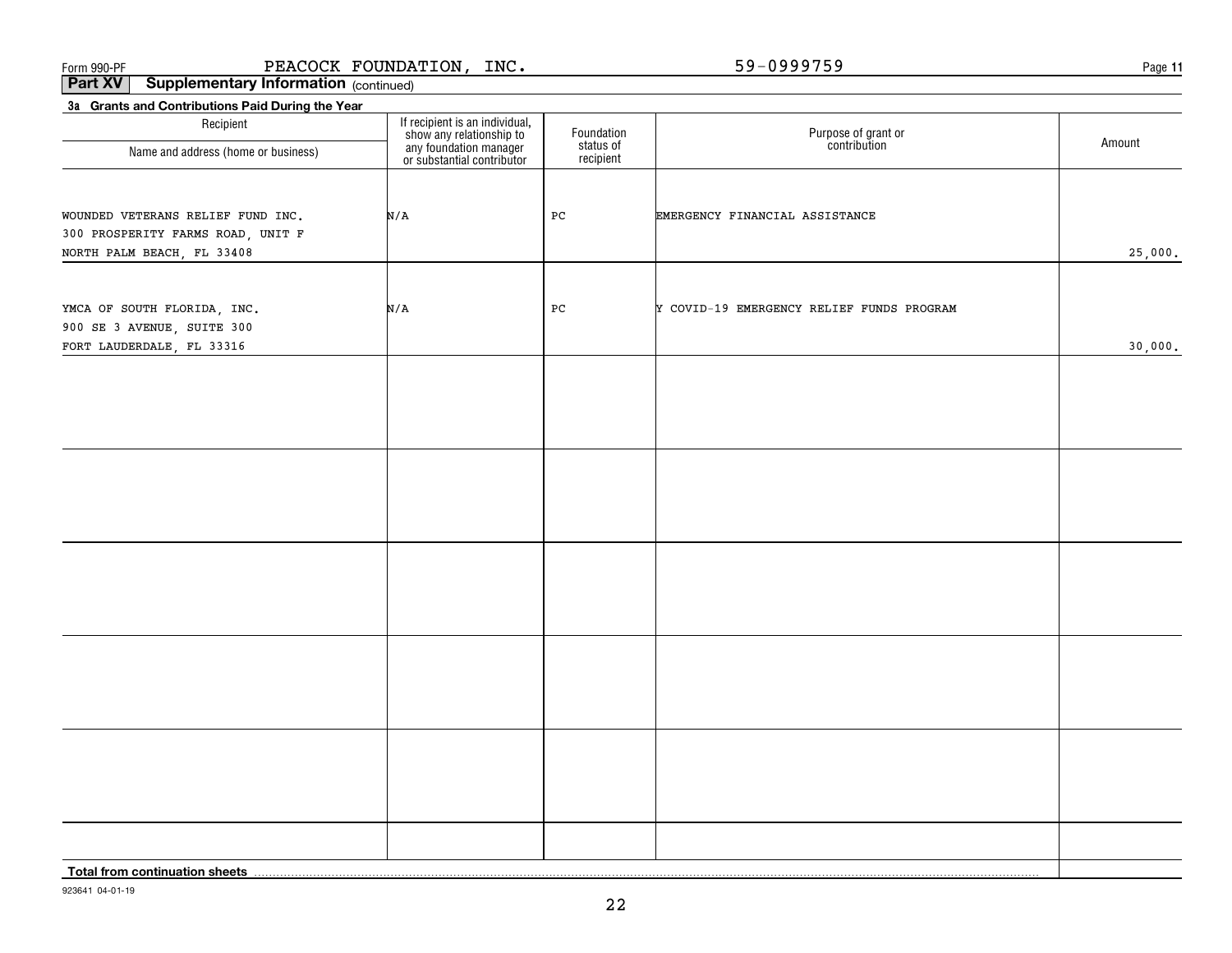Form 990-PF PEACOCK FOUNDATION, INC. 59-0999759

**Part XV Supplementary Information** (continued)

**3a Grants and Contributions Paid During the Year**

| Recipient<br>Name and address (home or business) | If recipient is an individual, show any relationship to any foundation manager or substantial contributor | Foundation status of recipient | Purpose of grant or contribution | Amount |
|---|---|---|---|---|
| WOUNDED VETERANS RELIEF FUND INC.<br>300 PROSPERITY FARMS ROAD, UNIT F<br>NORTH PALM BEACH, FL 33408 | N/A | PC | EMERGENCY FINANCIAL ASSISTANCE | 25,000. |
| YMCA OF SOUTH FLORIDA, INC.<br>900 SE 3 AVENUE, SUITE 300<br>FORT LAUDERDALE, FL 33316 | N/A | PC | Y COVID-19 EMERGENCY RELIEF FUNDS PROGRAM | 30,000. |
| | | | | |
| | | | | |
| | | | | |
| | | | | |
| | | | | |
| | | | | |
| **Total from continuation sheets** | | | | |

923641 04-01-19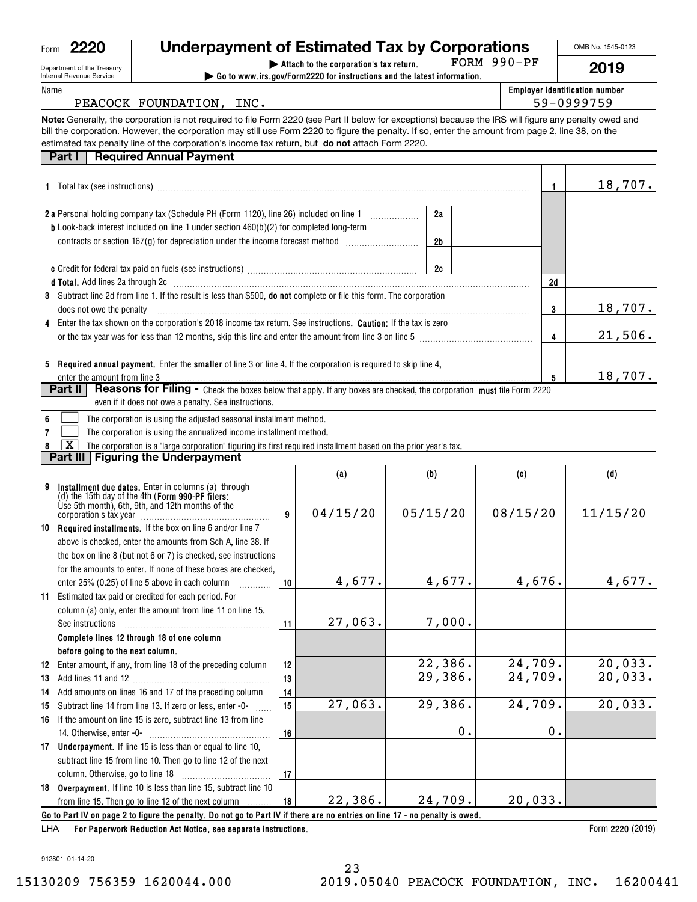Form **2220**

Department of the Treasury
Internal Revenue Service

# Underpayment of Estimated Tax by Corporations

▶ Attach to the corporation's tax return. FORM 990-PF

▶ Go to www.irs.gov/Form2220 for instructions and the latest information.

OMB No. 1545-0123

**2019**

Name: PEACOCK FOUNDATION, INC.

Employer identification number: 59-0999759

**Note:** Generally, the corporation is not required to file Form 2220 (see Part II below for exceptions) because the IRS will figure any penalty owed and bill the corporation. However, the corporation may still use Form 2220 to figure the penalty. If so, enter the amount from page 2, line 38, on the estimated tax penalty line of the corporation's income tax return, but **do not** attach Form 2220.

## Part I Required Annual Payment

| Line | Description | | | Amount |
|---|---|---|---|---|
| 1 | Total tax (see instructions) | | 1 | 18,707. |
| 2a | Personal holding company tax (Schedule PH (Form 1120), line 26) included on line 1 | 2a | | |
| b | Look-back interest included on line 1 under section 460(b)(2) for completed long-term contracts or section 167(g) for depreciation under the income forecast method | 2b | | |
| c | Credit for federal tax paid on fuels (see instructions) | 2c | | |
| d | **Total.** Add lines 2a through 2c | | 2d | |
| 3 | Subtract line 2d from line 1. If the result is less than $500, **do not** complete or file this form. The corporation does not owe the penalty | | 3 | 18,707. |
| 4 | Enter the tax shown on the corporation's 2018 income tax return. See instructions. **Caution:** If the tax is zero or the tax year was for less than 12 months, skip this line and enter the amount from line 3 on line 5 | | 4 | 21,506. |
| 5 | **Required annual payment.** Enter the **smaller** of line 3 or line 4. If the corporation is required to skip line 4, enter the amount from line 3 | | 5 | 18,707. |

## Part II Reasons for Filing - Check the boxes below that apply. If any boxes are checked, the corporation **must** file Form 2220 even if it does not owe a penalty. See instructions.

6 ☐ The corporation is using the adjusted seasonal installment method.

7 ☐ The corporation is using the annualized income installment method.

8 ☒ The corporation is a "large corporation" figuring its first required installment based on the prior year's tax.

## Part III Figuring the Underpayment

| Line | Description | | (a) | (b) | (c) | (d) |
|---|---|---|---|---|---|---|
| 9 | **Installment due dates.** Enter in columns (a) through (d) the 15th day of the 4th (**Form 990-PF filers:** Use 5th month), 6th, 9th, and 12th months of the corporation's tax year | 9 | 04/15/20 | 05/15/20 | 08/15/20 | 11/15/20 |
| 10 | **Required installments.** If the box on line 6 and/or line 7 above is checked, enter the amounts from Sch A, line 38. If the box on line 8 (but not 6 or 7) is checked, see instructions for the amounts to enter. If none of these boxes are checked, enter 25% (0.25) of line 5 above in each column | 10 | 4,677. | 4,677. | 4,676. | 4,677. |
| 11 | Estimated tax paid or credited for each period. For column (a) only, enter the amount from line 11 on line 15. See instructions | 11 | 27,063. | 7,000. | | |
| | **Complete lines 12 through 18 of one column before going to the next column.** | | | | | |
| 12 | Enter amount, if any, from line 18 of the preceding column | 12 | | 22,386. | 24,709. | 20,033. |
| 13 | Add lines 11 and 12 | 13 | | 29,386. | 24,709. | 20,033. |
| 14 | Add amounts on lines 16 and 17 of the preceding column | 14 | | | | |
| 15 | Subtract line 14 from line 13. If zero or less, enter -0- | 15 | 27,063. | 29,386. | 24,709. | 20,033. |
| 16 | If the amount on line 15 is zero, subtract line 13 from line 14. Otherwise, enter -0- | 16 | | 0. | 0. | |
| 17 | **Underpayment.** If line 15 is less than or equal to line 10, subtract line 15 from line 10. Then go to line 12 of the next column. Otherwise, go to line 18 | 17 | | | | |
| 18 | **Overpayment.** If line 10 is less than line 15, subtract line 10 from line 15. Then go to line 12 of the next column | 18 | 22,386. | 24,709. | 20,033. | |

**Go to Part IV on page 2 to figure the penalty. Do not go to Part IV if there are no entries on line 17 - no penalty is owed.**

LHA **For Paperwork Reduction Act Notice, see separate instructions.**

Form **2220** (2019)

912801 01-14-20

15130209 756359 1620044.000 2019.05040 PEACOCK FOUNDATION, INC. 16200441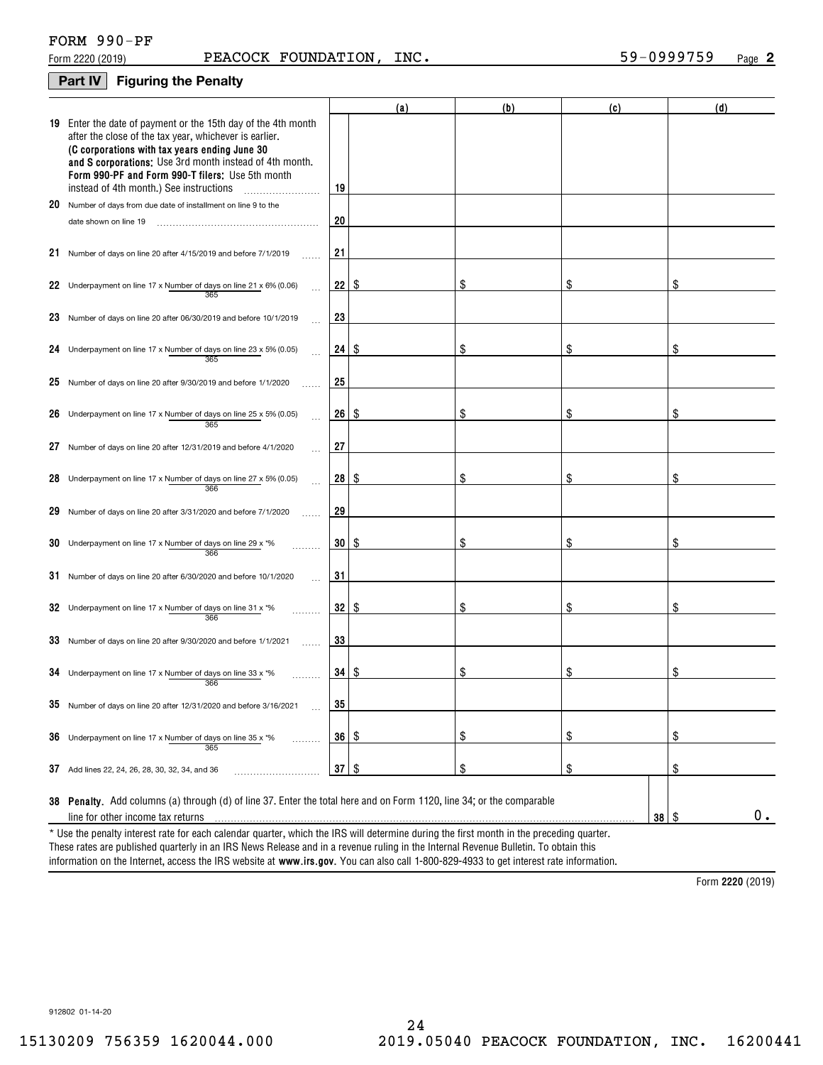FORM 990-PF

Form 2220 (2019) PEACOCK FOUNDATION, INC. 59-0999759 Page **2**

## Part IV Figuring the Penalty

| | | | (a) | (b) | (c) | (d) |
|---|---|---|---|---|---|---|
| **19** | Enter the date of payment or the 15th day of the 4th month after the close of the tax year, whichever is earlier. **(C corporations with tax years ending June 30 and S corporations:** Use 3rd month instead of 4th month. **Form 990-PF and Form 990-T filers:** Use 5th month instead of 4th month.) See instructions | 19 | | | | |
| **20** | Number of days from due date of installment on line 9 to the date shown on line 19 | 20 | | | | |
| **21** | Number of days on line 20 after 4/15/2019 and before 7/1/2019 | 21 | | | | |
| **22** | Underpayment on line 17 x Number of days on line 21 / 365 x 6% (0.06) | 22 | $ | $ | $ | $ |
| **23** | Number of days on line 20 after 06/30/2019 and before 10/1/2019 | 23 | | | | |
| **24** | Underpayment on line 17 x Number of days on line 23 / 365 x 5% (0.05) | 24 | $ | $ | $ | $ |
| **25** | Number of days on line 20 after 9/30/2019 and before 1/1/2020 | 25 | | | | |
| **26** | Underpayment on line 17 x Number of days on line 25 / 365 x 5% (0.05) | 26 | $ | $ | $ | $ |
| **27** | Number of days on line 20 after 12/31/2019 and before 4/1/2020 | 27 | | | | |
| **28** | Underpayment on line 17 x Number of days on line 27 / 366 x 5% (0.05) | 28 | $ | $ | $ | $ |
| **29** | Number of days on line 20 after 3/31/2020 and before 7/1/2020 | 29 | | | | |
| **30** | Underpayment on line 17 x Number of days on line 29 / 366 x *% | 30 | $ | $ | $ | $ |
| **31** | Number of days on line 20 after 6/30/2020 and before 10/1/2020 | 31 | | | | |
| **32** | Underpayment on line 17 x Number of days on line 31 / 366 x *% | 32 | $ | $ | $ | $ |
| **33** | Number of days on line 20 after 9/30/2020 and before 1/1/2021 | 33 | | | | |
| **34** | Underpayment on line 17 x Number of days on line 33 / 366 x *% | 34 | $ | $ | $ | $ |
| **35** | Number of days on line 20 after 12/31/2020 and before 3/16/2021 | 35 | | | | |
| **36** | Underpayment on line 17 x Number of days on line 35 / 365 x *% | 36 | $ | $ | $ | $ |
| **37** | Add lines 22, 24, 26, 28, 30, 32, 34, and 36 | 37 | $ | $ | $ | $ |

**38 Penalty.** Add columns (a) through (d) of line 37. Enter the total here and on Form 1120, line 34; or the comparable line for other income tax returns ..... **38** $ 0.

\* Use the penalty interest rate for each calendar quarter, which the IRS will determine during the first month in the preceding quarter. These rates are published quarterly in an IRS News Release and in a revenue ruling in the Internal Revenue Bulletin. To obtain this information on the Internet, access the IRS website at **www.irs.gov**. You can also call 1-800-829-4933 to get interest rate information.

Form **2220** (2019)

912802 01-14-20

15130209 756359 1620044.000 2019.05040 PEACOCK FOUNDATION, INC. 16200441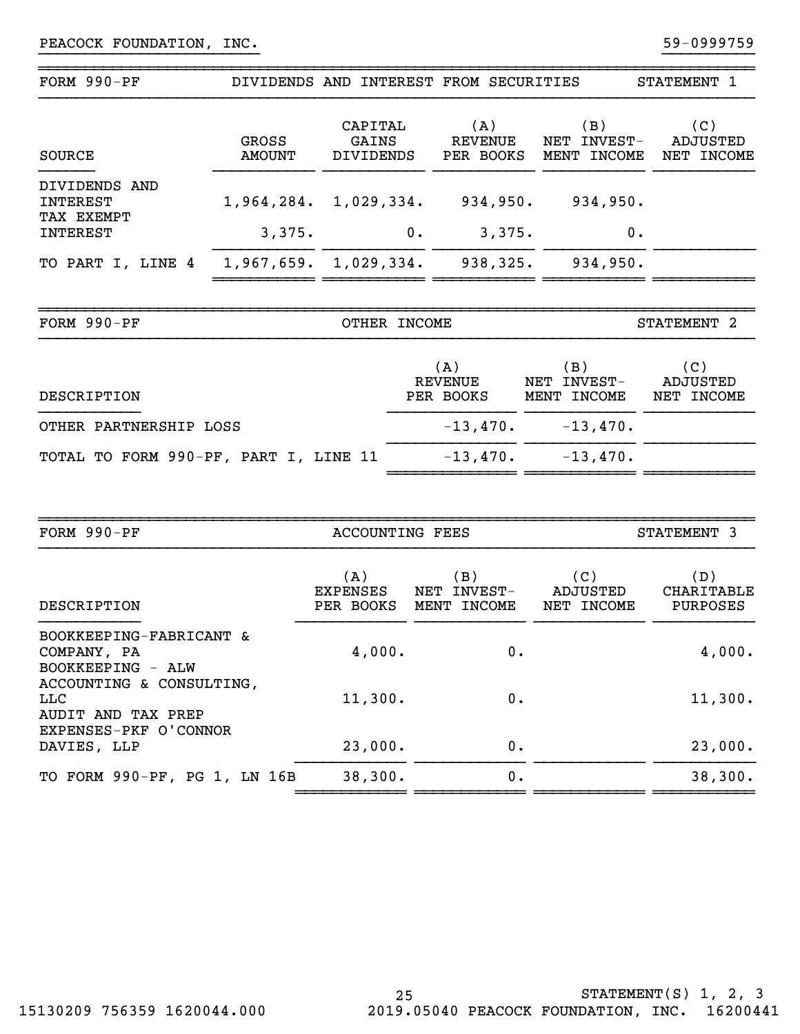PEACOCK FOUNDATION, INC. 59-0999759

## FORM 990-PF — DIVIDENDS AND INTEREST FROM SECURITIES — STATEMENT 1

| SOURCE | GROSS AMOUNT | CAPITAL GAINS DIVIDENDS | (A) REVENUE PER BOOKS | (B) NET INVEST-MENT INCOME | (C) ADJUSTED NET INCOME |
|---|---|---|---|---|---|
| DIVIDENDS AND INTEREST | 1,964,284. | 1,029,334. | 934,950. | 934,950. | |
| TAX EXEMPT INTEREST | 3,375. | 0. | 3,375. | 0. | |
| TO PART I, LINE 4 | 1,967,659. | 1,029,334. | 938,325. | 934,950. | |

## FORM 990-PF — OTHER INCOME — STATEMENT 2

| DESCRIPTION | (A) REVENUE PER BOOKS | (B) NET INVEST-MENT INCOME | (C) ADJUSTED NET INCOME |
|---|---|---|---|
| OTHER PARTNERSHIP LOSS | -13,470. | -13,470. | |
| TOTAL TO FORM 990-PF, PART I, LINE 11 | -13,470. | -13,470. | |

## FORM 990-PF — ACCOUNTING FEES — STATEMENT 3

| DESCRIPTION | (A) EXPENSES PER BOOKS | (B) NET INVEST-MENT INCOME | (C) ADJUSTED NET INCOME | (D) CHARITABLE PURPOSES |
|---|---|---|---|---|
| BOOKKEEPING-FABRICANT & COMPANY, PA | 4,000. | 0. | | 4,000. |
| BOOKKEEPING - ALW ACCOUNTING & CONSULTING, LLC | 11,300. | 0. | | 11,300. |
| AUDIT AND TAX PREP EXPENSES-PKF O'CONNOR DAVIES, LLP | 23,000. | 0. | | 23,000. |
| TO FORM 990-PF, PG 1, LN 16B | 38,300. | 0. | | 38,300. |

STATEMENT(S) 1, 2, 3

15130209 756359 1620044.000 2019.05040 PEACOCK FOUNDATION, INC. 16200441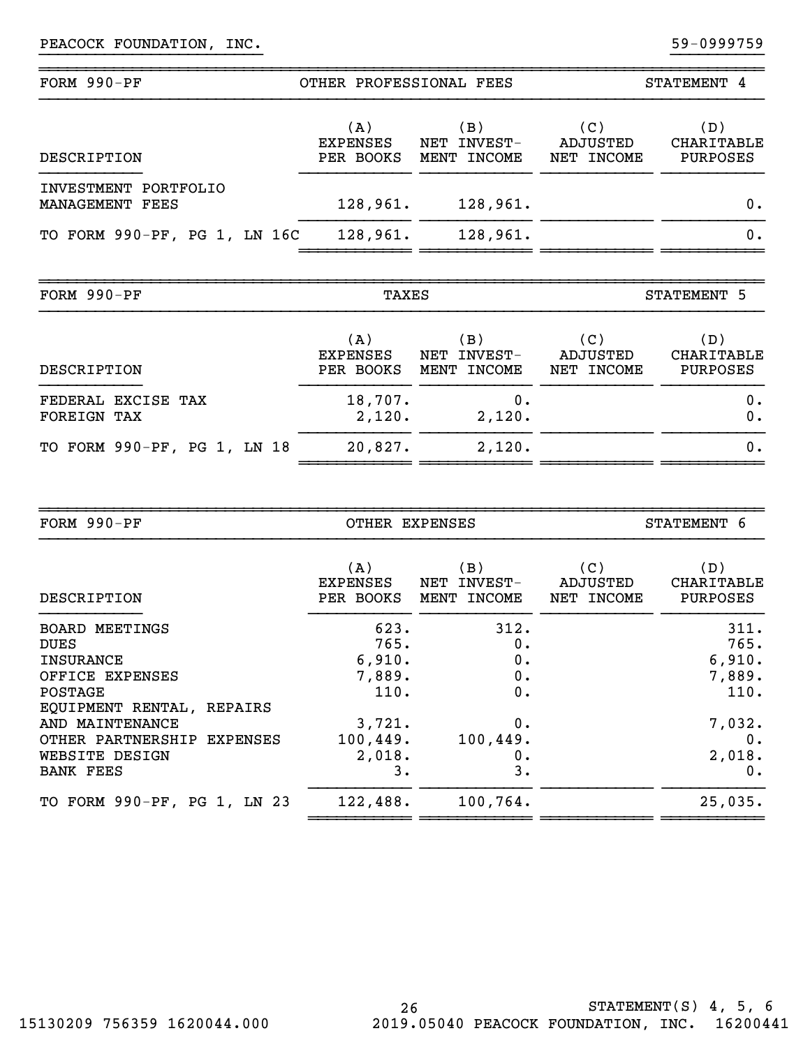PEACOCK FOUNDATION, INC. 59-0999759

## FORM 990-PF — OTHER PROFESSIONAL FEES — STATEMENT 4

| DESCRIPTION | (A) EXPENSES PER BOOKS | (B) NET INVEST- MENT INCOME | (C) ADJUSTED NET INCOME | (D) CHARITABLE PURPOSES |
|---|---|---|---|---|
| INVESTMENT PORTFOLIO MANAGEMENT FEES | 128,961. | 128,961. | | 0. |
| TO FORM 990-PF, PG 1, LN 16C | 128,961. | 128,961. | | 0. |

## FORM 990-PF — TAXES — STATEMENT 5

| DESCRIPTION | (A) EXPENSES PER BOOKS | (B) NET INVEST- MENT INCOME | (C) ADJUSTED NET INCOME | (D) CHARITABLE PURPOSES |
|---|---|---|---|---|
| FEDERAL EXCISE TAX | 18,707. | 0. | | 0. |
| FOREIGN TAX | 2,120. | 2,120. | | 0. |
| TO FORM 990-PF, PG 1, LN 18 | 20,827. | 2,120. | | 0. |

## FORM 990-PF — OTHER EXPENSES — STATEMENT 6

| DESCRIPTION | (A) EXPENSES PER BOOKS | (B) NET INVEST- MENT INCOME | (C) ADJUSTED NET INCOME | (D) CHARITABLE PURPOSES |
|---|---|---|---|---|
| BOARD MEETINGS | 623. | 312. | | 311. |
| DUES | 765. | 0. | | 765. |
| INSURANCE | 6,910. | 0. | | 6,910. |
| OFFICE EXPENSES | 7,889. | 0. | | 7,889. |
| POSTAGE | 110. | 0. | | 110. |
| EQUIPMENT RENTAL, REPAIRS AND MAINTENANCE | 3,721. | 0. | | 7,032. |
| OTHER PARTNERSHIP EXPENSES | 100,449. | 100,449. | | 0. |
| WEBSITE DESIGN | 2,018. | 0. | | 2,018. |
| BANK FEES | 3. | 3. | | 0. |
| TO FORM 990-PF, PG 1, LN 23 | 122,488. | 100,764. | | 25,035. |

STATEMENT(S) 4, 5, 6

15130209 756359 1620044.000 2019.05040 PEACOCK FOUNDATION, INC. 16200441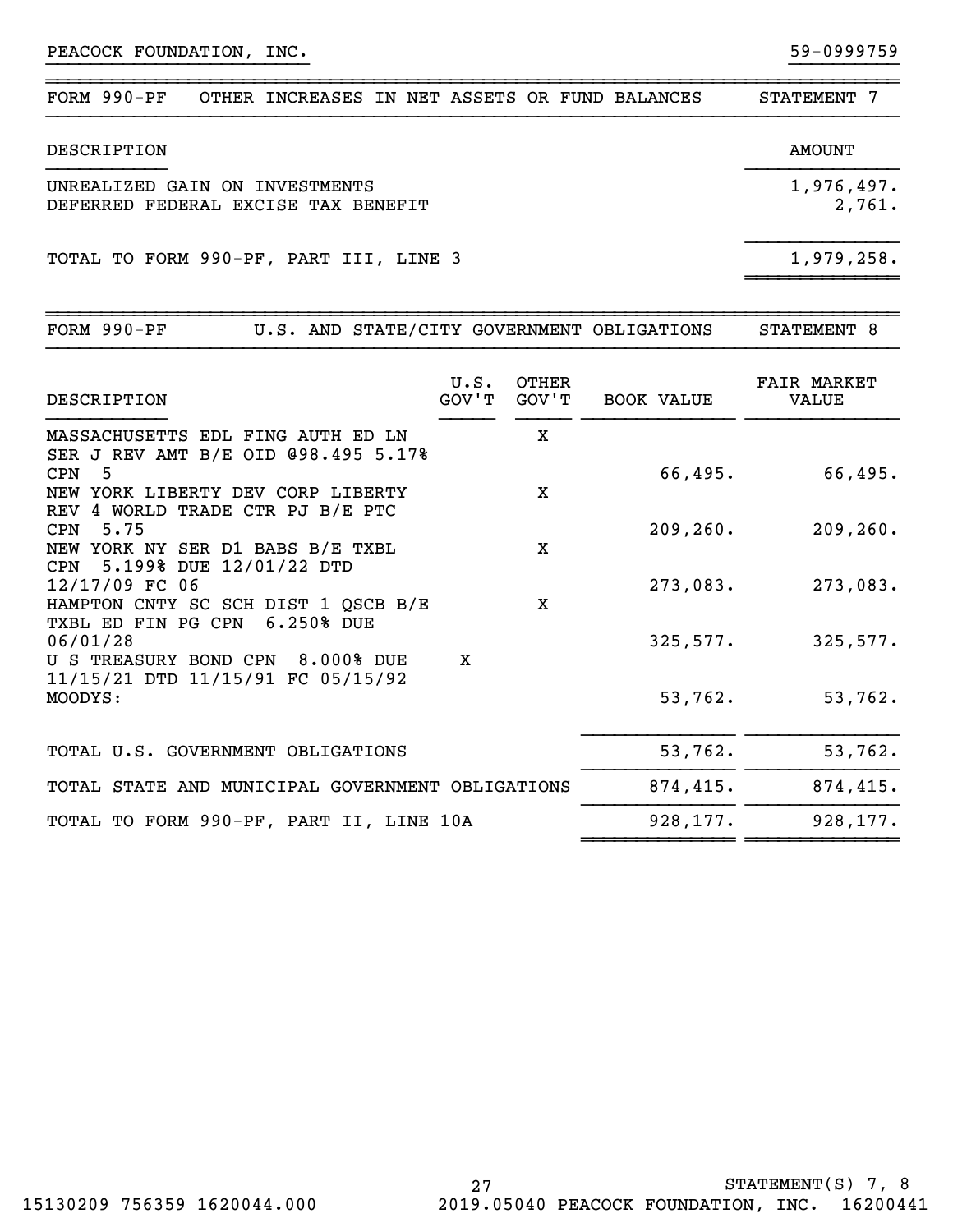PEACOCK FOUNDATION, INC. 59-0999759

| FORM 990-PF | OTHER INCREASES IN NET ASSETS OR FUND BALANCES | STATEMENT 7 |
|---|---|---|

| DESCRIPTION | AMOUNT |
|---|---|
| UNREALIZED GAIN ON INVESTMENTS | 1,976,497. |
| DEFERRED FEDERAL EXCISE TAX BENEFIT | 2,761. |
| TOTAL TO FORM 990-PF, PART III, LINE 3 | 1,979,258. |

| FORM 990-PF | U.S. AND STATE/CITY GOVERNMENT OBLIGATIONS | STATEMENT 8 |
|---|---|---|

| DESCRIPTION | U.S. GOV'T | OTHER GOV'T | BOOK VALUE | FAIR MARKET VALUE |
|---|---|---|---|---|
| MASSACHUSETTS EDL FING AUTH ED LN SER J REV AMT B/E OID @98.495 5.17% CPN 5 | | X | 66,495. | 66,495. |
| NEW YORK LIBERTY DEV CORP LIBERTY REV 4 WORLD TRADE CTR PJ B/E PTC CPN 5.75 | | X | 209,260. | 209,260. |
| NEW YORK NY SER D1 BABS B/E TXBL CPN 5.199% DUE 12/01/22 DTD 12/17/09 FC 06 | | X | 273,083. | 273,083. |
| HAMPTON CNTY SC SCH DIST 1 QSCB B/E TXBL ED FIN PG CPN 6.250% DUE 06/01/28 | | X | 325,577. | 325,577. |
| U S TREASURY BOND CPN 8.000% DUE 11/15/21 DTD 11/15/91 FC 05/15/92 MOODYS: | X | | 53,762. | 53,762. |
| TOTAL U.S. GOVERNMENT OBLIGATIONS | | | 53,762. | 53,762. |
| TOTAL STATE AND MUNICIPAL GOVERNMENT OBLIGATIONS | | | 874,415. | 874,415. |
| TOTAL TO FORM 990-PF, PART II, LINE 10A | | | 928,177. | 928,177. |

STATEMENT(S) 7, 8

15130209 756359 1620044.000 2019.05040 PEACOCK FOUNDATION, INC. 16200441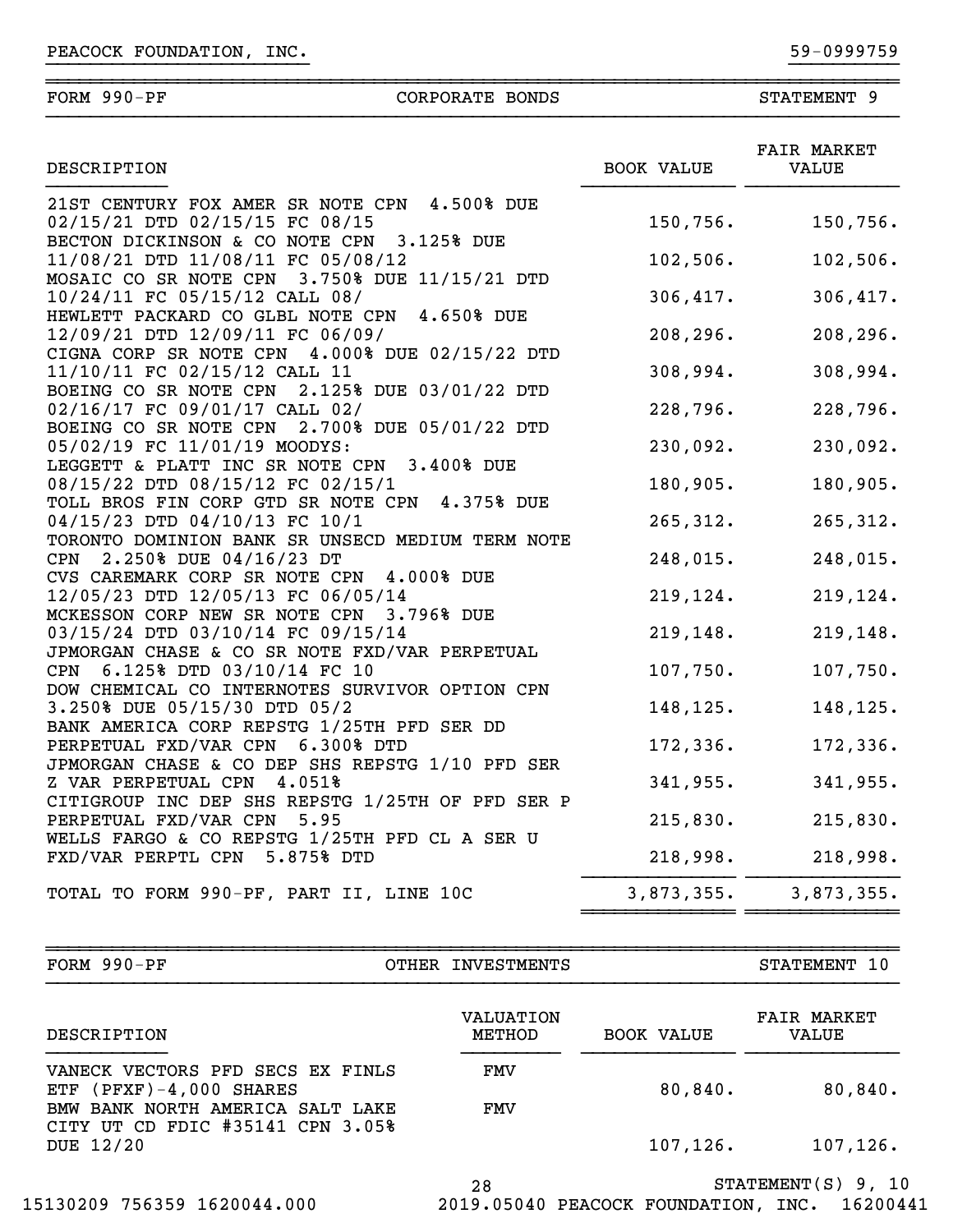PEACOCK FOUNDATION, INC. 59-0999759

## FORM 990-PF — CORPORATE BONDS — STATEMENT 9

| DESCRIPTION | BOOK VALUE | FAIR MARKET VALUE |
|---|---|---|
| 21ST CENTURY FOX AMER SR NOTE CPN 4.500% DUE 02/15/21 DTD 02/15/15 FC 08/15 | 150,756. | 150,756. |
| BECTON DICKINSON & CO NOTE CPN 3.125% DUE 11/08/21 DTD 11/08/11 FC 05/08/12 | 102,506. | 102,506. |
| MOSAIC CO SR NOTE CPN 3.750% DUE 11/15/21 DTD 10/24/11 FC 05/15/12 CALL 08/ | 306,417. | 306,417. |
| HEWLETT PACKARD CO GLBL NOTE CPN 4.650% DUE 12/09/21 DTD 12/09/11 FC 06/09/ | 208,296. | 208,296. |
| CIGNA CORP SR NOTE CPN 4.000% DUE 02/15/22 DTD 11/10/11 FC 02/15/12 CALL 11 | 308,994. | 308,994. |
| BOEING CO SR NOTE CPN 2.125% DUE 03/01/22 DTD 02/16/17 FC 09/01/17 CALL 02/ | 228,796. | 228,796. |
| BOEING CO SR NOTE CPN 2.700% DUE 05/01/22 DTD 05/02/19 FC 11/01/19 MOODYS: | 230,092. | 230,092. |
| LEGGETT & PLATT INC SR NOTE CPN 3.400% DUE 08/15/22 DTD 08/15/12 FC 02/15/1 | 180,905. | 180,905. |
| TOLL BROS FIN CORP GTD SR NOTE CPN 4.375% DUE 04/15/23 DTD 04/10/13 FC 10/1 | 265,312. | 265,312. |
| TORONTO DOMINION BANK SR UNSECD MEDIUM TERM NOTE CPN 2.250% DUE 04/16/23 DT | 248,015. | 248,015. |
| CVS CAREMARK CORP SR NOTE CPN 4.000% DUE 12/05/23 DTD 12/05/13 FC 06/05/14 | 219,124. | 219,124. |
| MCKESSON CORP NEW SR NOTE CPN 3.796% DUE 03/15/24 DTD 03/10/14 FC 09/15/14 | 219,148. | 219,148. |
| JPMORGAN CHASE & CO SR NOTE FXD/VAR PERPETUAL CPN 6.125% DTD 03/10/14 FC 10 | 107,750. | 107,750. |
| DOW CHEMICAL CO INTERNOTES SURVIVOR OPTION CPN 3.250% DUE 05/15/30 DTD 05/2 | 148,125. | 148,125. |
| BANK AMERICA CORP REPSTG 1/25TH PFD SER DD PERPETUAL FXD/VAR CPN 6.300% DTD | 172,336. | 172,336. |
| JPMORGAN CHASE & CO DEP SHS REPSTG 1/10 PFD SER Z VAR PERPETUAL CPN 4.051% | 341,955. | 341,955. |
| CITIGROUP INC DEP SHS REPSTG 1/25TH OF PFD SER P PERPETUAL FXD/VAR CPN 5.95 | 215,830. | 215,830. |
| WELLS FARGO & CO REPSTG 1/25TH PFD CL A SER U FXD/VAR PERPTL CPN 5.875% DTD | 218,998. | 218,998. |
| TOTAL TO FORM 990-PF, PART II, LINE 10C | 3,873,355. | 3,873,355. |

## FORM 990-PF — OTHER INVESTMENTS — STATEMENT 10

| DESCRIPTION | VALUATION METHOD | BOOK VALUE | FAIR MARKET VALUE |
|---|---|---|---|
| VANECK VECTORS PFD SECS EX FINLS ETF (PFXF)-4,000 SHARES | FMV | 80,840. | 80,840. |
| BMW BANK NORTH AMERICA SALT LAKE CITY UT CD FDIC #35141 CPN 3.05% DUE 12/20 | FMV | 107,126. | 107,126. |

STATEMENT(S) 9, 10

15130209 756359 1620044.000 2019.05040 PEACOCK FOUNDATION, INC. 16200441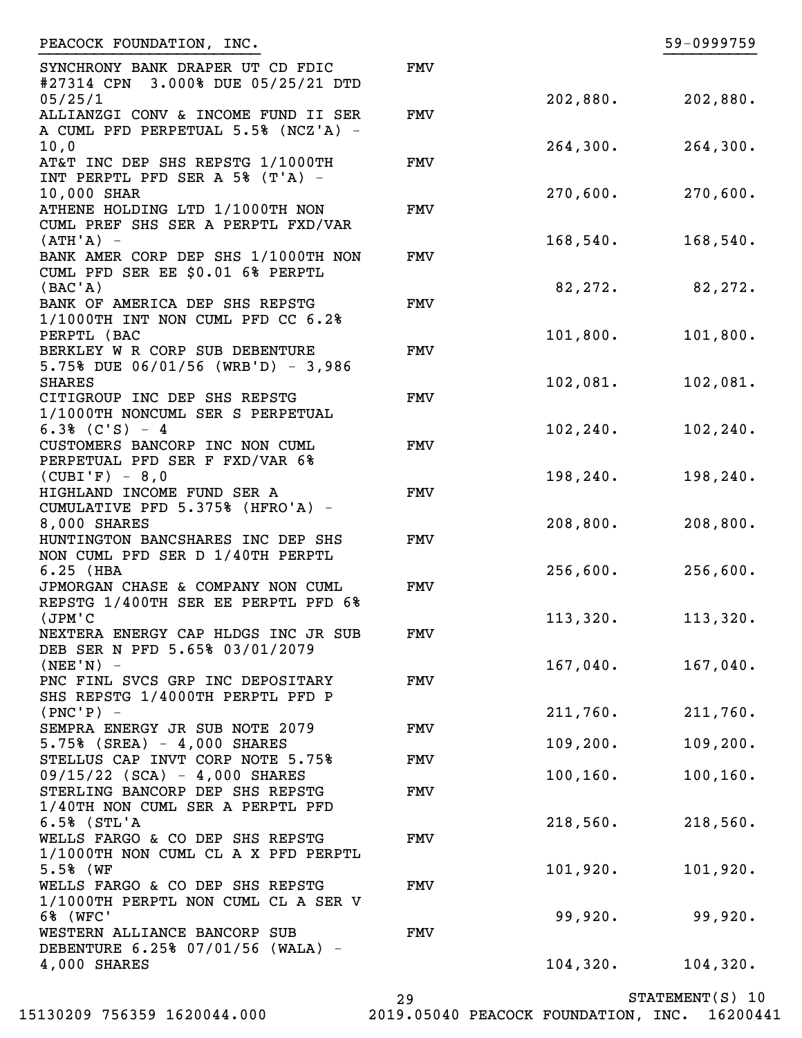PEACOCK FOUNDATION, INC. 59-0999759

| Description | Valuation Method | Book Value | Fair Market Value |
|---|---|---|---|
| SYNCHRONY BANK DRAPER UT CD FDIC #27314 CPN 3.000% DUE 05/25/21 DTD 05/25/1 | FMV | 202,880. | 202,880. |
| ALLIANZGI CONV & INCOME FUND II SER A CUML PFD PERPETUAL 5.5% (NCZ'A) - 10,0 | FMV | 264,300. | 264,300. |
| AT&T INC DEP SHS REPSTG 1/1000TH INT PERPTL PFD SER A 5% (T'A) - 10,000 SHAR | FMV | 270,600. | 270,600. |
| ATHENE HOLDING LTD 1/1000TH NON CUML PREF SHS SER A PERPTL FXD/VAR (ATH'A) - | FMV | 168,540. | 168,540. |
| BANK AMER CORP DEP SHS 1/1000TH NON CUML PFD SER EE $0.01 6% PERPTL (BAC'A) | FMV | 82,272. | 82,272. |
| BANK OF AMERICA DEP SHS REPSTG 1/1000TH INT NON CUML PFD CC 6.2% PERPTL (BAC | FMV | 101,800. | 101,800. |
| BERKLEY W R CORP SUB DEBENTURE 5.75% DUE 06/01/56 (WRB'D) - 3,986 SHARES | FMV | 102,081. | 102,081. |
| CITIGROUP INC DEP SHS REPSTG 1/1000TH NONCUML SER S PERPETUAL 6.3% (C'S) - 4 | FMV | 102,240. | 102,240. |
| CUSTOMERS BANCORP INC NON CUML PERPETUAL PFD SER F FXD/VAR 6% (CUBI'F) - 8,0 | FMV | 198,240. | 198,240. |
| HIGHLAND INCOME FUND SER A CUMULATIVE PFD 5.375% (HFRO'A) - 8,000 SHARES | FMV | 208,800. | 208,800. |
| HUNTINGTON BANCSHARES INC DEP SHS NON CUML PFD SER D 1/40TH PERPTL 6.25 (HBA | FMV | 256,600. | 256,600. |
| JPMORGAN CHASE & COMPANY NON CUML REPSTG 1/400TH SER EE PERPTL PFD 6% (JPM'C | FMV | 113,320. | 113,320. |
| NEXTERA ENERGY CAP HLDGS INC JR SUB DEB SER N PFD 5.65% 03/01/2079 (NEE'N) - | FMV | 167,040. | 167,040. |
| PNC FINL SVCS GRP INC DEPOSITARY SHS REPSTG 1/4000TH PERPTL PFD P (PNC'P) - | FMV | 211,760. | 211,760. |
| SEMPRA ENERGY JR SUB NOTE 2079 5.75% (SREA) - 4,000 SHARES | FMV | 109,200. | 109,200. |
| STELLUS CAP INVT CORP NOTE 5.75% 09/15/22 (SCA) - 4,000 SHARES | FMV | 100,160. | 100,160. |
| STERLING BANCORP DEP SHS REPSTG 1/40TH NON CUML SER A PERPTL PFD 6.5% (STL'A | FMV | 218,560. | 218,560. |
| WELLS FARGO & CO DEP SHS REPSTG 1/1000TH NON CUML CL A X PFD PERPTL 5.5% (WF | FMV | 101,920. | 101,920. |
| WELLS FARGO & CO DEP SHS REPSTG 1/1000TH PERPTL NON CUML CL A SER V 6% (WFC' | FMV | 99,920. | 99,920. |
| WESTERN ALLIANCE BANCORP SUB DEBENTURE 6.25% 07/01/56 (WALA) - 4,000 SHARES | FMV | 104,320. | 104,320. |

STATEMENT(S) 10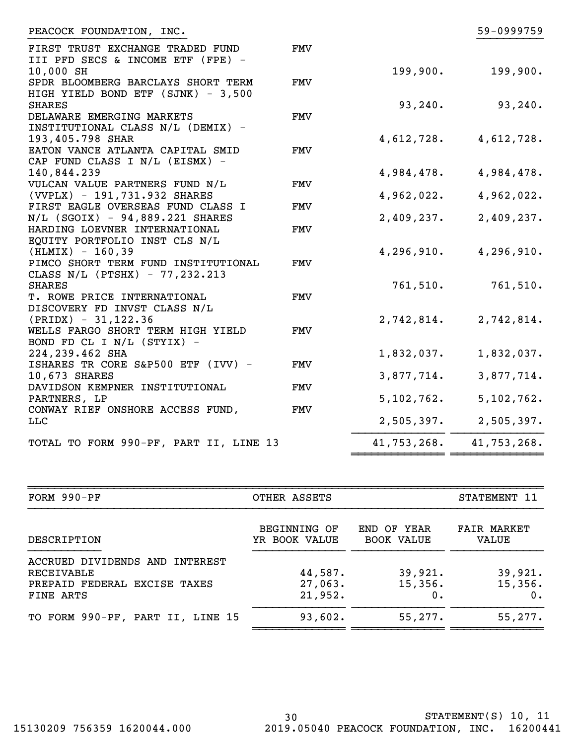PEACOCK FOUNDATION, INC. 59-0999759

| DESCRIPTION | VALUATION METHOD | BOOK VALUE | FAIR MARKET VALUE |
|---|---|---|---|
| FIRST TRUST EXCHANGE TRADED FUND III PFD SECS & INCOME ETF (FPE) - 10,000 SH | FMV | 199,900. | 199,900. |
| SPDR BLOOMBERG BARCLAYS SHORT TERM HIGH YIELD BOND ETF (SJNK) - 3,500 SHARES | FMV | 93,240. | 93,240. |
| DELAWARE EMERGING MARKETS INSTITUTIONAL CLASS N/L (DEMIX) - 193,405.798 SHAR | FMV | 4,612,728. | 4,612,728. |
| EATON VANCE ATLANTA CAPITAL SMID CAP FUND CLASS I N/L (EISMX) - 140,844.239 | FMV | 4,984,478. | 4,984,478. |
| VULCAN VALUE PARTNERS FUND N/L (VVPLX) - 191,731.932 SHARES | FMV | 4,962,022. | 4,962,022. |
| FIRST EAGLE OVERSEAS FUND CLASS I N/L (SGOIX) - 94,889.221 SHARES | FMV | 2,409,237. | 2,409,237. |
| HARDING LOEVNER INTERNATIONAL EQUITY PORTFOLIO INST CLS N/L (HLMIX) - 160,39 | FMV | 4,296,910. | 4,296,910. |
| PIMCO SHORT TERM FUND INSTITUTIONAL CLASS N/L (PTSHX) - 77,232.213 SHARES | FMV | 761,510. | 761,510. |
| T. ROWE PRICE INTERNATIONAL DISCOVERY FD INVST CLASS N/L (PRIDX) - 31,122.36 | FMV | 2,742,814. | 2,742,814. |
| WELLS FARGO SHORT TERM HIGH YIELD BOND FD CL I N/L (STYIX) - 224,239.462 SHA | FMV | 1,832,037. | 1,832,037. |
| ISHARES TR CORE S&P500 ETF (IVV) - 10,673 SHARES | FMV | 3,877,714. | 3,877,714. |
| DAVIDSON KEMPNER INSTITUTIONAL PARTNERS, LP | FMV | 5,102,762. | 5,102,762. |
| CONWAY RIEF ONSHORE ACCESS FUND, LLC | FMV | 2,505,397. | 2,505,397. |
| TOTAL TO FORM 990-PF, PART II, LINE 13 | | 41,753,268. | 41,753,268. |

## FORM 990-PF — OTHER ASSETS — STATEMENT 11

| DESCRIPTION | BEGINNING OF YR BOOK VALUE | END OF YEAR BOOK VALUE | FAIR MARKET VALUE |
|---|---|---|---|
| ACCRUED DIVIDENDS AND INTEREST RECEIVABLE | 44,587. | 39,921. | 39,921. |
| PREPAID FEDERAL EXCISE TAXES | 27,063. | 15,356. | 15,356. |
| FINE ARTS | 21,952. | 0. | 0. |
| TO FORM 990-PF, PART II, LINE 15 | 93,602. | 55,277. | 55,277. |

STATEMENT(S) 10, 11

15130209 756359 1620044.000 2019.05040 PEACOCK FOUNDATION, INC. 16200441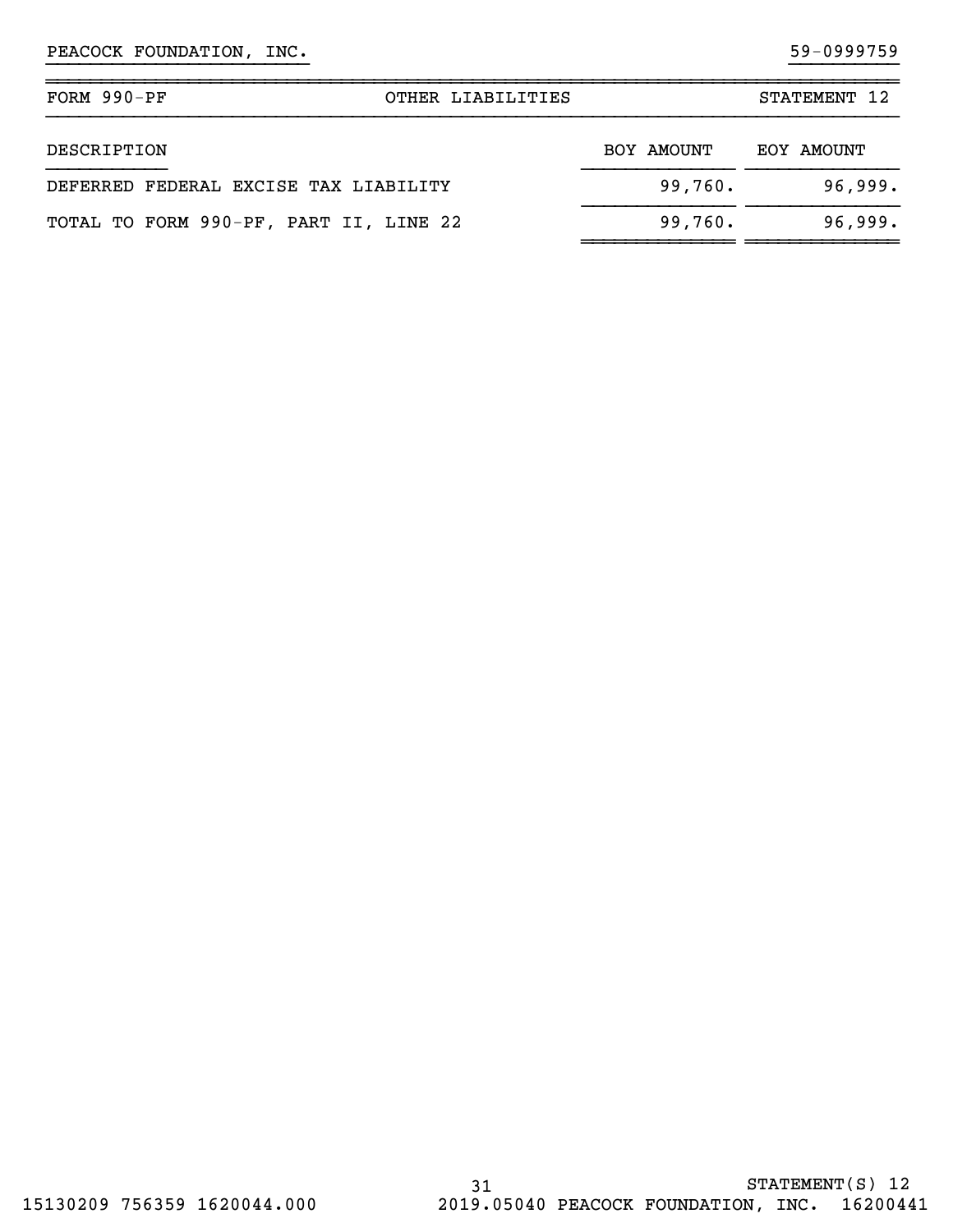PEACOCK FOUNDATION, INC. 59-0999759

| FORM 990-PF | OTHER LIABILITIES | STATEMENT 12 |
|---|---|---|

| DESCRIPTION | BOY AMOUNT | EOY AMOUNT |
|---|---|---|
| DEFERRED FEDERAL EXCISE TAX LIABILITY | 99,760. | 96,999. |
| TOTAL TO FORM 990-PF, PART II, LINE 22 | 99,760. | 96,999. |

STATEMENT(S) 12

15130209 756359 1620044.000 2019.05040 PEACOCK FOUNDATION, INC. 16200441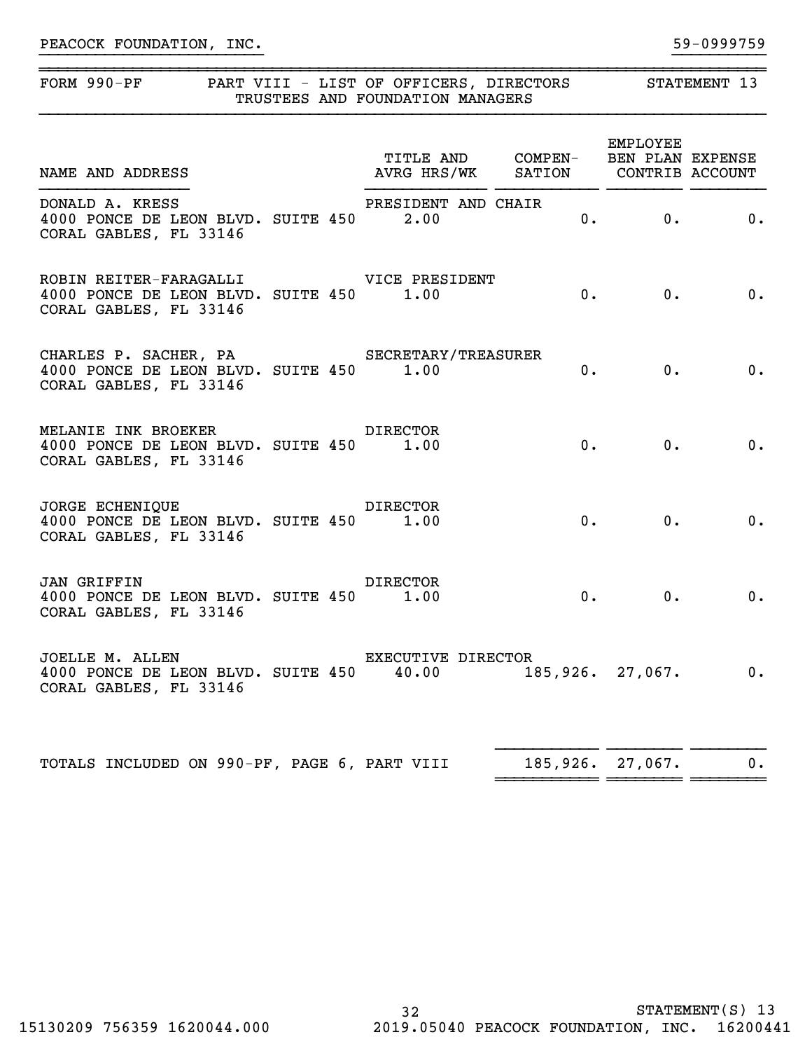PEACOCK FOUNDATION, INC. 59-0999759

| FORM 990-PF | PART VIII - LIST OF OFFICERS, DIRECTORS TRUSTEES AND FOUNDATION MANAGERS | STATEMENT 13 |
|---|---|---|

| NAME AND ADDRESS | TITLE AND AVRG HRS/WK | COMPEN-SATION | EMPLOYEE BEN PLAN CONTRIB | EXPENSE ACCOUNT |
|---|---|---|---|---|
| DONALD A. KRESS<br>4000 PONCE DE LEON BLVD. SUITE 450<br>CORAL GABLES, FL 33146 | PRESIDENT AND CHAIR<br>2.00 | 0. | 0. | 0. |
| ROBIN REITER-FARAGALLI<br>4000 PONCE DE LEON BLVD. SUITE 450<br>CORAL GABLES, FL 33146 | VICE PRESIDENT<br>1.00 | 0. | 0. | 0. |
| CHARLES P. SACHER, PA<br>4000 PONCE DE LEON BLVD. SUITE 450<br>CORAL GABLES, FL 33146 | SECRETARY/TREASURER<br>1.00 | 0. | 0. | 0. |
| MELANIE INK BROEKER<br>4000 PONCE DE LEON BLVD. SUITE 450<br>CORAL GABLES, FL 33146 | DIRECTOR<br>1.00 | 0. | 0. | 0. |
| JORGE ECHENIQUE<br>4000 PONCE DE LEON BLVD. SUITE 450<br>CORAL GABLES, FL 33146 | DIRECTOR<br>1.00 | 0. | 0. | 0. |
| JAN GRIFFIN<br>4000 PONCE DE LEON BLVD. SUITE 450<br>CORAL GABLES, FL 33146 | DIRECTOR<br>1.00 | 0. | 0. | 0. |
| JOELLE M. ALLEN<br>4000 PONCE DE LEON BLVD. SUITE 450<br>CORAL GABLES, FL 33146 | EXECUTIVE DIRECTOR<br>40.00 | 185,926. | 27,067. | 0. |
| TOTALS INCLUDED ON 990-PF, PAGE 6, PART VIII | | 185,926. | 27,067. | 0. |

STATEMENT(S) 13

15130209 756359 1620044.000 2019.05040 PEACOCK FOUNDATION, INC. 16200441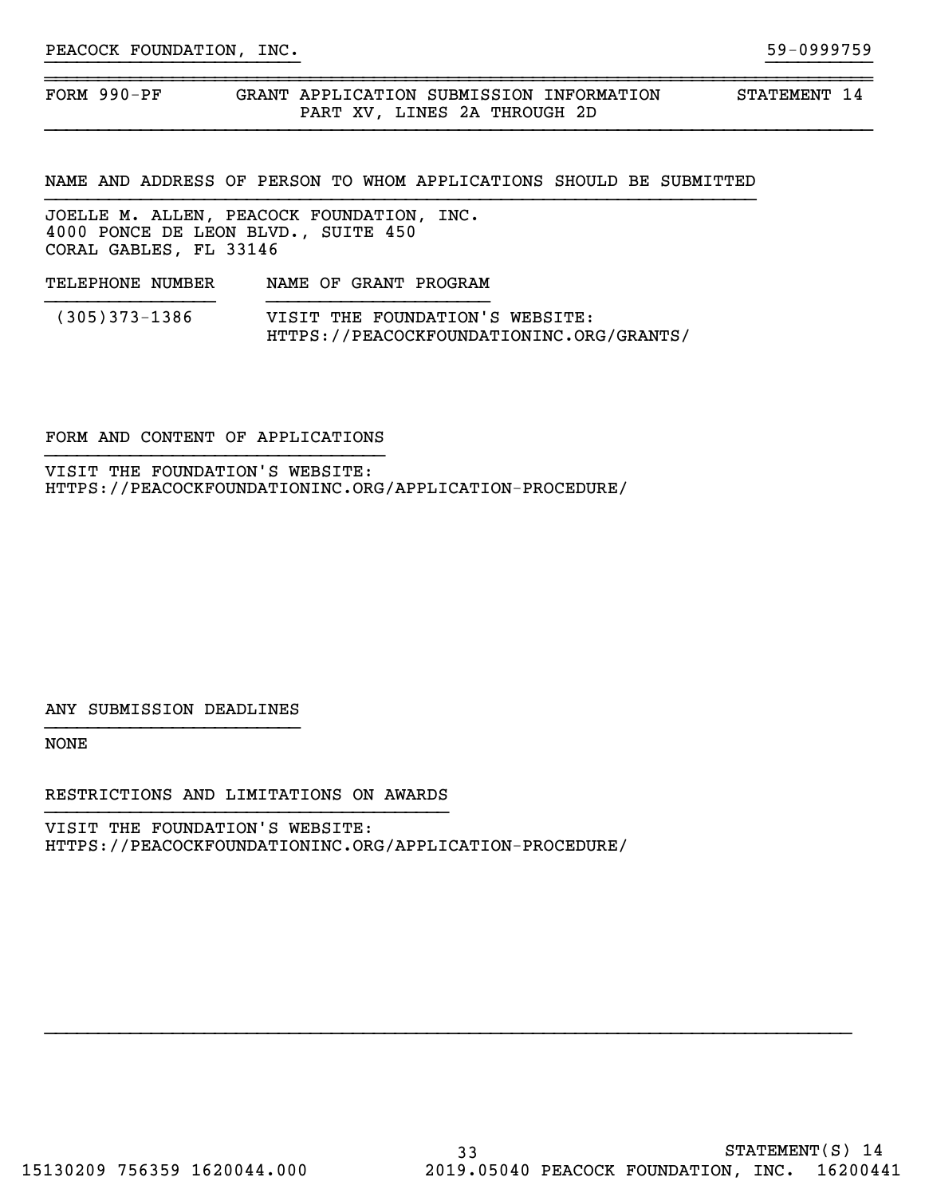PEACOCK FOUNDATION, INC. 59-0999759

## FORM 990-PF — GRANT APPLICATION SUBMISSION INFORMATION — PART XV, LINES 2A THROUGH 2D — STATEMENT 14

### NAME AND ADDRESS OF PERSON TO WHOM APPLICATIONS SHOULD BE SUBMITTED

JOELLE M. ALLEN, PEACOCK FOUNDATION, INC.
4000 PONCE DE LEON BLVD., SUITE 450
CORAL GABLES, FL 33146

| TELEPHONE NUMBER | NAME OF GRANT PROGRAM |
|---|---|
| (305)373-1386 | VISIT THE FOUNDATION'S WEBSITE: HTTPS://PEACOCKFOUNDATIONINC.ORG/GRANTS/ |

### FORM AND CONTENT OF APPLICATIONS

VISIT THE FOUNDATION'S WEBSITE:
HTTPS://PEACOCKFOUNDATIONINC.ORG/APPLICATION-PROCEDURE/

### ANY SUBMISSION DEADLINES

NONE

### RESTRICTIONS AND LIMITATIONS ON AWARDS

VISIT THE FOUNDATION'S WEBSITE:
HTTPS://PEACOCKFOUNDATIONINC.ORG/APPLICATION-PROCEDURE/

STATEMENT(S) 14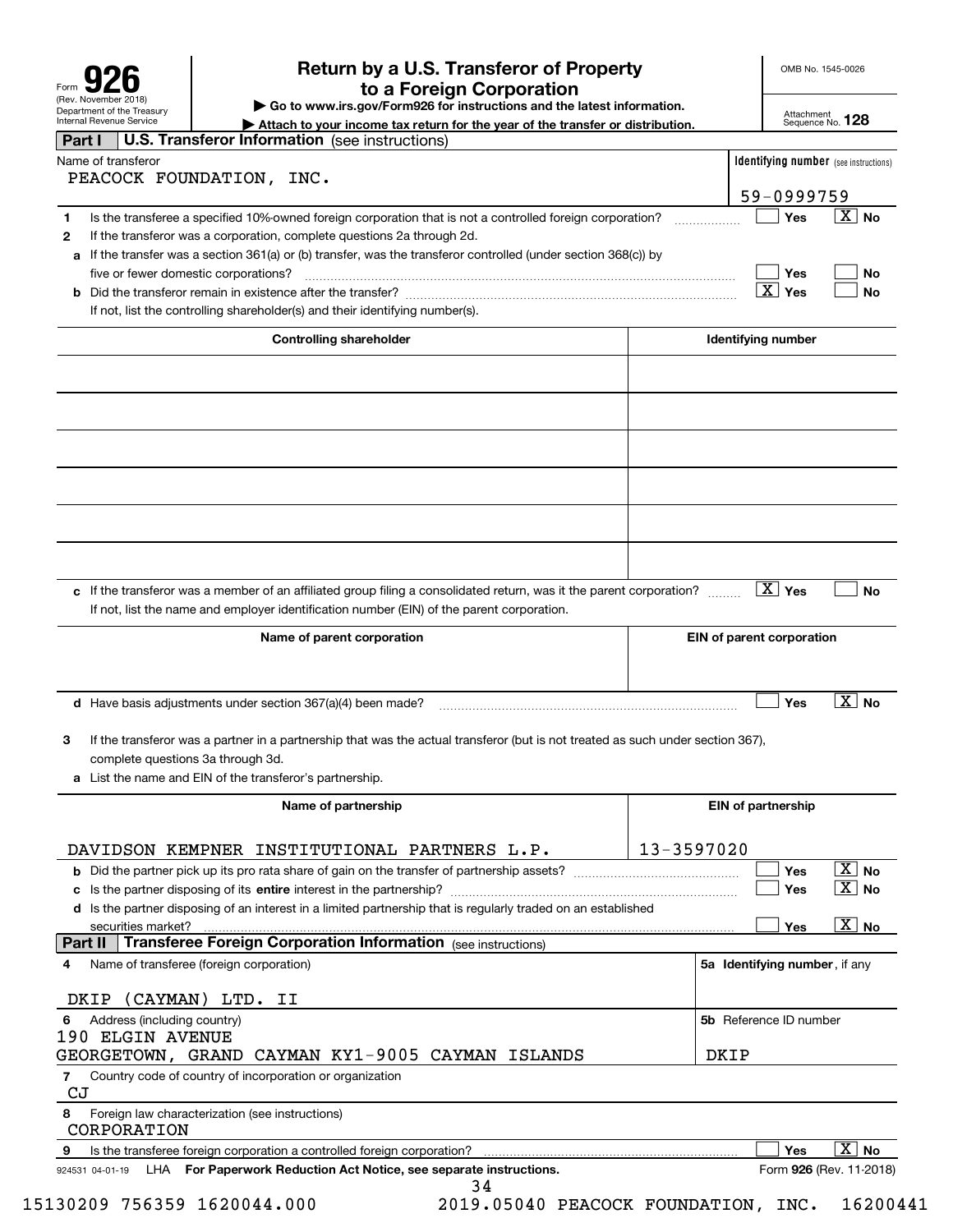Form **926** (Rev. November 2018) Department of the Treasury Internal Revenue Service

# Return by a U.S. Transferor of Property to a Foreign Corporation

▶ Go to www.irs.gov/Form926 for instructions and the latest information.
▶ Attach to your income tax return for the year of the transfer or distribution.

OMB No. 1545-0026
Attachment Sequence No. **128**

## Part I U.S. Transferor Information (see instructions)

Name of transferor: PEACOCK FOUNDATION, INC.

Identifying number (see instructions): 59-0999759

1 Is the transferee a specified 10%-owned foreign corporation that is not a controlled foreign corporation? ☐ Yes ☒ No

2 If the transferor was a corporation, complete questions 2a through 2d.

a If the transfer was a section 361(a) or (b) transfer, was the transferor controlled (under section 368(c)) by five or fewer domestic corporations? ☐ Yes ☐ No

b Did the transferor remain in existence after the transfer? ☒ Yes ☐ No

If not, list the controlling shareholder(s) and their identifying number(s).

| Controlling shareholder | Identifying number |
|---|---|
| | |
| | |
| | |
| | |
| | |
| | |

c If the transferor was a member of an affiliated group filing a consolidated return, was it the parent corporation? ☒ Yes ☐ No

If not, list the name and employer identification number (EIN) of the parent corporation.

| Name of parent corporation | EIN of parent corporation |
|---|---|
| | |

d Have basis adjustments under section 367(a)(4) been made? ☐ Yes ☒ No

3 If the transferor was a partner in a partnership that was the actual transferor (but is not treated as such under section 367), complete questions 3a through 3d.

a List the name and EIN of the transferor's partnership.

| Name of partnership | EIN of partnership |
|---|---|
| DAVIDSON KEMPNER INSTITUTIONAL PARTNERS L.P. | 13-3597020 |

b Did the partner pick up its pro rata share of gain on the transfer of partnership assets? ☐ Yes ☒ No

c Is the partner disposing of its **entire** interest in the partnership? ☐ Yes ☒ No

d Is the partner disposing of an interest in a limited partnership that is regularly traded on an established securities market? ☐ Yes ☒ No

## Part II Transferee Foreign Corporation Information (see instructions)

4 Name of transferee (foreign corporation): DKIP (CAYMAN) LTD. II

5a Identifying number, if any:

6 Address (including country): 190 ELGIN AVENUE GEORGETOWN, GRAND CAYMAN KY1-9005 CAYMAN ISLANDS

5b Reference ID number: DKIP

7 Country code of country of incorporation or organization: CJ

8 Foreign law characterization (see instructions): CORPORATION

9 Is the transferee foreign corporation a controlled foreign corporation? ☐ Yes ☒ No

924531 04-01-19 LHA **For Paperwork Reduction Act Notice, see separate instructions.** Form **926** (Rev. 11-2018)

15130209 756359 1620044.000 2019.05040 PEACOCK FOUNDATION, INC. 16200441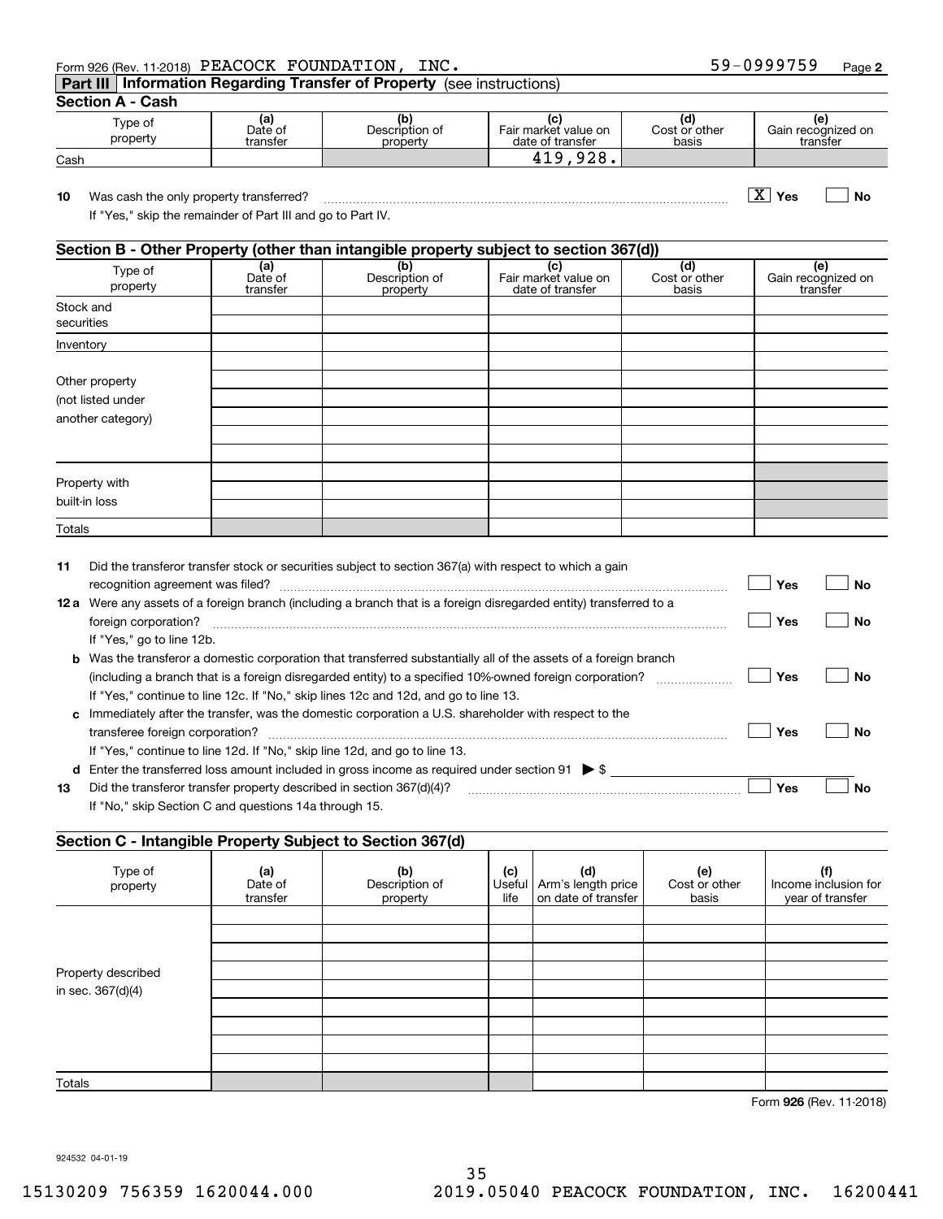Form 926 (Rev. 11-2018) PEACOCK FOUNDATION, INC. 59-0999759 Page 2

## Part III Information Regarding Transfer of Property (see instructions)

### Section A - Cash

| Type of property | (a) Date of transfer | (b) Description of property | (c) Fair market value on date of transfer | (d) Cost or other basis | (e) Gain recognized on transfer |
|---|---|---|---|---|---|
| Cash | | | 419,928. | | |

**10** Was cash the only property transferred? [X] Yes [ ] No

If "Yes," skip the remainder of Part III and go to Part IV.

### Section B - Other Property (other than intangible property subject to section 367(d))

| Type of property | (a) Date of transfer | (b) Description of property | (c) Fair market value on date of transfer | (d) Cost or other basis | (e) Gain recognized on transfer |
|---|---|---|---|---|---|
| Stock and securities | | | | | |
| Inventory | | | | | |
| Other property (not listed under another category) | | | | | |
| | | | | | |
| | | | | | |
| | | | | | |
| | | | | | |
| | | | | | |
| Property with built-in loss | | | | | |
| | | | | | |
| | | | | | |
| Totals | | | | | |

**11** Did the transferor transfer stock or securities subject to section 367(a) with respect to which a gain recognition agreement was filed? [ ] Yes [ ] No

**12 a** Were any assets of a foreign branch (including a branch that is a foreign disregarded entity) transferred to a foreign corporation? [ ] Yes [ ] No

If "Yes," go to line 12b.

**b** Was the transferor a domestic corporation that transferred substantially all of the assets of a foreign branch (including a branch that is a foreign disregarded entity) to a specified 10%-owned foreign corporation? [ ] Yes [ ] No

If "Yes," continue to line 12c. If "No," skip lines 12c and 12d, and go to line 13.

**c** Immediately after the transfer, was the domestic corporation a U.S. shareholder with respect to the transferee foreign corporation? [ ] Yes [ ] No

If "Yes," continue to line 12d. If "No," skip line 12d, and go to line 13.

**d** Enter the transferred loss amount included in gross income as required under section 91 ▶ $

**13** Did the transferor transfer property described in section 367(d)(4)? [ ] Yes [ ] No

If "No," skip Section C and questions 14a through 15.

### Section C - Intangible Property Subject to Section 367(d)

| Type of property | (a) Date of transfer | (b) Description of property | (c) Useful life | (d) Arm's length price on date of transfer | (e) Cost or other basis | (f) Income inclusion for year of transfer |
|---|---|---|---|---|---|---|
| Property described in sec. 367(d)(4) | | | | | | |
| | | | | | | |
| | | | | | | |
| | | | | | | |
| | | | | | | |
| | | | | | | |
| | | | | | | |
| | | | | | | |
| | | | | | | |
| Totals | | | | | | |

Form 926 (Rev. 11-2018)

924532 04-01-19

15130209 756359 1620044.000 2019.05040 PEACOCK FOUNDATION, INC. 16200441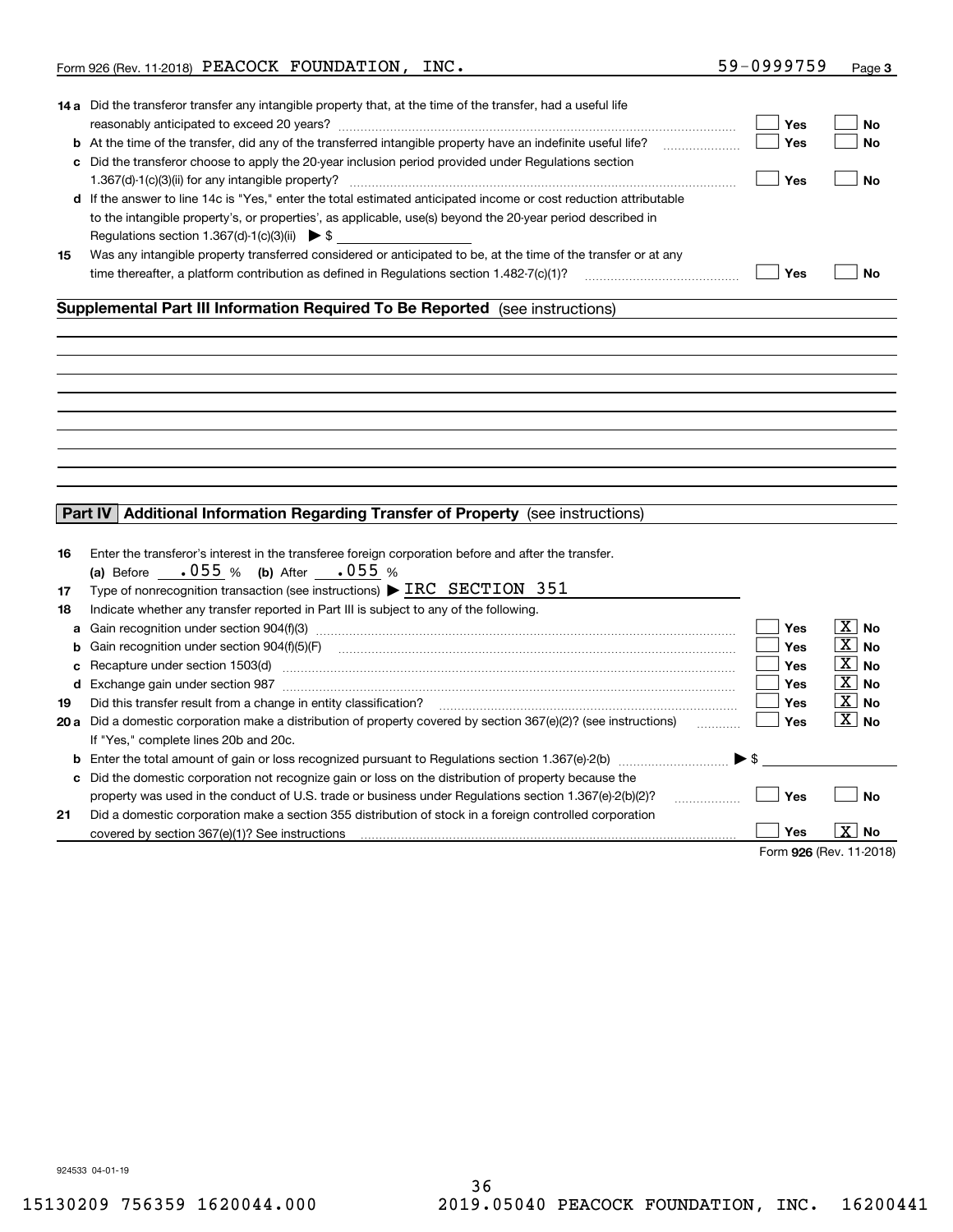Form 926 (Rev. 11-2018) PEACOCK FOUNDATION, INC. 59-0999759 Page 3

**14a** Did the transferor transfer any intangible property that, at the time of the transfer, had a useful life reasonably anticipated to exceed 20 years? ☐ Yes ☐ No

**b** At the time of the transfer, did any of the transferred intangible property have an indefinite useful life? ☐ Yes ☐ No

**c** Did the transferor choose to apply the 20-year inclusion period provided under Regulations section 1.367(d)-1(c)(3)(ii) for any intangible property? ☐ Yes ☐ No

**d** If the answer to line 14c is "Yes," enter the total estimated anticipated income or cost reduction attributable to the intangible property's, or properties', as applicable, use(s) beyond the 20-year period described in Regulations section 1.367(d)-1(c)(3)(ii) ▶ $

**15** Was any intangible property transferred considered or anticipated to be, at the time of the transfer or at any time thereafter, a platform contribution as defined in Regulations section 1.482-7(c)(1)? ☐ Yes ☐ No

## Supplemental Part III Information Required To Be Reported (see instructions)

## Part IV Additional Information Regarding Transfer of Property (see instructions)

**16** Enter the transferor's interest in the transferee foreign corporation before and after the transfer.
(a) Before .055 % (b) After .055 %

**17** Type of nonrecognition transaction (see instructions) ▶ IRC SECTION 351

**18** Indicate whether any transfer reported in Part III is subject to any of the following.

**a** Gain recognition under section 904(f)(3) ☐ Yes ☒ No

**b** Gain recognition under section 904(f)(5)(F) ☐ Yes ☒ No

**c** Recapture under section 1503(d) ☐ Yes ☒ No

**d** Exchange gain under section 987 ☐ Yes ☒ No

**19** Did this transfer result from a change in entity classification? ☐ Yes ☒ No

**20a** Did a domestic corporation make a distribution of property covered by section 367(e)(2)? (see instructions) ☐ Yes ☒ No
If "Yes," complete lines 20b and 20c.

**b** Enter the total amount of gain or loss recognized pursuant to Regulations section 1.367(e)-2(b) ▶ $

**c** Did the domestic corporation not recognize gain or loss on the distribution of property because the property was used in the conduct of U.S. trade or business under Regulations section 1.367(e)-2(b)(2)? ☐ Yes ☐ No

**21** Did a domestic corporation make a section 355 distribution of stock in a foreign controlled corporation covered by section 367(e)(1)? See instructions ☐ Yes ☒ No

Form 926 (Rev. 11-2018)

924533 04-01-19

15130209 756359 1620044.000 2019.05040 PEACOCK FOUNDATION, INC. 16200441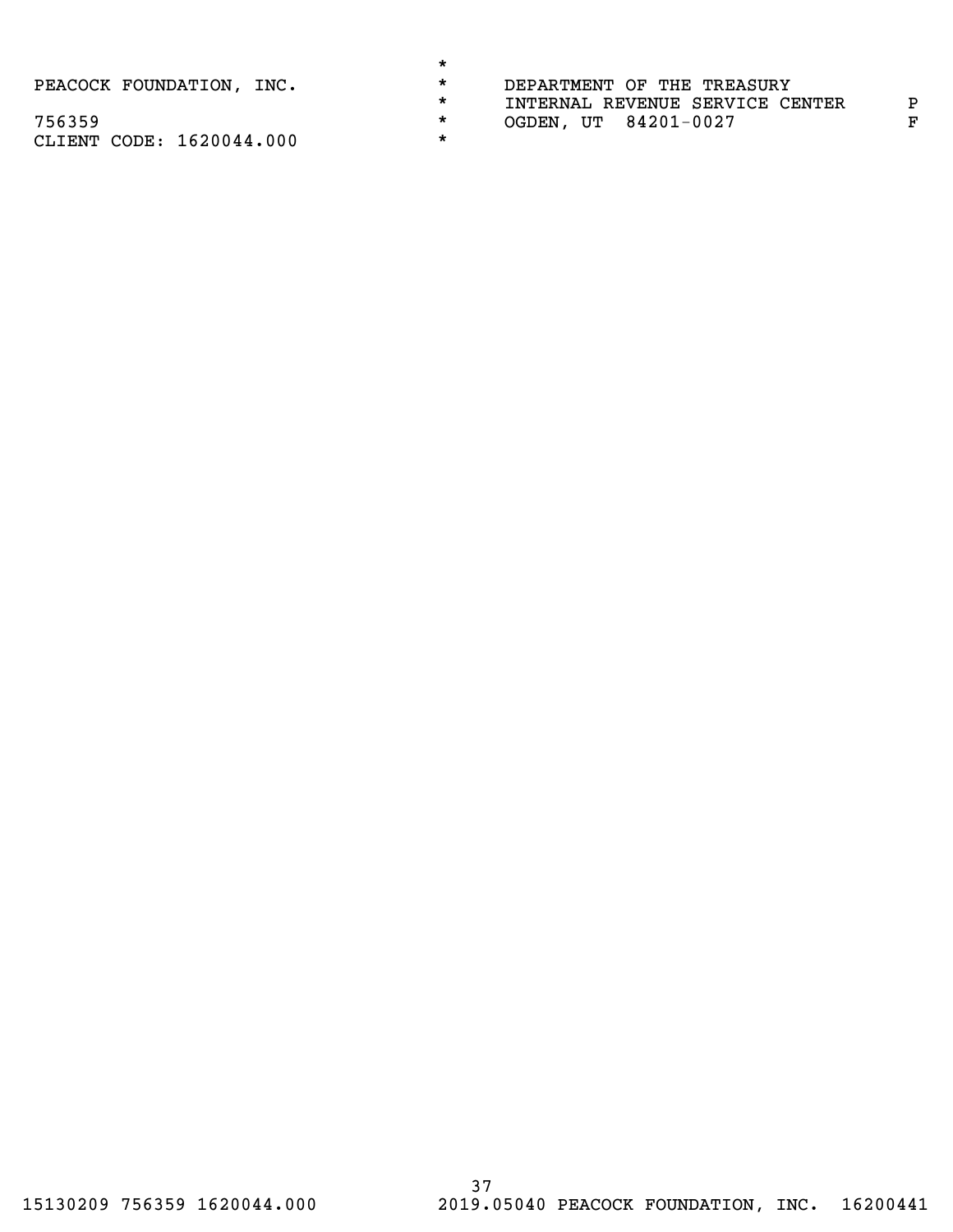PEACOCK FOUNDATION, INC.

756359

CLIENT CODE: 1620044.000

DEPARTMENT OF THE TREASURY

INTERNAL REVENUE SERVICE CENTER

OGDEN, UT 84201-0027

P

F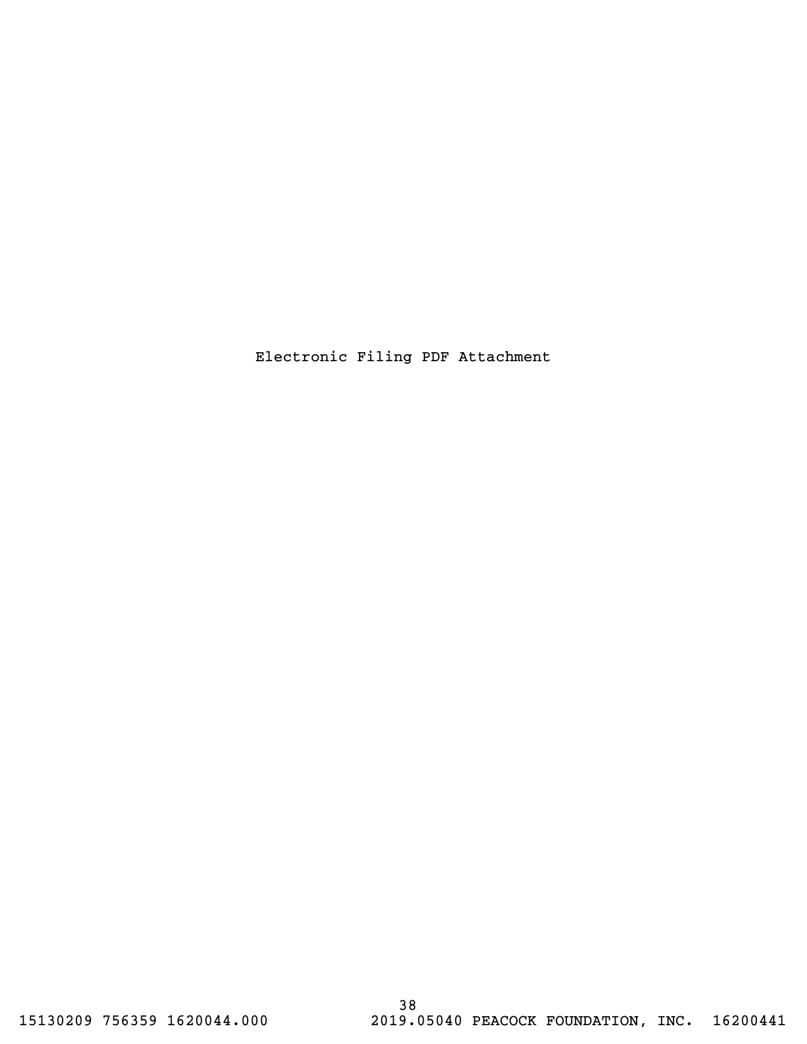Electronic Filing PDF Attachment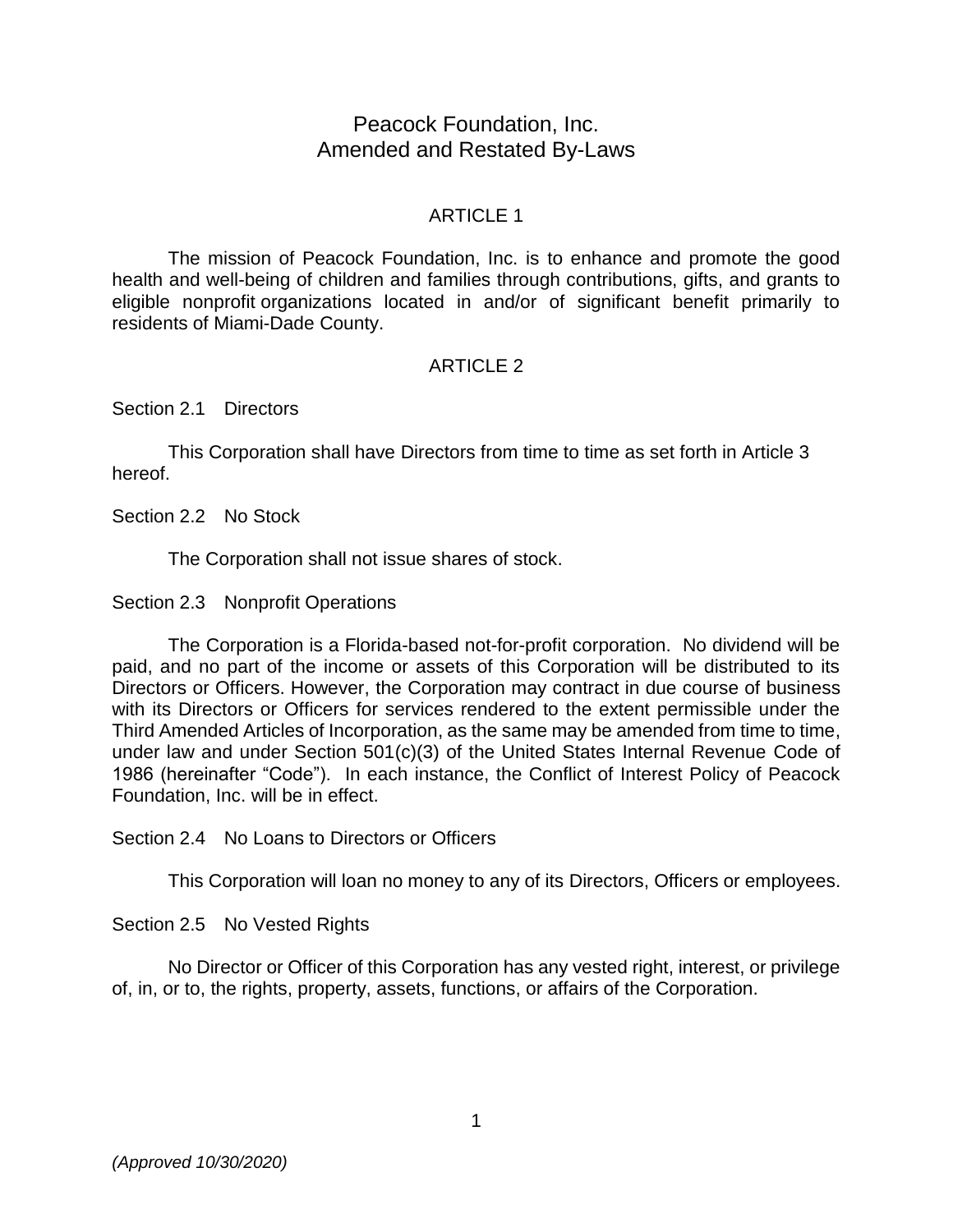# Peacock Foundation, Inc.
# Amended and Restated By-Laws

## ARTICLE 1

The mission of Peacock Foundation, Inc. is to enhance and promote the good health and well-being of children and families through contributions, gifts, and grants to eligible nonprofit organizations located in and/or of significant benefit primarily to residents of Miami-Dade County.

## ARTICLE 2

### Section 2.1 Directors

This Corporation shall have Directors from time to time as set forth in Article 3 hereof.

### Section 2.2 No Stock

The Corporation shall not issue shares of stock.

### Section 2.3 Nonprofit Operations

The Corporation is a Florida-based not-for-profit corporation. No dividend will be paid, and no part of the income or assets of this Corporation will be distributed to its Directors or Officers. However, the Corporation may contract in due course of business with its Directors or Officers for services rendered to the extent permissible under the Third Amended Articles of Incorporation, as the same may be amended from time to time, under law and under Section 501(c)(3) of the United States Internal Revenue Code of 1986 (hereinafter "Code"). In each instance, the Conflict of Interest Policy of Peacock Foundation, Inc. will be in effect.

### Section 2.4 No Loans to Directors or Officers

This Corporation will loan no money to any of its Directors, Officers or employees.

### Section 2.5 No Vested Rights

No Director or Officer of this Corporation has any vested right, interest, or privilege of, in, or to, the rights, property, assets, functions, or affairs of the Corporation.

*(Approved 10/30/2020)*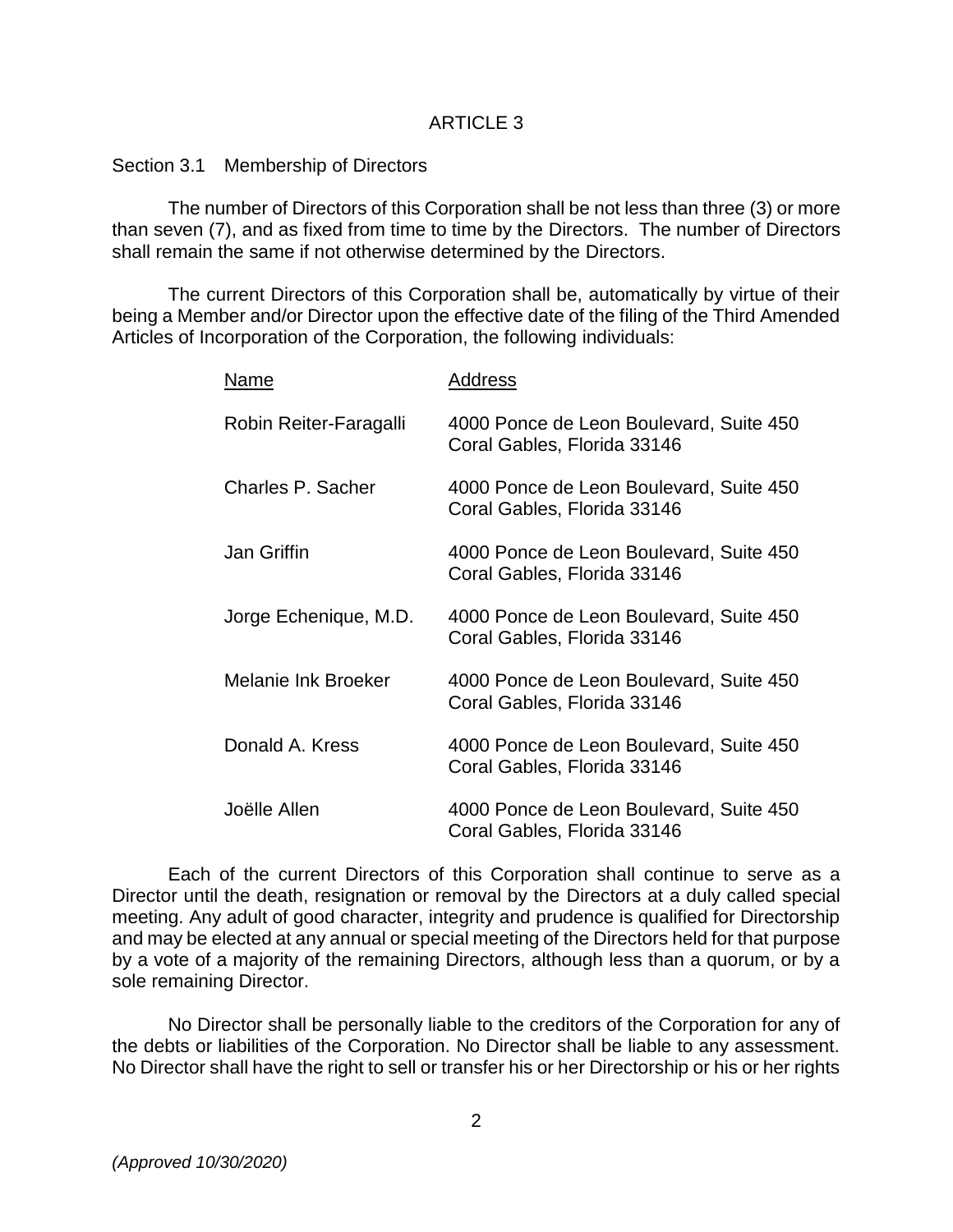## ARTICLE 3

### Section 3.1 Membership of Directors

The number of Directors of this Corporation shall be not less than three (3) or more than seven (7), and as fixed from time to time by the Directors. The number of Directors shall remain the same if not otherwise determined by the Directors.

The current Directors of this Corporation shall be, automatically by virtue of their being a Member and/or Director upon the effective date of the filing of the Third Amended Articles of Incorporation of the Corporation, the following individuals:

| Name | Address |
|---|---|
| Robin Reiter-Faragalli | 4000 Ponce de Leon Boulevard, Suite 450 Coral Gables, Florida 33146 |
| Charles P. Sacher | 4000 Ponce de Leon Boulevard, Suite 450 Coral Gables, Florida 33146 |
| Jan Griffin | 4000 Ponce de Leon Boulevard, Suite 450 Coral Gables, Florida 33146 |
| Jorge Echenique, M.D. | 4000 Ponce de Leon Boulevard, Suite 450 Coral Gables, Florida 33146 |
| Melanie Ink Broeker | 4000 Ponce de Leon Boulevard, Suite 450 Coral Gables, Florida 33146 |
| Donald A. Kress | 4000 Ponce de Leon Boulevard, Suite 450 Coral Gables, Florida 33146 |
| Joëlle Allen | 4000 Ponce de Leon Boulevard, Suite 450 Coral Gables, Florida 33146 |

Each of the current Directors of this Corporation shall continue to serve as a Director until the death, resignation or removal by the Directors at a duly called special meeting. Any adult of good character, integrity and prudence is qualified for Directorship and may be elected at any annual or special meeting of the Directors held for that purpose by a vote of a majority of the remaining Directors, although less than a quorum, or by a sole remaining Director.

No Director shall be personally liable to the creditors of the Corporation for any of the debts or liabilities of the Corporation. No Director shall be liable to any assessment. No Director shall have the right to sell or transfer his or her Directorship or his or her rights

*(Approved 10/30/2020)*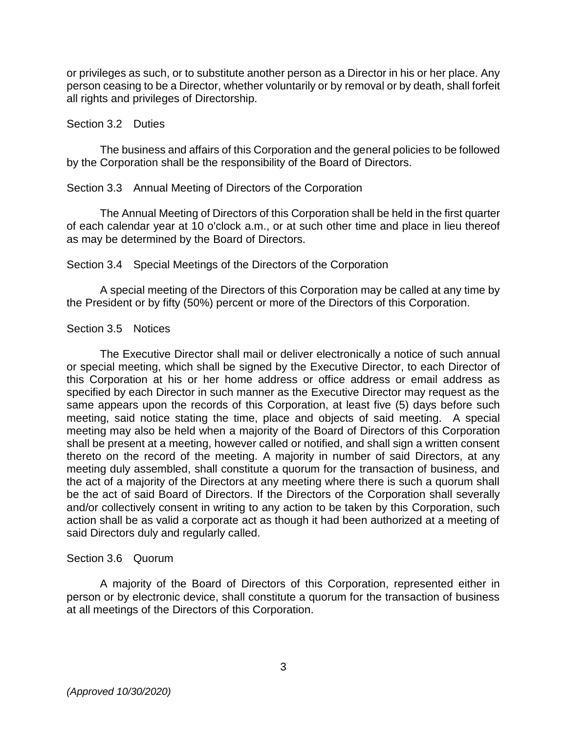or privileges as such, or to substitute another person as a Director in his or her place. Any person ceasing to be a Director, whether voluntarily or by removal or by death, shall forfeit all rights and privileges of Directorship.

Section 3.2 Duties

The business and affairs of this Corporation and the general policies to be followed by the Corporation shall be the responsibility of the Board of Directors.

Section 3.3 Annual Meeting of Directors of the Corporation

The Annual Meeting of Directors of this Corporation shall be held in the first quarter of each calendar year at 10 o'clock a.m., or at such other time and place in lieu thereof as may be determined by the Board of Directors.

Section 3.4 Special Meetings of the Directors of the Corporation

A special meeting of the Directors of this Corporation may be called at any time by the President or by fifty (50%) percent or more of the Directors of this Corporation.

Section 3.5 Notices

The Executive Director shall mail or deliver electronically a notice of such annual or special meeting, which shall be signed by the Executive Director, to each Director of this Corporation at his or her home address or office address or email address as specified by each Director in such manner as the Executive Director may request as the same appears upon the records of this Corporation, at least five (5) days before such meeting, said notice stating the time, place and objects of said meeting. A special meeting may also be held when a majority of the Board of Directors of this Corporation shall be present at a meeting, however called or notified, and shall sign a written consent thereto on the record of the meeting. A majority in number of said Directors, at any meeting duly assembled, shall constitute a quorum for the transaction of business, and the act of a majority of the Directors at any meeting where there is such a quorum shall be the act of said Board of Directors. If the Directors of the Corporation shall severally and/or collectively consent in writing to any action to be taken by this Corporation, such action shall be as valid a corporate act as though it had been authorized at a meeting of said Directors duly and regularly called.

Section 3.6 Quorum

A majority of the Board of Directors of this Corporation, represented either in person or by electronic device, shall constitute a quorum for the transaction of business at all meetings of the Directors of this Corporation.

*(Approved 10/30/2020)*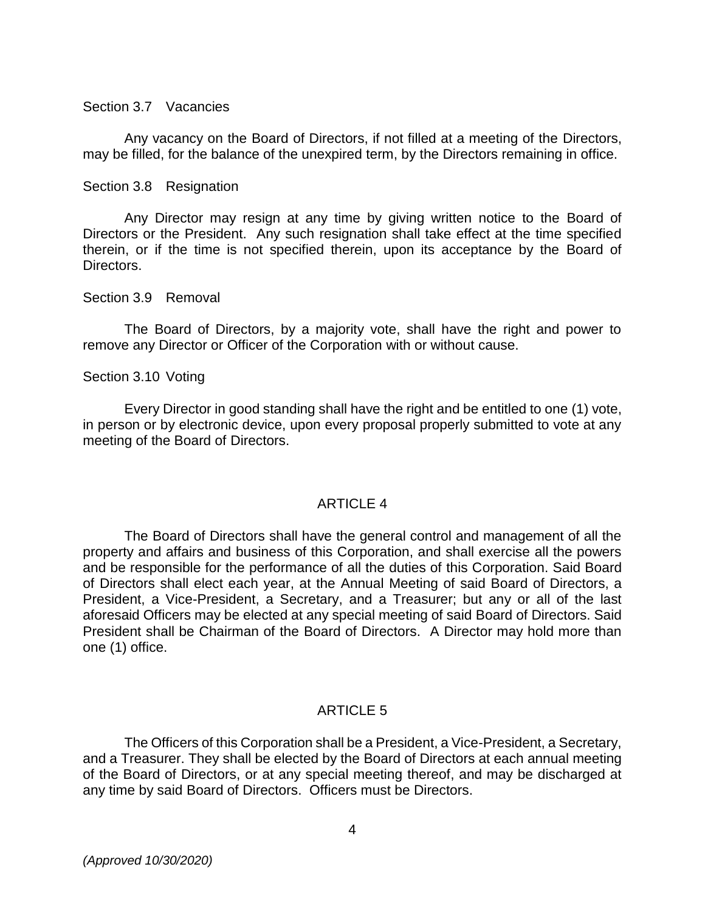Section 3.7 Vacancies

Any vacancy on the Board of Directors, if not filled at a meeting of the Directors, may be filled, for the balance of the unexpired term, by the Directors remaining in office.

Section 3.8 Resignation

Any Director may resign at any time by giving written notice to the Board of Directors or the President. Any such resignation shall take effect at the time specified therein, or if the time is not specified therein, upon its acceptance by the Board of Directors.

Section 3.9 Removal

The Board of Directors, by a majority vote, shall have the right and power to remove any Director or Officer of the Corporation with or without cause.

Section 3.10 Voting

Every Director in good standing shall have the right and be entitled to one (1) vote, in person or by electronic device, upon every proposal properly submitted to vote at any meeting of the Board of Directors.

## ARTICLE 4

The Board of Directors shall have the general control and management of all the property and affairs and business of this Corporation, and shall exercise all the powers and be responsible for the performance of all the duties of this Corporation. Said Board of Directors shall elect each year, at the Annual Meeting of said Board of Directors, a President, a Vice-President, a Secretary, and a Treasurer; but any or all of the last aforesaid Officers may be elected at any special meeting of said Board of Directors. Said President shall be Chairman of the Board of Directors. A Director may hold more than one (1) office.

## ARTICLE 5

The Officers of this Corporation shall be a President, a Vice-President, a Secretary, and a Treasurer. They shall be elected by the Board of Directors at each annual meeting of the Board of Directors, or at any special meeting thereof, and may be discharged at any time by said Board of Directors. Officers must be Directors.

*(Approved 10/30/2020)*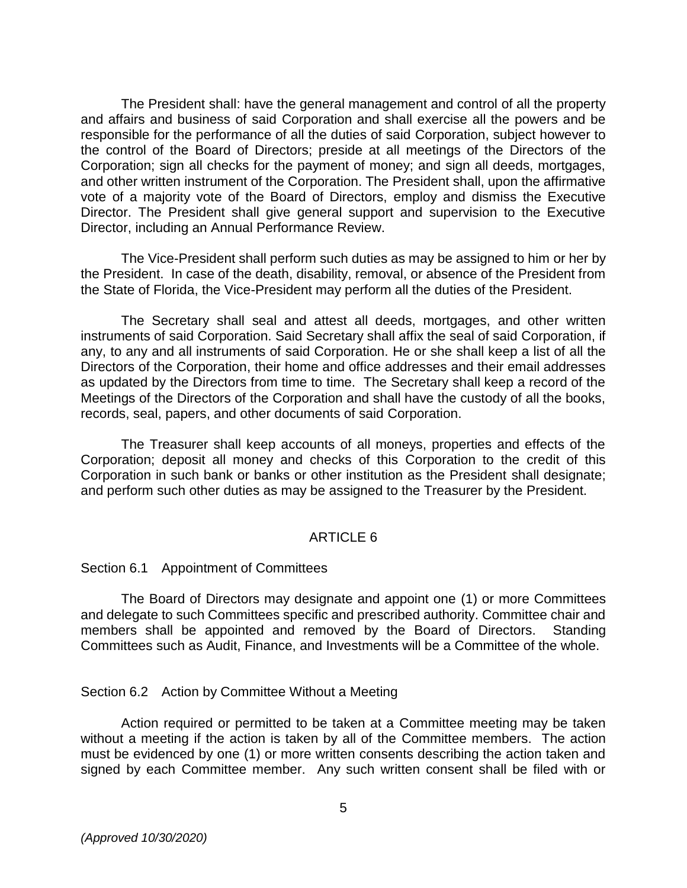The President shall: have the general management and control of all the property and affairs and business of said Corporation and shall exercise all the powers and be responsible for the performance of all the duties of said Corporation, subject however to the control of the Board of Directors; preside at all meetings of the Directors of the Corporation; sign all checks for the payment of money; and sign all deeds, mortgages, and other written instrument of the Corporation. The President shall, upon the affirmative vote of a majority vote of the Board of Directors, employ and dismiss the Executive Director. The President shall give general support and supervision to the Executive Director, including an Annual Performance Review.

The Vice-President shall perform such duties as may be assigned to him or her by the President. In case of the death, disability, removal, or absence of the President from the State of Florida, the Vice-President may perform all the duties of the President.

The Secretary shall seal and attest all deeds, mortgages, and other written instruments of said Corporation. Said Secretary shall affix the seal of said Corporation, if any, to any and all instruments of said Corporation. He or she shall keep a list of all the Directors of the Corporation, their home and office addresses and their email addresses as updated by the Directors from time to time. The Secretary shall keep a record of the Meetings of the Directors of the Corporation and shall have the custody of all the books, records, seal, papers, and other documents of said Corporation.

The Treasurer shall keep accounts of all moneys, properties and effects of the Corporation; deposit all money and checks of this Corporation to the credit of this Corporation in such bank or banks or other institution as the President shall designate; and perform such other duties as may be assigned to the Treasurer by the President.

## ARTICLE 6

### Section 6.1 Appointment of Committees

The Board of Directors may designate and appoint one (1) or more Committees and delegate to such Committees specific and prescribed authority. Committee chair and members shall be appointed and removed by the Board of Directors. Standing Committees such as Audit, Finance, and Investments will be a Committee of the whole.

### Section 6.2 Action by Committee Without a Meeting

Action required or permitted to be taken at a Committee meeting may be taken without a meeting if the action is taken by all of the Committee members. The action must be evidenced by one (1) or more written consents describing the action taken and signed by each Committee member. Any such written consent shall be filed with or

*(Approved 10/30/2020)*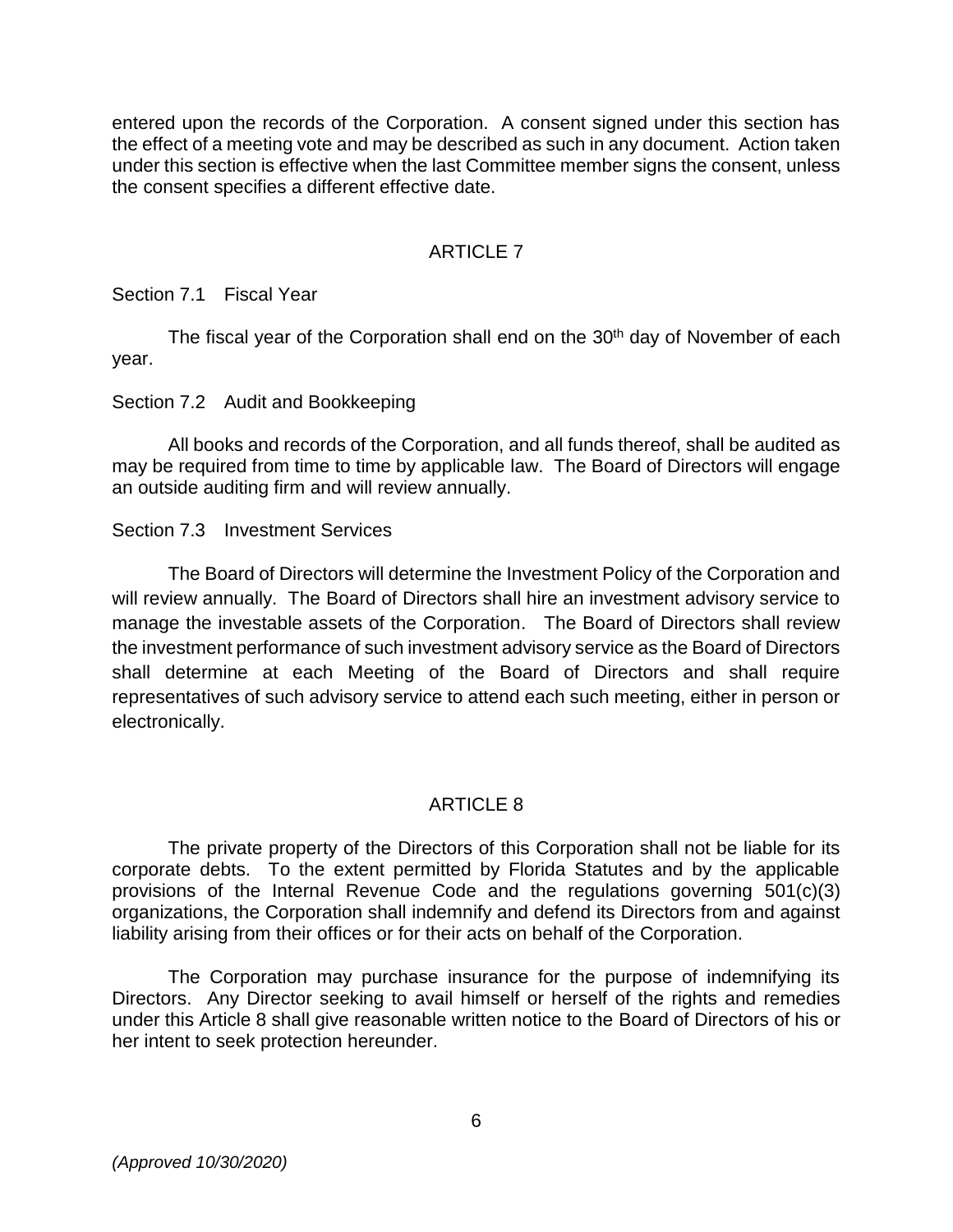entered upon the records of the Corporation. A consent signed under this section has the effect of a meeting vote and may be described as such in any document. Action taken under this section is effective when the last Committee member signs the consent, unless the consent specifies a different effective date.

## ARTICLE 7

Section 7.1 Fiscal Year

The fiscal year of the Corporation shall end on the 30th day of November of each year.

Section 7.2 Audit and Bookkeeping

All books and records of the Corporation, and all funds thereof, shall be audited as may be required from time to time by applicable law. The Board of Directors will engage an outside auditing firm and will review annually.

Section 7.3 Investment Services

The Board of Directors will determine the Investment Policy of the Corporation and will review annually. The Board of Directors shall hire an investment advisory service to manage the investable assets of the Corporation. The Board of Directors shall review the investment performance of such investment advisory service as the Board of Directors shall determine at each Meeting of the Board of Directors and shall require representatives of such advisory service to attend each such meeting, either in person or electronically.

## ARTICLE 8

The private property of the Directors of this Corporation shall not be liable for its corporate debts. To the extent permitted by Florida Statutes and by the applicable provisions of the Internal Revenue Code and the regulations governing 501(c)(3) organizations, the Corporation shall indemnify and defend its Directors from and against liability arising from their offices or for their acts on behalf of the Corporation.

The Corporation may purchase insurance for the purpose of indemnifying its Directors. Any Director seeking to avail himself or herself of the rights and remedies under this Article 8 shall give reasonable written notice to the Board of Directors of his or her intent to seek protection hereunder.

*(Approved 10/30/2020)*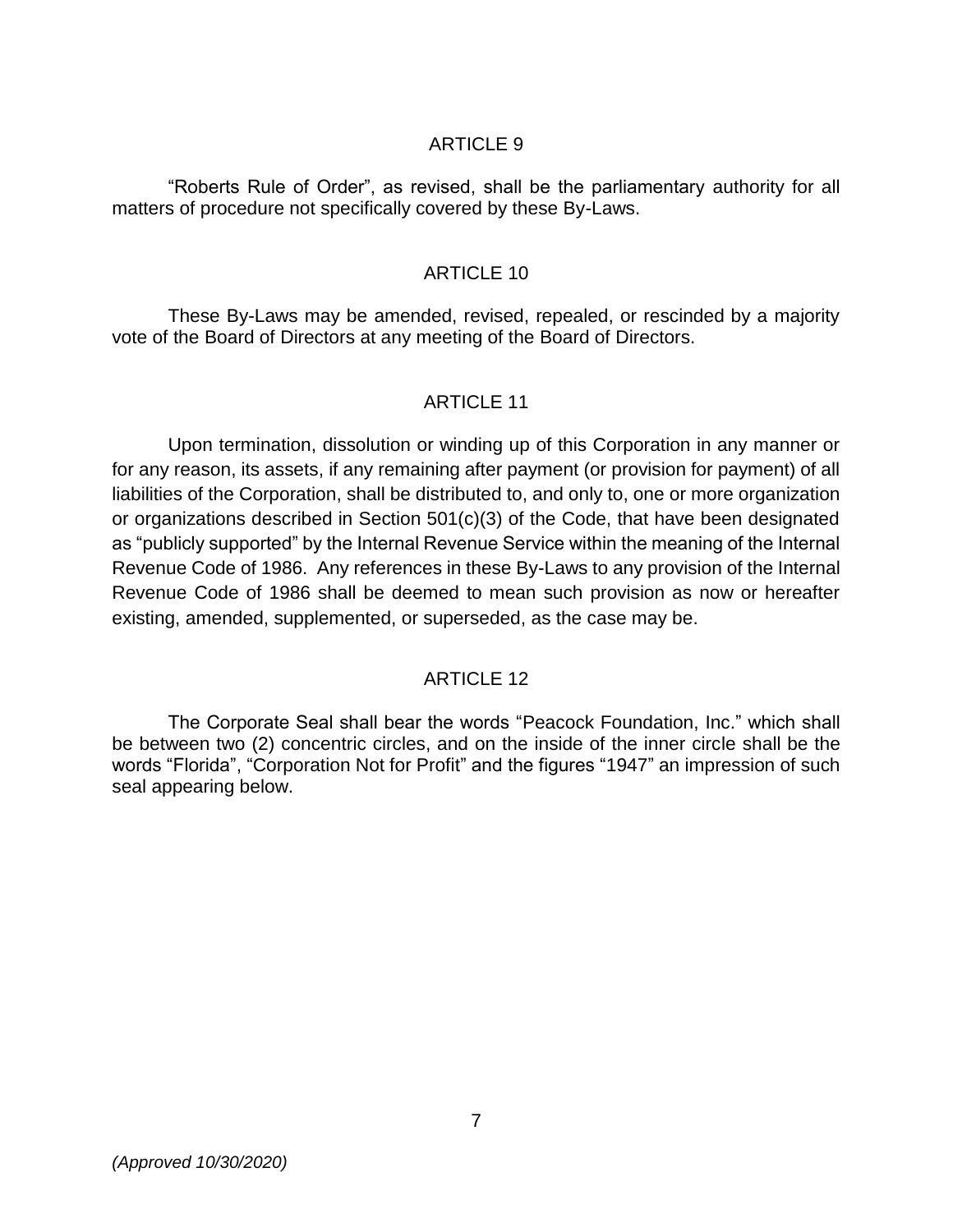## ARTICLE 9

"Roberts Rule of Order", as revised, shall be the parliamentary authority for all matters of procedure not specifically covered by these By-Laws.

## ARTICLE 10

These By-Laws may be amended, revised, repealed, or rescinded by a majority vote of the Board of Directors at any meeting of the Board of Directors.

## ARTICLE 11

Upon termination, dissolution or winding up of this Corporation in any manner or for any reason, its assets, if any remaining after payment (or provision for payment) of all liabilities of the Corporation, shall be distributed to, and only to, one or more organization or organizations described in Section 501(c)(3) of the Code, that have been designated as "publicly supported" by the Internal Revenue Service within the meaning of the Internal Revenue Code of 1986. Any references in these By-Laws to any provision of the Internal Revenue Code of 1986 shall be deemed to mean such provision as now or hereafter existing, amended, supplemented, or superseded, as the case may be.

## ARTICLE 12

The Corporate Seal shall bear the words "Peacock Foundation, Inc." which shall be between two (2) concentric circles, and on the inside of the inner circle shall be the words "Florida", "Corporation Not for Profit" and the figures "1947" an impression of such seal appearing below.

*(Approved 10/30/2020)*